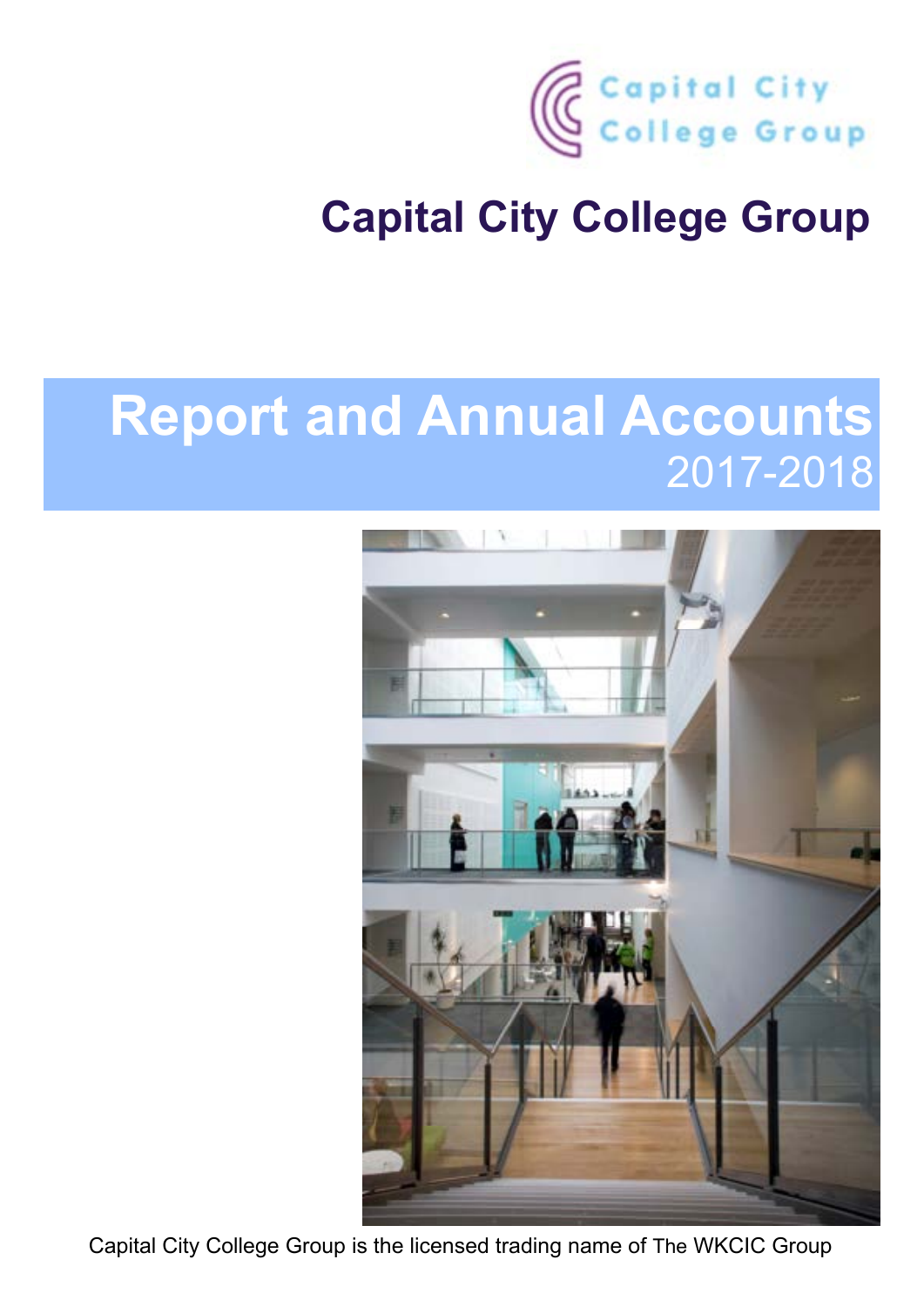Capital City College Group

# Capital City College Group

# Report and Annual Accounts

2017-2018

Capital City College Group is the licensed trading name of The WKCIC Group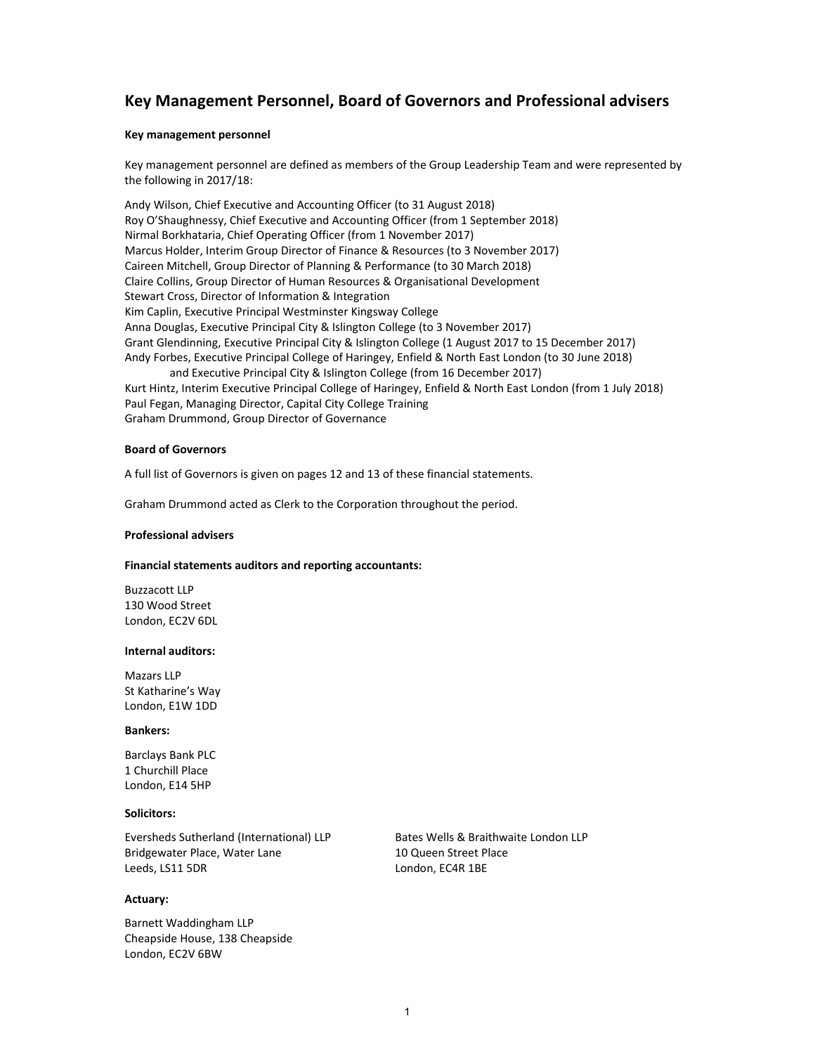# Key Management Personnel, Board of Governors and Professional advisers

### Key management personnel

Key management personnel are defined as members of the Group Leadership Team and were represented by the following in 2017/18:

Andy Wilson, Chief Executive and Accounting Officer (to 31 August 2018)
Roy O'Shaughnessy, Chief Executive and Accounting Officer (from 1 September 2018)
Nirmal Borkhataria, Chief Operating Officer (from 1 November 2017)
Marcus Holder, Interim Group Director of Finance & Resources (to 3 November 2017)
Caireen Mitchell, Group Director of Planning & Performance (to 30 March 2018)
Claire Collins, Group Director of Human Resources & Organisational Development
Stewart Cross, Director of Information & Integration
Kim Caplin, Executive Principal Westminster Kingsway College
Anna Douglas, Executive Principal City & Islington College (to 3 November 2017)
Grant Glendinning, Executive Principal City & Islington College (1 August 2017 to 15 December 2017)
Andy Forbes, Executive Principal College of Haringey, Enfield & North East London (to 30 June 2018)
 and Executive Principal City & Islington College (from 16 December 2017)
Kurt Hintz, Interim Executive Principal College of Haringey, Enfield & North East London (from 1 July 2018)
Paul Fegan, Managing Director, Capital City College Training
Graham Drummond, Group Director of Governance

### Board of Governors

A full list of Governors is given on pages 12 and 13 of these financial statements.

Graham Drummond acted as Clerk to the Corporation throughout the period.

### Professional advisers

**Financial statements auditors and reporting accountants:**

Buzzacott LLP
130 Wood Street
London, EC2V 6DL

**Internal auditors:**

Mazars LLP
St Katharine's Way
London, E1W 1DD

**Bankers:**

Barclays Bank PLC
1 Churchill Place
London, E14 5HP

**Solicitors:**

Eversheds Sutherland (International) LLP
Bridgewater Place, Water Lane
Leeds, LS11 5DR

Bates Wells & Braithwaite London LLP
10 Queen Street Place
London, EC4R 1BE

**Actuary:**

Barnett Waddingham LLP
Cheapside House, 138 Cheapside
London, EC2V 6BW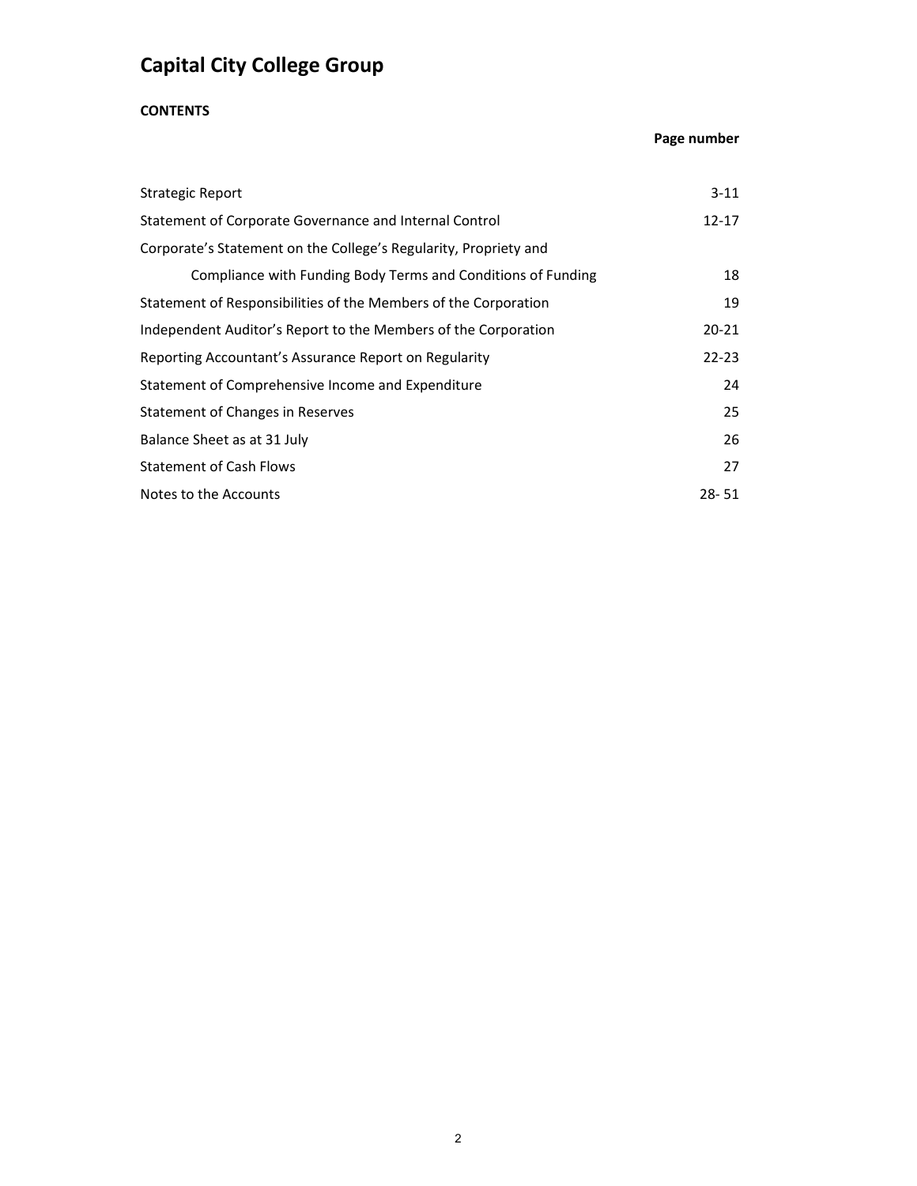# Capital City College Group

**CONTENTS**

| | **Page number** |
|---|---|
| Strategic Report | 3-11 |
| Statement of Corporate Governance and Internal Control | 12-17 |
| Corporate's Statement on the College's Regularity, Propriety and Compliance with Funding Body Terms and Conditions of Funding | 18 |
| Statement of Responsibilities of the Members of the Corporation | 19 |
| Independent Auditor's Report to the Members of the Corporation | 20-21 |
| Reporting Accountant's Assurance Report on Regularity | 22-23 |
| Statement of Comprehensive Income and Expenditure | 24 |
| Statement of Changes in Reserves | 25 |
| Balance Sheet as at 31 July | 26 |
| Statement of Cash Flows | 27 |
| Notes to the Accounts | 28- 51 |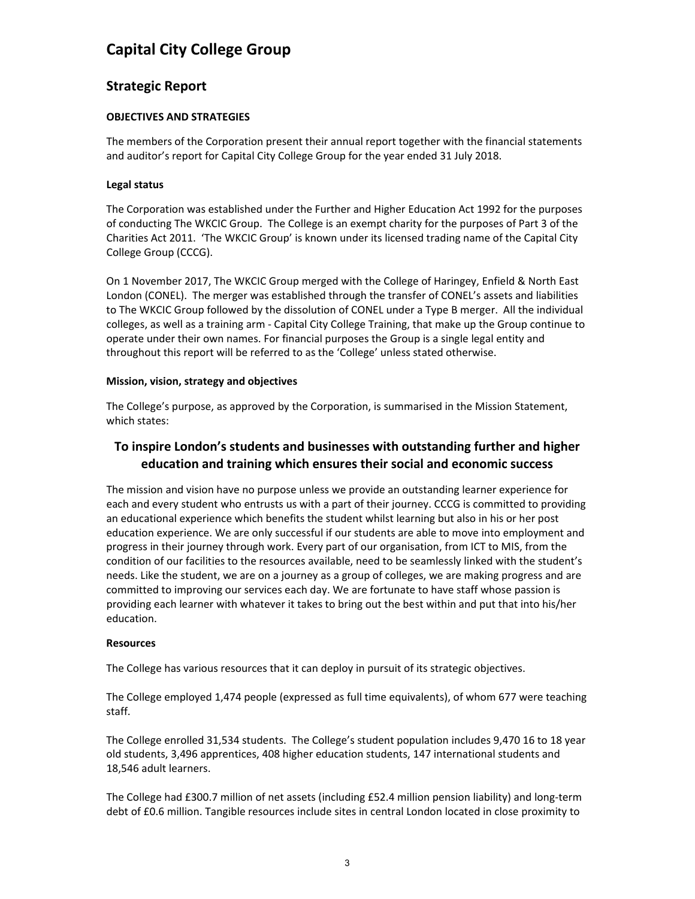# Capital City College Group

## Strategic Report

### OBJECTIVES AND STRATEGIES

The members of the Corporation present their annual report together with the financial statements and auditor's report for Capital City College Group for the year ended 31 July 2018.

#### Legal status

The Corporation was established under the Further and Higher Education Act 1992 for the purposes of conducting The WKCIC Group. The College is an exempt charity for the purposes of Part 3 of the Charities Act 2011. 'The WKCIC Group' is known under its licensed trading name of the Capital City College Group (CCCG).

On 1 November 2017, The WKCIC Group merged with the College of Haringey, Enfield & North East London (CONEL). The merger was established through the transfer of CONEL's assets and liabilities to The WKCIC Group followed by the dissolution of CONEL under a Type B merger. All the individual colleges, as well as a training arm - Capital City College Training, that make up the Group continue to operate under their own names. For financial purposes the Group is a single legal entity and throughout this report will be referred to as the 'College' unless stated otherwise.

#### Mission, vision, strategy and objectives

The College's purpose, as approved by the Corporation, is summarised in the Mission Statement, which states:

**To inspire London's students and businesses with outstanding further and higher education and training which ensures their social and economic success**

The mission and vision have no purpose unless we provide an outstanding learner experience for each and every student who entrusts us with a part of their journey. CCCG is committed to providing an educational experience which benefits the student whilst learning but also in his or her post education experience. We are only successful if our students are able to move into employment and progress in their journey through work. Every part of our organisation, from ICT to MIS, from the condition of our facilities to the resources available, need to be seamlessly linked with the student's needs. Like the student, we are on a journey as a group of colleges, we are making progress and are committed to improving our services each day. We are fortunate to have staff whose passion is providing each learner with whatever it takes to bring out the best within and put that into his/her education.

#### Resources

The College has various resources that it can deploy in pursuit of its strategic objectives.

The College employed 1,474 people (expressed as full time equivalents), of whom 677 were teaching staff.

The College enrolled 31,534 students. The College's student population includes 9,470 16 to 18 year old students, 3,496 apprentices, 408 higher education students, 147 international students and 18,546 adult learners.

The College had £300.7 million of net assets (including £52.4 million pension liability) and long-term debt of £0.6 million. Tangible resources include sites in central London located in close proximity to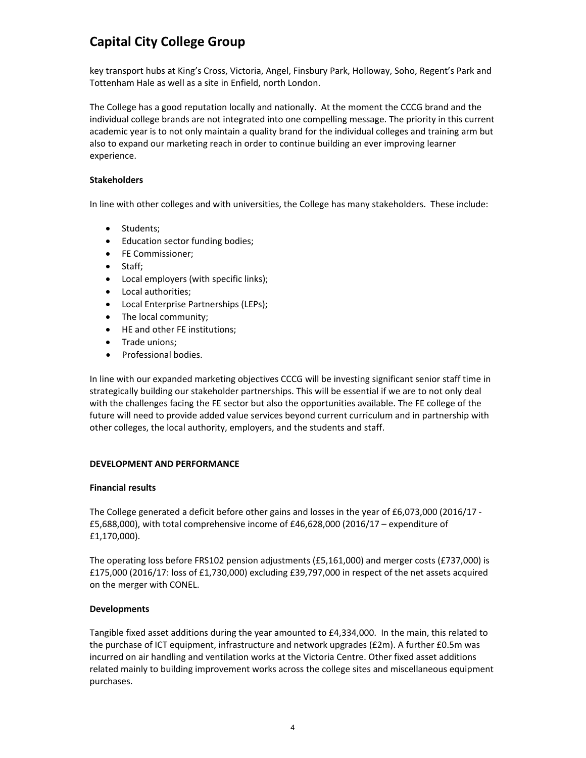key transport hubs at King's Cross, Victoria, Angel, Finsbury Park, Holloway, Soho, Regent's Park and Tottenham Hale as well as a site in Enfield, north London.

The College has a good reputation locally and nationally. At the moment the CCCG brand and the individual college brands are not integrated into one compelling message. The priority in this current academic year is to not only maintain a quality brand for the individual colleges and training arm but also to expand our marketing reach in order to continue building an ever improving learner experience.

**Stakeholders**

In line with other colleges and with universities, the College has many stakeholders. These include:

- Students;
- Education sector funding bodies;
- FE Commissioner;
- Staff;
- Local employers (with specific links);
- Local authorities;
- Local Enterprise Partnerships (LEPs);
- The local community;
- HE and other FE institutions;
- Trade unions;
- Professional bodies.

In line with our expanded marketing objectives CCCG will be investing significant senior staff time in strategically building our stakeholder partnerships. This will be essential if we are to not only deal with the challenges facing the FE sector but also the opportunities available. The FE college of the future will need to provide added value services beyond current curriculum and in partnership with other colleges, the local authority, employers, and the students and staff.

**DEVELOPMENT AND PERFORMANCE**

**Financial results**

The College generated a deficit before other gains and losses in the year of £6,073,000 (2016/17 - £5,688,000), with total comprehensive income of £46,628,000 (2016/17 – expenditure of £1,170,000).

The operating loss before FRS102 pension adjustments (£5,161,000) and merger costs (£737,000) is £175,000 (2016/17: loss of £1,730,000) excluding £39,797,000 in respect of the net assets acquired on the merger with CONEL.

**Developments**

Tangible fixed asset additions during the year amounted to £4,334,000. In the main, this related to the purchase of ICT equipment, infrastructure and network upgrades (£2m). A further £0.5m was incurred on air handling and ventilation works at the Victoria Centre. Other fixed asset additions related mainly to building improvement works across the college sites and miscellaneous equipment purchases.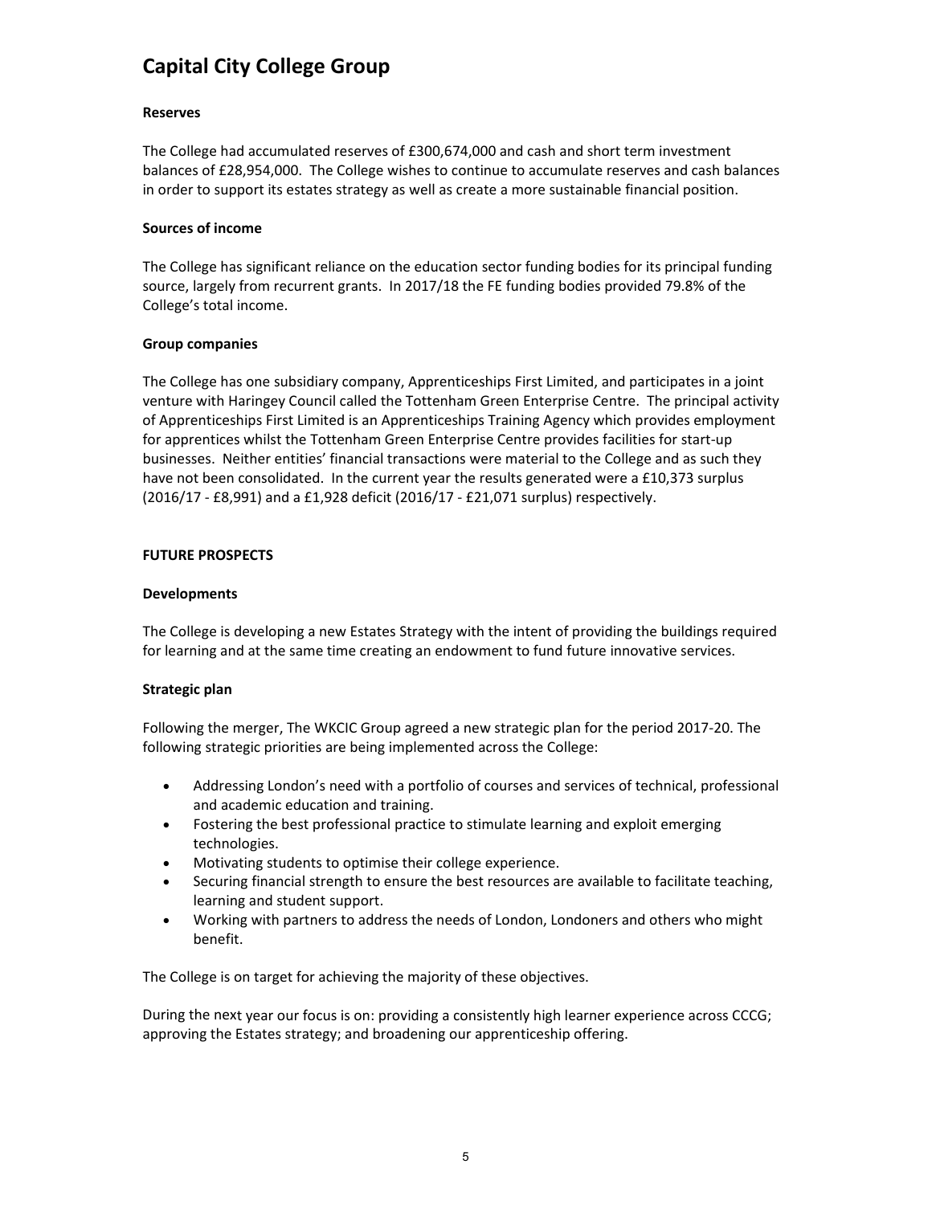### Reserves

The College had accumulated reserves of £300,674,000 and cash and short term investment balances of £28,954,000. The College wishes to continue to accumulate reserves and cash balances in order to support its estates strategy as well as create a more sustainable financial position.

### Sources of income

The College has significant reliance on the education sector funding bodies for its principal funding source, largely from recurrent grants. In 2017/18 the FE funding bodies provided 79.8% of the College's total income.

### Group companies

The College has one subsidiary company, Apprenticeships First Limited, and participates in a joint venture with Haringey Council called the Tottenham Green Enterprise Centre. The principal activity of Apprenticeships First Limited is an Apprenticeships Training Agency which provides employment for apprentices whilst the Tottenham Green Enterprise Centre provides facilities for start-up businesses. Neither entities' financial transactions were material to the College and as such they have not been consolidated. In the current year the results generated were a £10,373 surplus (2016/17 - £8,991) and a £1,928 deficit (2016/17 - £21,071 surplus) respectively.

## FUTURE PROSPECTS

### Developments

The College is developing a new Estates Strategy with the intent of providing the buildings required for learning and at the same time creating an endowment to fund future innovative services.

### Strategic plan

Following the merger, The WKCIC Group agreed a new strategic plan for the period 2017-20. The following strategic priorities are being implemented across the College:

- Addressing London's need with a portfolio of courses and services of technical, professional and academic education and training.
- Fostering the best professional practice to stimulate learning and exploit emerging technologies.
- Motivating students to optimise their college experience.
- Securing financial strength to ensure the best resources are available to facilitate teaching, learning and student support.
- Working with partners to address the needs of London, Londoners and others who might benefit.

The College is on target for achieving the majority of these objectives.

During the next year our focus is on: providing a consistently high learner experience across CCCG; approving the Estates strategy; and broadening our apprenticeship offering.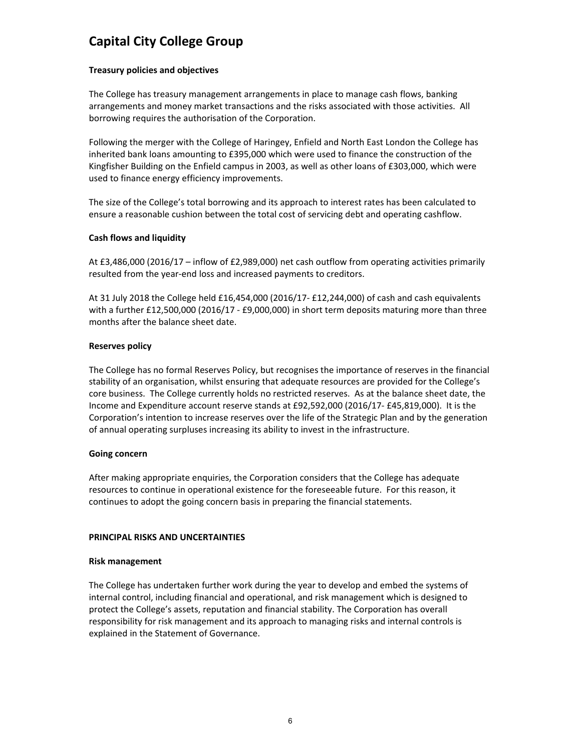# Capital City College Group

**Treasury policies and objectives**

The College has treasury management arrangements in place to manage cash flows, banking arrangements and money market transactions and the risks associated with those activities. All borrowing requires the authorisation of the Corporation.

Following the merger with the College of Haringey, Enfield and North East London the College has inherited bank loans amounting to £395,000 which were used to finance the construction of the Kingfisher Building on the Enfield campus in 2003, as well as other loans of £303,000, which were used to finance energy efficiency improvements.

The size of the College's total borrowing and its approach to interest rates has been calculated to ensure a reasonable cushion between the total cost of servicing debt and operating cashflow.

**Cash flows and liquidity**

At £3,486,000 (2016/17 – inflow of £2,989,000) net cash outflow from operating activities primarily resulted from the year-end loss and increased payments to creditors.

At 31 July 2018 the College held £16,454,000 (2016/17- £12,244,000) of cash and cash equivalents with a further £12,500,000 (2016/17 - £9,000,000) in short term deposits maturing more than three months after the balance sheet date.

**Reserves policy**

The College has no formal Reserves Policy, but recognises the importance of reserves in the financial stability of an organisation, whilst ensuring that adequate resources are provided for the College's core business. The College currently holds no restricted reserves. As at the balance sheet date, the Income and Expenditure account reserve stands at £92,592,000 (2016/17- £45,819,000). It is the Corporation's intention to increase reserves over the life of the Strategic Plan and by the generation of annual operating surpluses increasing its ability to invest in the infrastructure.

**Going concern**

After making appropriate enquiries, the Corporation considers that the College has adequate resources to continue in operational existence for the foreseeable future. For this reason, it continues to adopt the going concern basis in preparing the financial statements.

**PRINCIPAL RISKS AND UNCERTAINTIES**

**Risk management**

The College has undertaken further work during the year to develop and embed the systems of internal control, including financial and operational, and risk management which is designed to protect the College's assets, reputation and financial stability. The Corporation has overall responsibility for risk management and its approach to managing risks and internal controls is explained in the Statement of Governance.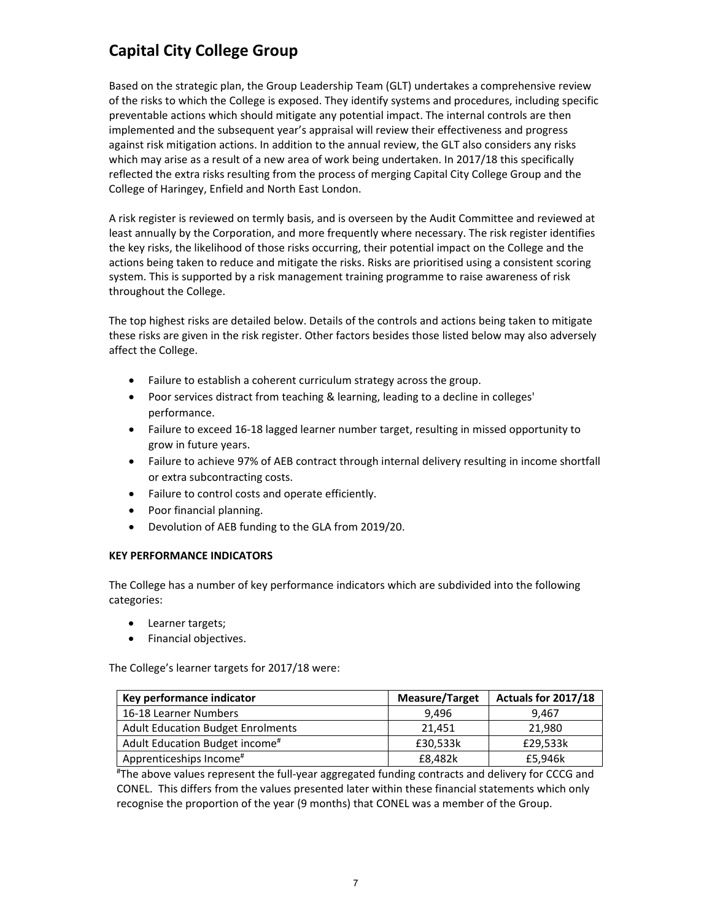# Capital City College Group

Based on the strategic plan, the Group Leadership Team (GLT) undertakes a comprehensive review of the risks to which the College is exposed. They identify systems and procedures, including specific preventable actions which should mitigate any potential impact. The internal controls are then implemented and the subsequent year's appraisal will review their effectiveness and progress against risk mitigation actions. In addition to the annual review, the GLT also considers any risks which may arise as a result of a new area of work being undertaken. In 2017/18 this specifically reflected the extra risks resulting from the process of merging Capital City College Group and the College of Haringey, Enfield and North East London.

A risk register is reviewed on termly basis, and is overseen by the Audit Committee and reviewed at least annually by the Corporation, and more frequently where necessary. The risk register identifies the key risks, the likelihood of those risks occurring, their potential impact on the College and the actions being taken to reduce and mitigate the risks. Risks are prioritised using a consistent scoring system. This is supported by a risk management training programme to raise awareness of risk throughout the College.

The top highest risks are detailed below. Details of the controls and actions being taken to mitigate these risks are given in the risk register. Other factors besides those listed below may also adversely affect the College.

- Failure to establish a coherent curriculum strategy across the group.
- Poor services distract from teaching & learning, leading to a decline in colleges' performance.
- Failure to exceed 16-18 lagged learner number target, resulting in missed opportunity to grow in future years.
- Failure to achieve 97% of AEB contract through internal delivery resulting in income shortfall or extra subcontracting costs.
- Failure to control costs and operate efficiently.
- Poor financial planning.
- Devolution of AEB funding to the GLA from 2019/20.

**KEY PERFORMANCE INDICATORS**

The College has a number of key performance indicators which are subdivided into the following categories:

- Learner targets;
- Financial objectives.

The College's learner targets for 2017/18 were:

| Key performance indicator | Measure/Target | Actuals for 2017/18 |
|---|---|---|
| 16-18 Learner Numbers | 9,496 | 9,467 |
| Adult Education Budget Enrolments | 21,451 | 21,980 |
| Adult Education Budget income# | £30,533k | £29,533k |
| Apprenticeships Income# | £8,482k | £5,946k |

#The above values represent the full-year aggregated funding contracts and delivery for CCCG and CONEL. This differs from the values presented later within these financial statements which only recognise the proportion of the year (9 months) that CONEL was a member of the Group.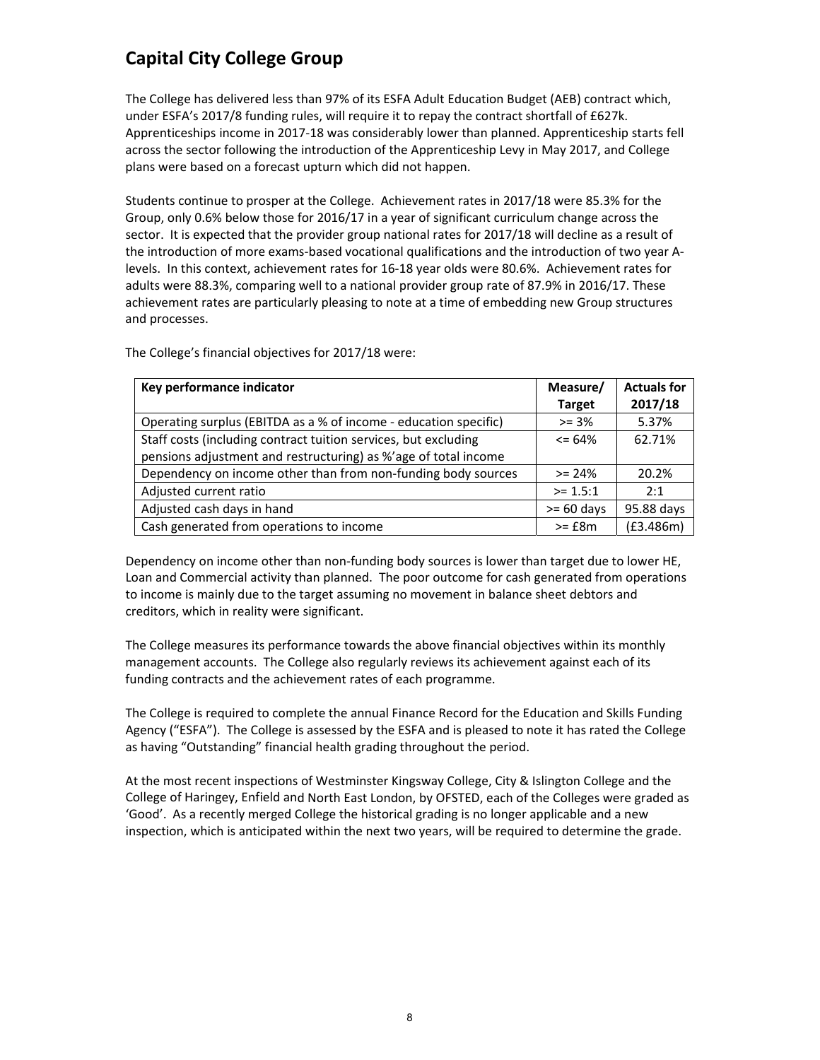## Capital City College Group

The College has delivered less than 97% of its ESFA Adult Education Budget (AEB) contract which, under ESFA's 2017/8 funding rules, will require it to repay the contract shortfall of £627k. Apprenticeships income in 2017-18 was considerably lower than planned. Apprenticeship starts fell across the sector following the introduction of the Apprenticeship Levy in May 2017, and College plans were based on a forecast upturn which did not happen.

Students continue to prosper at the College. Achievement rates in 2017/18 were 85.3% for the Group, only 0.6% below those for 2016/17 in a year of significant curriculum change across the sector. It is expected that the provider group national rates for 2017/18 will decline as a result of the introduction of more exams-based vocational qualifications and the introduction of two year A-levels. In this context, achievement rates for 16-18 year olds were 80.6%. Achievement rates for adults were 88.3%, comparing well to a national provider group rate of 87.9% in 2016/17. These achievement rates are particularly pleasing to note at a time of embedding new Group structures and processes.

The College's financial objectives for 2017/18 were:

| Key performance indicator | Measure/ Target | Actuals for 2017/18 |
|---|---|---|
| Operating surplus (EBITDA as a % of income - education specific) | >= 3% | 5.37% |
| Staff costs (including contract tuition services, but excluding pensions adjustment and restructuring) as %'age of total income | <= 64% | 62.71% |
| Dependency on income other than from non-funding body sources | >= 24% | 20.2% |
| Adjusted current ratio | >= 1.5:1 | 2:1 |
| Adjusted cash days in hand | >= 60 days | 95.88 days |
| Cash generated from operations to income | >= £8m | (£3.486m) |

Dependency on income other than non-funding body sources is lower than target due to lower HE, Loan and Commercial activity than planned. The poor outcome for cash generated from operations to income is mainly due to the target assuming no movement in balance sheet debtors and creditors, which in reality were significant.

The College measures its performance towards the above financial objectives within its monthly management accounts. The College also regularly reviews its achievement against each of its funding contracts and the achievement rates of each programme.

The College is required to complete the annual Finance Record for the Education and Skills Funding Agency ("ESFA"). The College is assessed by the ESFA and is pleased to note it has rated the College as having "Outstanding" financial health grading throughout the period.

At the most recent inspections of Westminster Kingsway College, City & Islington College and the College of Haringey, Enfield and North East London, by OFSTED, each of the Colleges were graded as 'Good'. As a recently merged College the historical grading is no longer applicable and a new inspection, which is anticipated within the next two years, will be required to determine the grade.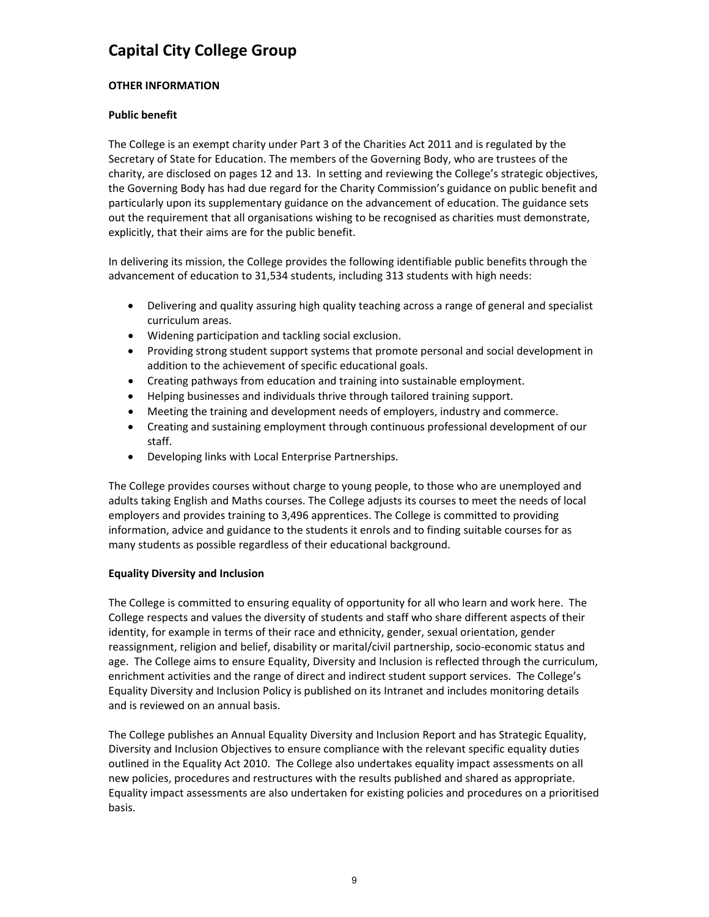# Capital City College Group

**OTHER INFORMATION**

**Public benefit**

The College is an exempt charity under Part 3 of the Charities Act 2011 and is regulated by the Secretary of State for Education. The members of the Governing Body, who are trustees of the charity, are disclosed on pages 12 and 13. In setting and reviewing the College's strategic objectives, the Governing Body has had due regard for the Charity Commission's guidance on public benefit and particularly upon its supplementary guidance on the advancement of education. The guidance sets out the requirement that all organisations wishing to be recognised as charities must demonstrate, explicitly, that their aims are for the public benefit.

In delivering its mission, the College provides the following identifiable public benefits through the advancement of education to 31,534 students, including 313 students with high needs:

- Delivering and quality assuring high quality teaching across a range of general and specialist curriculum areas.
- Widening participation and tackling social exclusion.
- Providing strong student support systems that promote personal and social development in addition to the achievement of specific educational goals.
- Creating pathways from education and training into sustainable employment.
- Helping businesses and individuals thrive through tailored training support.
- Meeting the training and development needs of employers, industry and commerce.
- Creating and sustaining employment through continuous professional development of our staff.
- Developing links with Local Enterprise Partnerships.

The College provides courses without charge to young people, to those who are unemployed and adults taking English and Maths courses. The College adjusts its courses to meet the needs of local employers and provides training to 3,496 apprentices. The College is committed to providing information, advice and guidance to the students it enrols and to finding suitable courses for as many students as possible regardless of their educational background.

**Equality Diversity and Inclusion**

The College is committed to ensuring equality of opportunity for all who learn and work here. The College respects and values the diversity of students and staff who share different aspects of their identity, for example in terms of their race and ethnicity, gender, sexual orientation, gender reassignment, religion and belief, disability or marital/civil partnership, socio-economic status and age. The College aims to ensure Equality, Diversity and Inclusion is reflected through the curriculum, enrichment activities and the range of direct and indirect student support services. The College's Equality Diversity and Inclusion Policy is published on its Intranet and includes monitoring details and is reviewed on an annual basis.

The College publishes an Annual Equality Diversity and Inclusion Report and has Strategic Equality, Diversity and Inclusion Objectives to ensure compliance with the relevant specific equality duties outlined in the Equality Act 2010. The College also undertakes equality impact assessments on all new policies, procedures and restructures with the results published and shared as appropriate. Equality impact assessments are also undertaken for existing policies and procedures on a prioritised basis.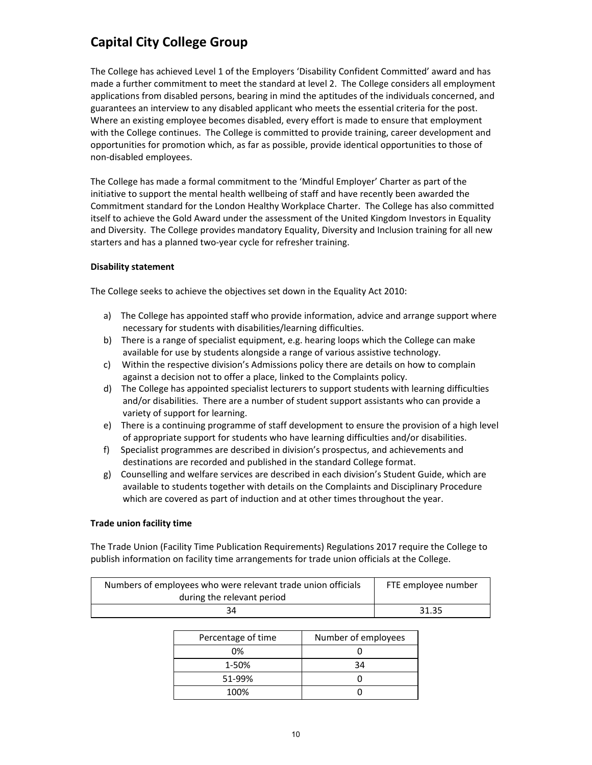# Capital City College Group

The College has achieved Level 1 of the Employers 'Disability Confident Committed' award and has made a further commitment to meet the standard at level 2. The College considers all employment applications from disabled persons, bearing in mind the aptitudes of the individuals concerned, and guarantees an interview to any disabled applicant who meets the essential criteria for the post. Where an existing employee becomes disabled, every effort is made to ensure that employment with the College continues. The College is committed to provide training, career development and opportunities for promotion which, as far as possible, provide identical opportunities to those of non-disabled employees.

The College has made a formal commitment to the 'Mindful Employer' Charter as part of the initiative to support the mental health wellbeing of staff and have recently been awarded the Commitment standard for the London Healthy Workplace Charter. The College has also committed itself to achieve the Gold Award under the assessment of the United Kingdom Investors in Equality and Diversity. The College provides mandatory Equality, Diversity and Inclusion training for all new starters and has a planned two-year cycle for refresher training.

**Disability statement**

The College seeks to achieve the objectives set down in the Equality Act 2010:

a) The College has appointed staff who provide information, advice and arrange support where necessary for students with disabilities/learning difficulties.
b) There is a range of specialist equipment, e.g. hearing loops which the College can make available for use by students alongside a range of various assistive technology.
c) Within the respective division's Admissions policy there are details on how to complain against a decision not to offer a place, linked to the Complaints policy.
d) The College has appointed specialist lecturers to support students with learning difficulties and/or disabilities. There are a number of student support assistants who can provide a variety of support for learning.
e) There is a continuing programme of staff development to ensure the provision of a high level of appropriate support for students who have learning difficulties and/or disabilities.
f) Specialist programmes are described in division's prospectus, and achievements and destinations are recorded and published in the standard College format.
g) Counselling and welfare services are described in each division's Student Guide, which are available to students together with details on the Complaints and Disciplinary Procedure which are covered as part of induction and at other times throughout the year.

**Trade union facility time**

The Trade Union (Facility Time Publication Requirements) Regulations 2017 require the College to publish information on facility time arrangements for trade union officials at the College.

| Numbers of employees who were relevant trade union officials during the relevant period | FTE employee number |
|---|---|
| 34 | 31.35 |

| Percentage of time | Number of employees |
|---|---|
| 0% | 0 |
| 1-50% | 34 |
| 51-99% | 0 |
| 100% | 0 |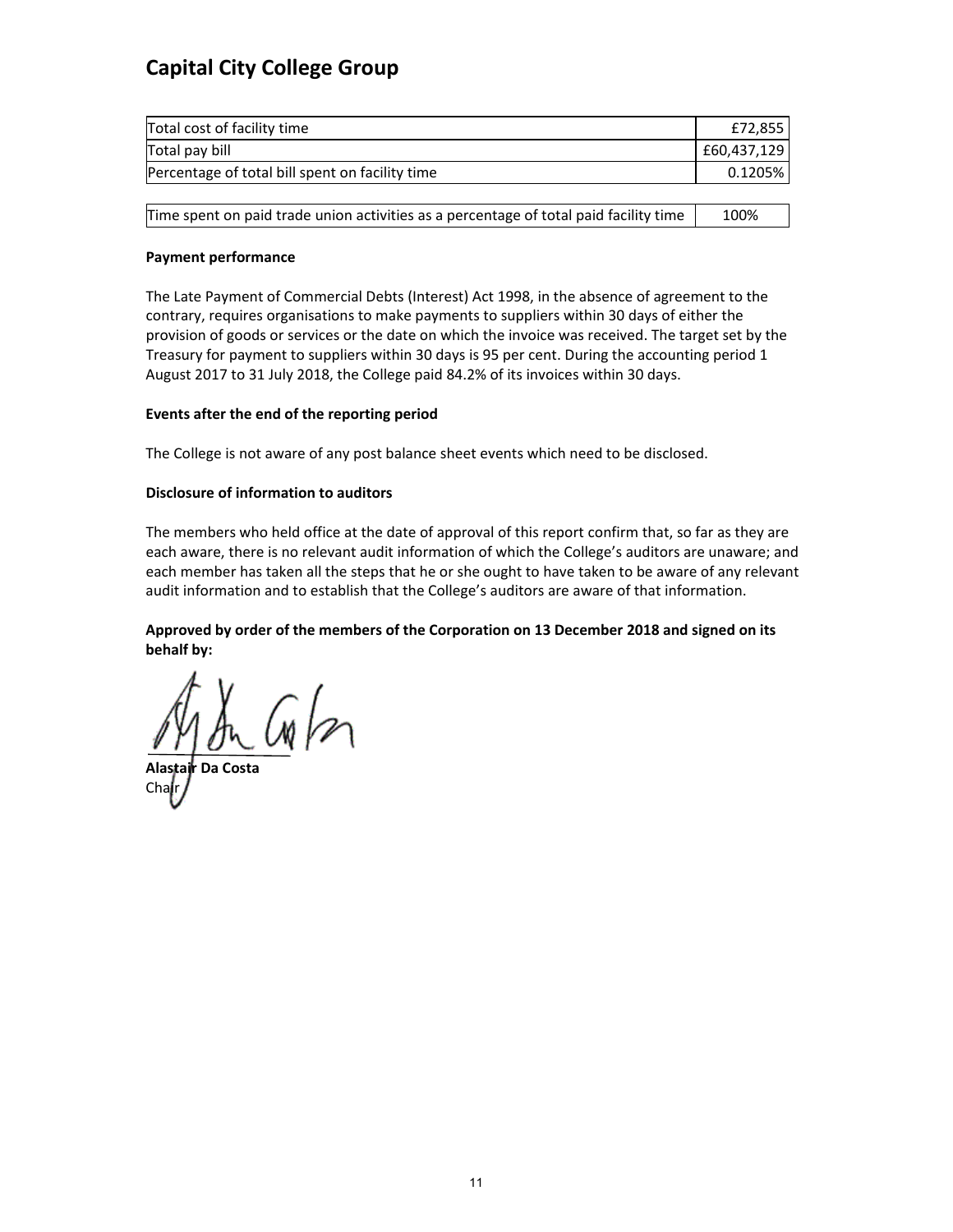| Total cost of facility time | £72,855 |
| --- | --- |
| Total pay bill | £60,437,129 |
| Percentage of total bill spent on facility time | 0.1205% |

| Time spent on paid trade union activities as a percentage of total paid facility time | 100% |
| --- | --- |

**Payment performance**

The Late Payment of Commercial Debts (Interest) Act 1998, in the absence of agreement to the contrary, requires organisations to make payments to suppliers within 30 days of either the provision of goods or services or the date on which the invoice was received. The target set by the Treasury for payment to suppliers within 30 days is 95 per cent. During the accounting period 1 August 2017 to 31 July 2018, the College paid 84.2% of its invoices within 30 days.

**Events after the end of the reporting period**

The College is not aware of any post balance sheet events which need to be disclosed.

**Disclosure of information to auditors**

The members who held office at the date of approval of this report confirm that, so far as they are each aware, there is no relevant audit information of which the College's auditors are unaware; and each member has taken all the steps that he or she ought to have taken to be aware of any relevant audit information and to establish that the College's auditors are aware of that information.

**Approved by order of the members of the Corporation on 13 December 2018 and signed on its behalf by:**

**Alastair Da Costa**
Chair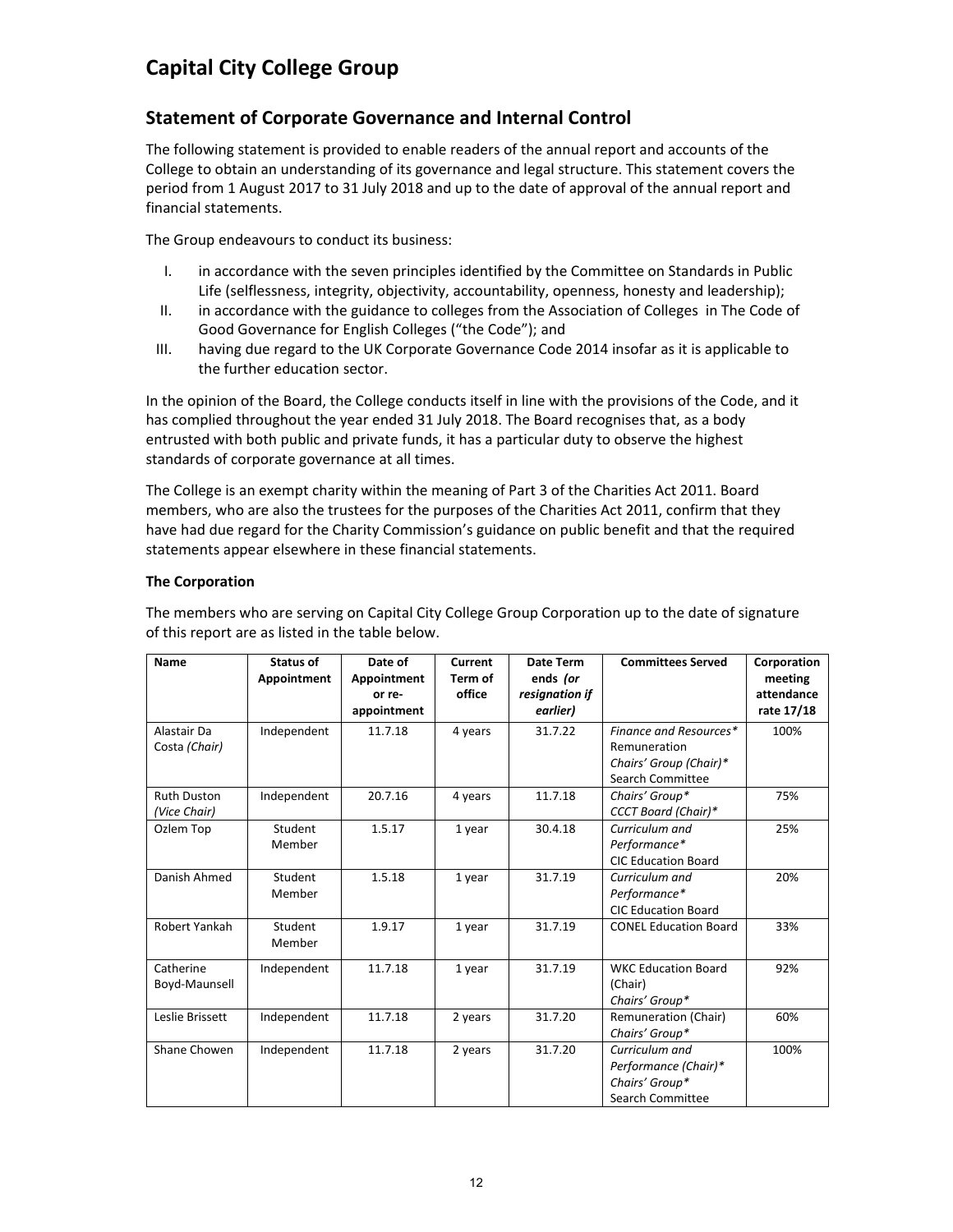# Capital City College Group

## Statement of Corporate Governance and Internal Control

The following statement is provided to enable readers of the annual report and accounts of the College to obtain an understanding of its governance and legal structure. This statement covers the period from 1 August 2017 to 31 July 2018 and up to the date of approval of the annual report and financial statements.

The Group endeavours to conduct its business:

I. in accordance with the seven principles identified by the Committee on Standards in Public Life (selflessness, integrity, objectivity, accountability, openness, honesty and leadership);
II. in accordance with the guidance to colleges from the Association of Colleges in The Code of Good Governance for English Colleges ("the Code"); and
III. having due regard to the UK Corporate Governance Code 2014 insofar as it is applicable to the further education sector.

In the opinion of the Board, the College conducts itself in line with the provisions of the Code, and it has complied throughout the year ended 31 July 2018. The Board recognises that, as a body entrusted with both public and private funds, it has a particular duty to observe the highest standards of corporate governance at all times.

The College is an exempt charity within the meaning of Part 3 of the Charities Act 2011. Board members, who are also the trustees for the purposes of the Charities Act 2011, confirm that they have had due regard for the Charity Commission's guidance on public benefit and that the required statements appear elsewhere in these financial statements.

**The Corporation**

The members who are serving on Capital City College Group Corporation up to the date of signature of this report are as listed in the table below.

| Name | Status of Appointment | Date of Appointment or re-appointment | Current Term of office | Date Term ends *(or resignation if earlier)* | Committees Served | Corporation meeting attendance rate 17/18 |
|---|---|---|---|---|---|---|
| Alastair Da Costa *(Chair)* | Independent | 11.7.18 | 4 years | 31.7.22 | *Finance and Resources** <br> Remuneration <br> *Chairs' Group (Chair)** <br> Search Committee | 100% |
| Ruth Duston *(Vice Chair)* | Independent | 20.7.16 | 4 years | 11.7.18 | *Chairs' Group** <br> *CCCT Board (Chair)** | 75% |
| Ozlem Top | Student Member | 1.5.17 | 1 year | 30.4.18 | *Curriculum and Performance** <br> CIC Education Board | 25% |
| Danish Ahmed | Student Member | 1.5.18 | 1 year | 31.7.19 | *Curriculum and Performance** <br> CIC Education Board | 20% |
| Robert Yankah | Student Member | 1.9.17 | 1 year | 31.7.19 | CONEL Education Board | 33% |
| Catherine Boyd-Maunsell | Independent | 11.7.18 | 1 year | 31.7.19 | WKC Education Board (Chair) <br> *Chairs' Group** | 92% |
| Leslie Brissett | Independent | 11.7.18 | 2 years | 31.7.20 | Remuneration (Chair) <br> *Chairs' Group** | 60% |
| Shane Chowen | Independent | 11.7.18 | 2 years | 31.7.20 | *Curriculum and Performance (Chair)** <br> *Chairs' Group** <br> Search Committee | 100% |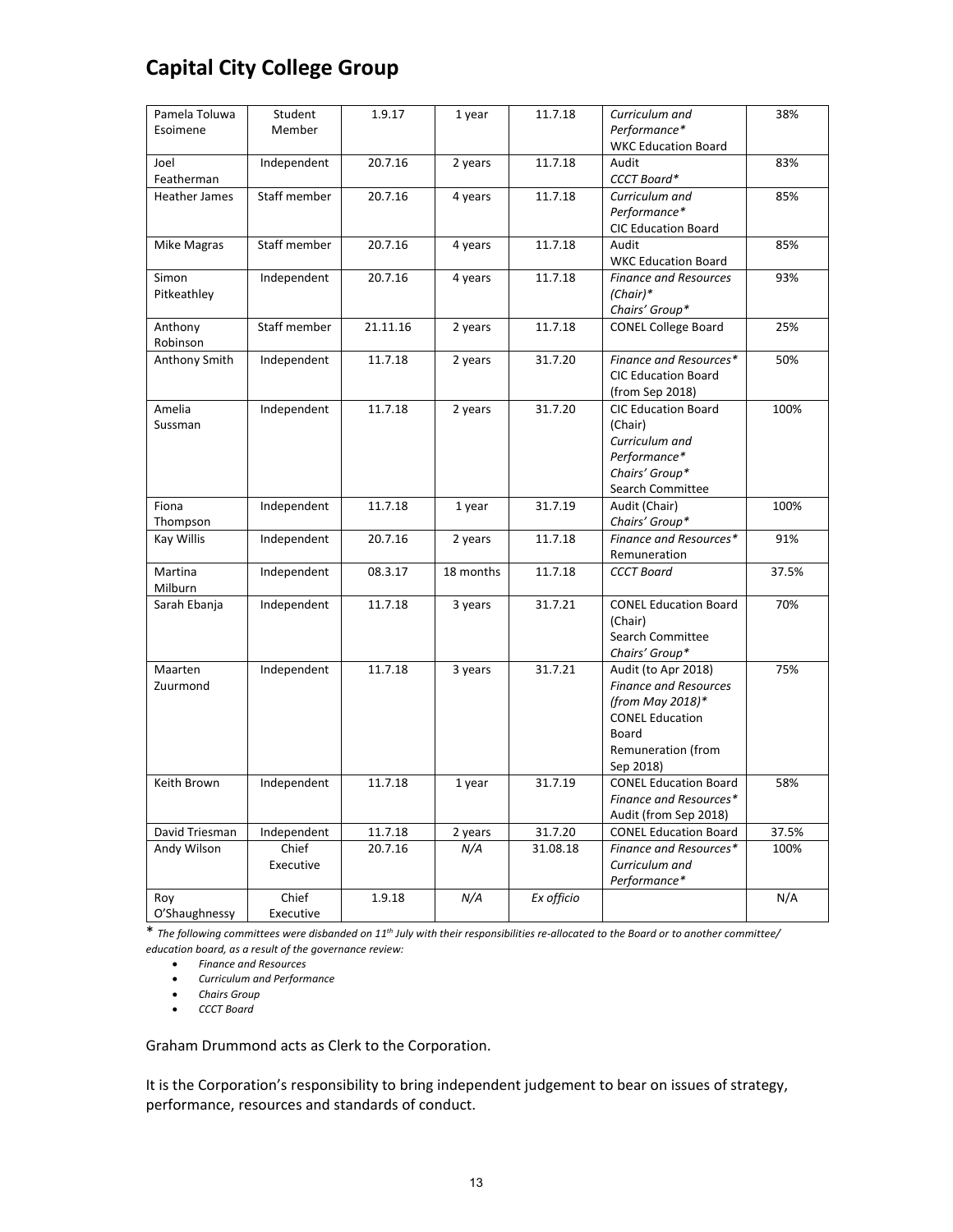| | | | | | | |
|---|---|---|---|---|---|---|
| Pamela Toluwa Esoimene | Student Member | 1.9.17 | 1 year | 11.7.18 | *Curriculum and Performance**<br>WKC Education Board | 38% |
| Joel Featherman | Independent | 20.7.16 | 2 years | 11.7.18 | Audit<br>*CCCT Board** | 83% |
| Heather James | Staff member | 20.7.16 | 4 years | 11.7.18 | *Curriculum and Performance**<br>CIC Education Board | 85% |
| Mike Magras | Staff member | 20.7.16 | 4 years | 11.7.18 | Audit<br>WKC Education Board | 85% |
| Simon Pitkeathley | Independent | 20.7.16 | 4 years | 11.7.18 | *Finance and Resources (Chair)**<br>*Chairs' Group** | 93% |
| Anthony Robinson | Staff member | 21.11.16 | 2 years | 11.7.18 | CONEL College Board | 25% |
| Anthony Smith | Independent | 11.7.18 | 2 years | 31.7.20 | *Finance and Resources**<br>CIC Education Board (from Sep 2018) | 50% |
| Amelia Sussman | Independent | 11.7.18 | 2 years | 31.7.20 | CIC Education Board (Chair)<br>*Curriculum and Performance**<br>*Chairs' Group**<br>Search Committee | 100% |
| Fiona Thompson | Independent | 11.7.18 | 1 year | 31.7.19 | Audit (Chair)<br>*Chairs' Group** | 100% |
| Kay Willis | Independent | 20.7.16 | 2 years | 11.7.18 | *Finance and Resources**<br>Remuneration | 91% |
| Martina Milburn | Independent | 08.3.17 | 18 months | 11.7.18 | *CCCT Board* | 37.5% |
| Sarah Ebanja | Independent | 11.7.18 | 3 years | 31.7.21 | CONEL Education Board (Chair)<br>Search Committee<br>*Chairs' Group** | 70% |
| Maarten Zuurmond | Independent | 11.7.18 | 3 years | 31.7.21 | Audit (to Apr 2018)<br>*Finance and Resources (from May 2018)**<br>CONEL Education Board<br>Remuneration (from Sep 2018) | 75% |
| Keith Brown | Independent | 11.7.18 | 1 year | 31.7.19 | CONEL Education Board<br>*Finance and Resources**<br>Audit (from Sep 2018) | 58% |
| David Triesman | Independent | 11.7.18 | 2 years | 31.7.20 | CONEL Education Board | 37.5% |
| Andy Wilson | Chief Executive | 20.7.16 | *N/A* | 31.08.18 | *Finance and Resources**<br>*Curriculum and Performance** | 100% |
| Roy O'Shaughnessy | Chief Executive | 1.9.18 | *N/A* | *Ex officio* | | N/A |

\* *The following committees were disbanded on 11th July with their responsibilities re-allocated to the Board or to another committee/ education board, as a result of the governance review:*

- *Finance and Resources*
- *Curriculum and Performance*
- *Chairs Group*
- *CCCT Board*

Graham Drummond acts as Clerk to the Corporation.

It is the Corporation's responsibility to bring independent judgement to bear on issues of strategy, performance, resources and standards of conduct.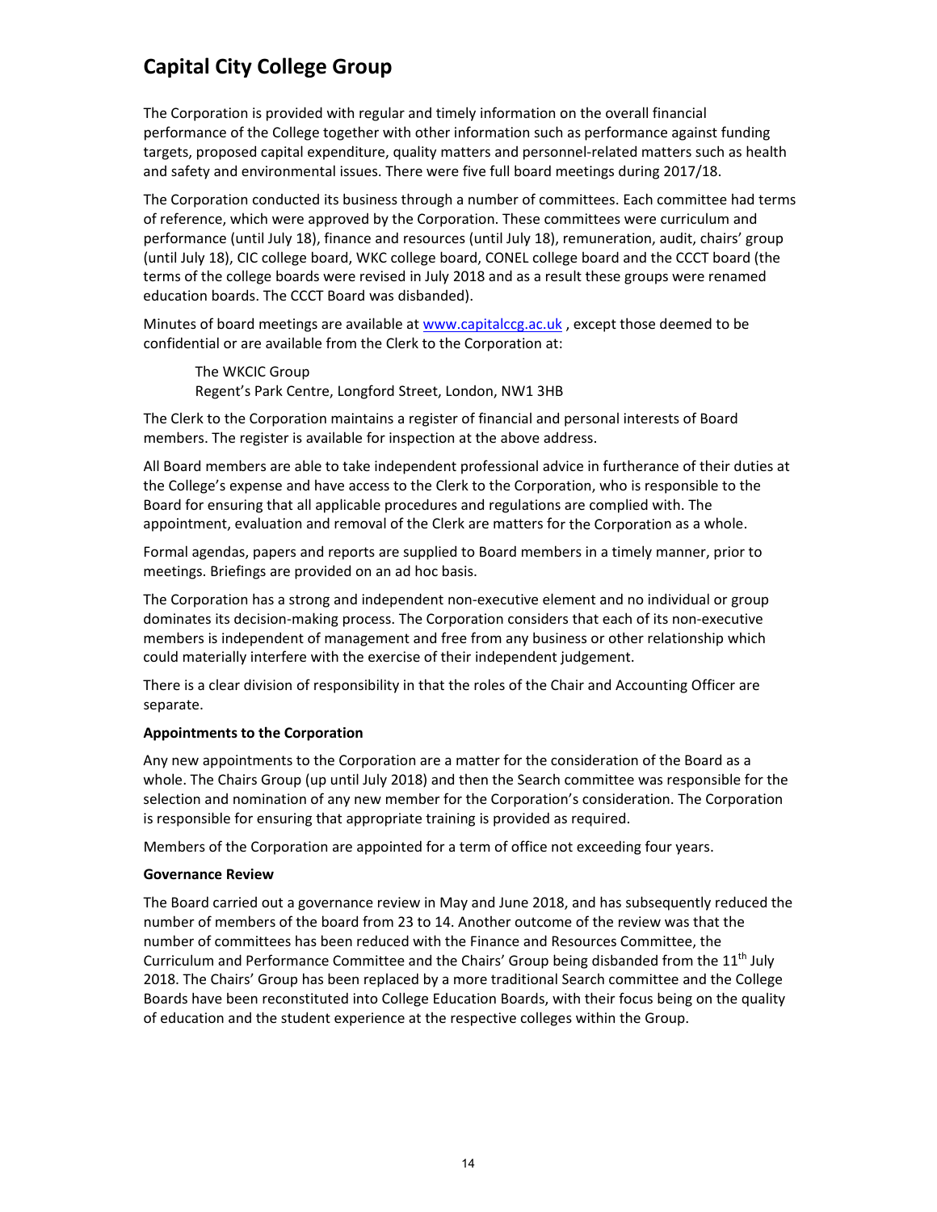# Capital City College Group

The Corporation is provided with regular and timely information on the overall financial performance of the College together with other information such as performance against funding targets, proposed capital expenditure, quality matters and personnel-related matters such as health and safety and environmental issues. There were five full board meetings during 2017/18.

The Corporation conducted its business through a number of committees. Each committee had terms of reference, which were approved by the Corporation. These committees were curriculum and performance (until July 18), finance and resources (until July 18), remuneration, audit, chairs' group (until July 18), CIC college board, WKC college board, CONEL college board and the CCCT board (the terms of the college boards were revised in July 2018 and as a result these groups were renamed education boards. The CCCT Board was disbanded).

Minutes of board meetings are available at www.capitalccg.ac.uk , except those deemed to be confidential or are available from the Clerk to the Corporation at:

> The WKCIC Group
> Regent's Park Centre, Longford Street, London, NW1 3HB

The Clerk to the Corporation maintains a register of financial and personal interests of Board members. The register is available for inspection at the above address.

All Board members are able to take independent professional advice in furtherance of their duties at the College's expense and have access to the Clerk to the Corporation, who is responsible to the Board for ensuring that all applicable procedures and regulations are complied with. The appointment, evaluation and removal of the Clerk are matters for the Corporation as a whole.

Formal agendas, papers and reports are supplied to Board members in a timely manner, prior to meetings. Briefings are provided on an ad hoc basis.

The Corporation has a strong and independent non-executive element and no individual or group dominates its decision-making process. The Corporation considers that each of its non-executive members is independent of management and free from any business or other relationship which could materially interfere with the exercise of their independent judgement.

There is a clear division of responsibility in that the roles of the Chair and Accounting Officer are separate.

**Appointments to the Corporation**

Any new appointments to the Corporation are a matter for the consideration of the Board as a whole. The Chairs Group (up until July 2018) and then the Search committee was responsible for the selection and nomination of any new member for the Corporation's consideration. The Corporation is responsible for ensuring that appropriate training is provided as required.

Members of the Corporation are appointed for a term of office not exceeding four years.

**Governance Review**

The Board carried out a governance review in May and June 2018, and has subsequently reduced the number of members of the board from 23 to 14. Another outcome of the review was that the number of committees has been reduced with the Finance and Resources Committee, the Curriculum and Performance Committee and the Chairs' Group being disbanded from the 11th July 2018. The Chairs' Group has been replaced by a more traditional Search committee and the College Boards have been reconstituted into College Education Boards, with their focus being on the quality of education and the student experience at the respective colleges within the Group.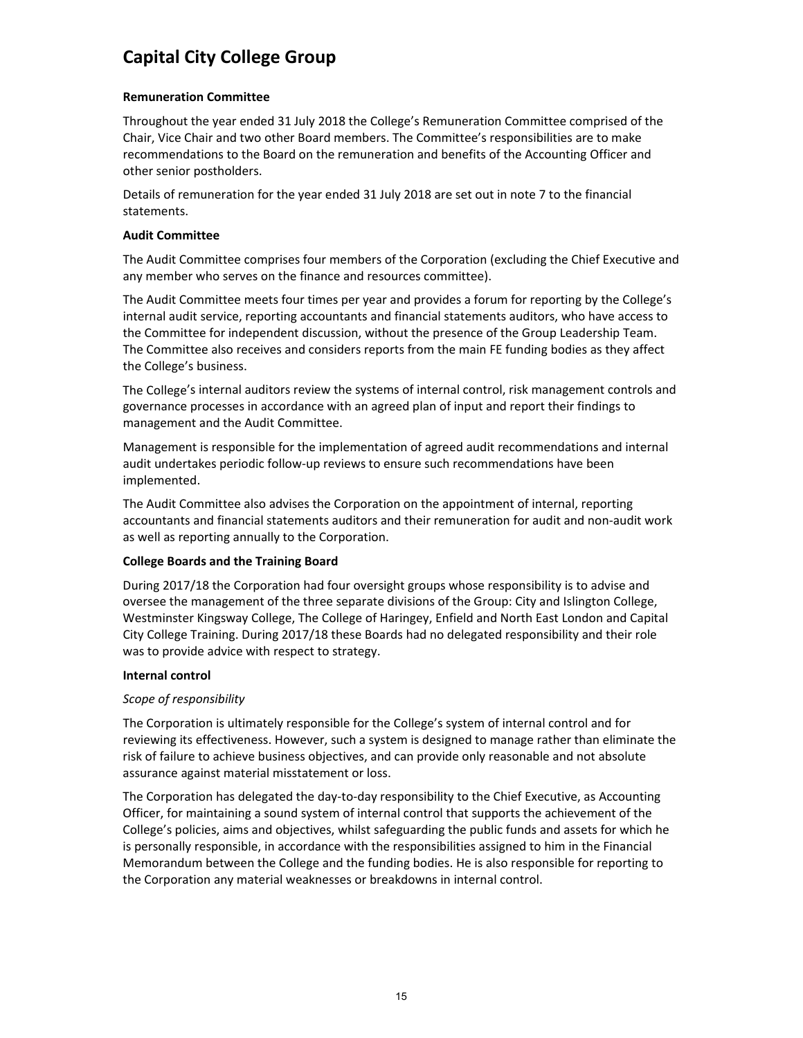**Remuneration Committee**

Throughout the year ended 31 July 2018 the College's Remuneration Committee comprised of the Chair, Vice Chair and two other Board members. The Committee's responsibilities are to make recommendations to the Board on the remuneration and benefits of the Accounting Officer and other senior postholders.

Details of remuneration for the year ended 31 July 2018 are set out in note 7 to the financial statements.

**Audit Committee**

The Audit Committee comprises four members of the Corporation (excluding the Chief Executive and any member who serves on the finance and resources committee).

The Audit Committee meets four times per year and provides a forum for reporting by the College's internal audit service, reporting accountants and financial statements auditors, who have access to the Committee for independent discussion, without the presence of the Group Leadership Team. The Committee also receives and considers reports from the main FE funding bodies as they affect the College's business.

The College's internal auditors review the systems of internal control, risk management controls and governance processes in accordance with an agreed plan of input and report their findings to management and the Audit Committee.

Management is responsible for the implementation of agreed audit recommendations and internal audit undertakes periodic follow-up reviews to ensure such recommendations have been implemented.

The Audit Committee also advises the Corporation on the appointment of internal, reporting accountants and financial statements auditors and their remuneration for audit and non-audit work as well as reporting annually to the Corporation.

**College Boards and the Training Board**

During 2017/18 the Corporation had four oversight groups whose responsibility is to advise and oversee the management of the three separate divisions of the Group: City and Islington College, Westminster Kingsway College, The College of Haringey, Enfield and North East London and Capital City College Training. During 2017/18 these Boards had no delegated responsibility and their role was to provide advice with respect to strategy.

**Internal control**

*Scope of responsibility*

The Corporation is ultimately responsible for the College's system of internal control and for reviewing its effectiveness. However, such a system is designed to manage rather than eliminate the risk of failure to achieve business objectives, and can provide only reasonable and not absolute assurance against material misstatement or loss.

The Corporation has delegated the day-to-day responsibility to the Chief Executive, as Accounting Officer, for maintaining a sound system of internal control that supports the achievement of the College's policies, aims and objectives, whilst safeguarding the public funds and assets for which he is personally responsible, in accordance with the responsibilities assigned to him in the Financial Memorandum between the College and the funding bodies. He is also responsible for reporting to the Corporation any material weaknesses or breakdowns in internal control.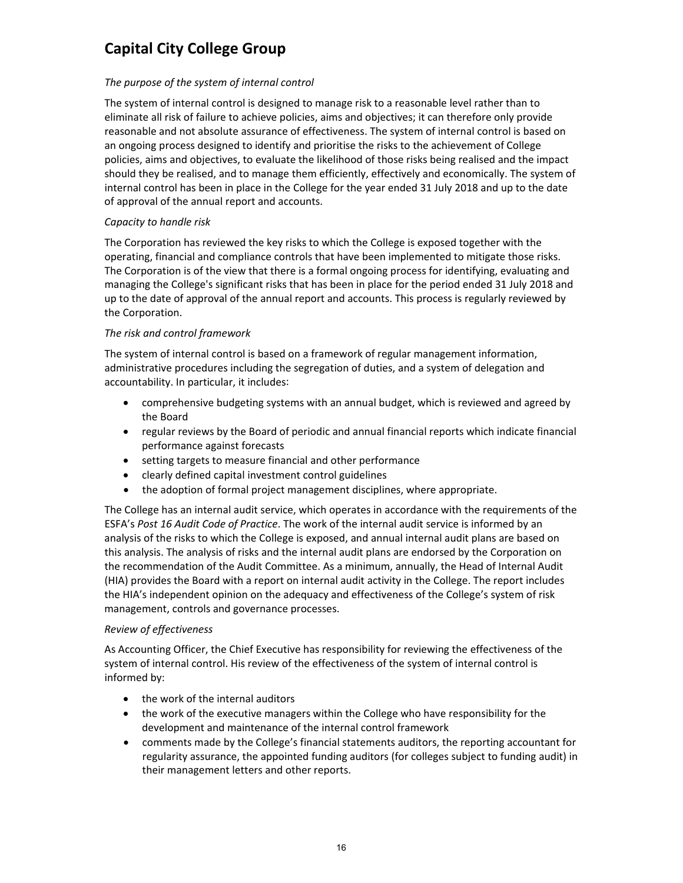*The purpose of the system of internal control*

The system of internal control is designed to manage risk to a reasonable level rather than to eliminate all risk of failure to achieve policies, aims and objectives; it can therefore only provide reasonable and not absolute assurance of effectiveness. The system of internal control is based on an ongoing process designed to identify and prioritise the risks to the achievement of College policies, aims and objectives, to evaluate the likelihood of those risks being realised and the impact should they be realised, and to manage them efficiently, effectively and economically. The system of internal control has been in place in the College for the year ended 31 July 2018 and up to the date of approval of the annual report and accounts.

*Capacity to handle risk*

The Corporation has reviewed the key risks to which the College is exposed together with the operating, financial and compliance controls that have been implemented to mitigate those risks. The Corporation is of the view that there is a formal ongoing process for identifying, evaluating and managing the College's significant risks that has been in place for the period ended 31 July 2018 and up to the date of approval of the annual report and accounts. This process is regularly reviewed by the Corporation.

*The risk and control framework*

The system of internal control is based on a framework of regular management information, administrative procedures including the segregation of duties, and a system of delegation and accountability. In particular, it includes:

- comprehensive budgeting systems with an annual budget, which is reviewed and agreed by the Board
- regular reviews by the Board of periodic and annual financial reports which indicate financial performance against forecasts
- setting targets to measure financial and other performance
- clearly defined capital investment control guidelines
- the adoption of formal project management disciplines, where appropriate.

The College has an internal audit service, which operates in accordance with the requirements of the ESFA's *Post 16 Audit Code of Practice*. The work of the internal audit service is informed by an analysis of the risks to which the College is exposed, and annual internal audit plans are based on this analysis. The analysis of risks and the internal audit plans are endorsed by the Corporation on the recommendation of the Audit Committee. As a minimum, annually, the Head of Internal Audit (HIA) provides the Board with a report on internal audit activity in the College. The report includes the HIA's independent opinion on the adequacy and effectiveness of the College's system of risk management, controls and governance processes.

*Review of effectiveness*

As Accounting Officer, the Chief Executive has responsibility for reviewing the effectiveness of the system of internal control. His review of the effectiveness of the system of internal control is informed by:

- the work of the internal auditors
- the work of the executive managers within the College who have responsibility for the development and maintenance of the internal control framework
- comments made by the College's financial statements auditors, the reporting accountant for regularity assurance, the appointed funding auditors (for colleges subject to funding audit) in their management letters and other reports.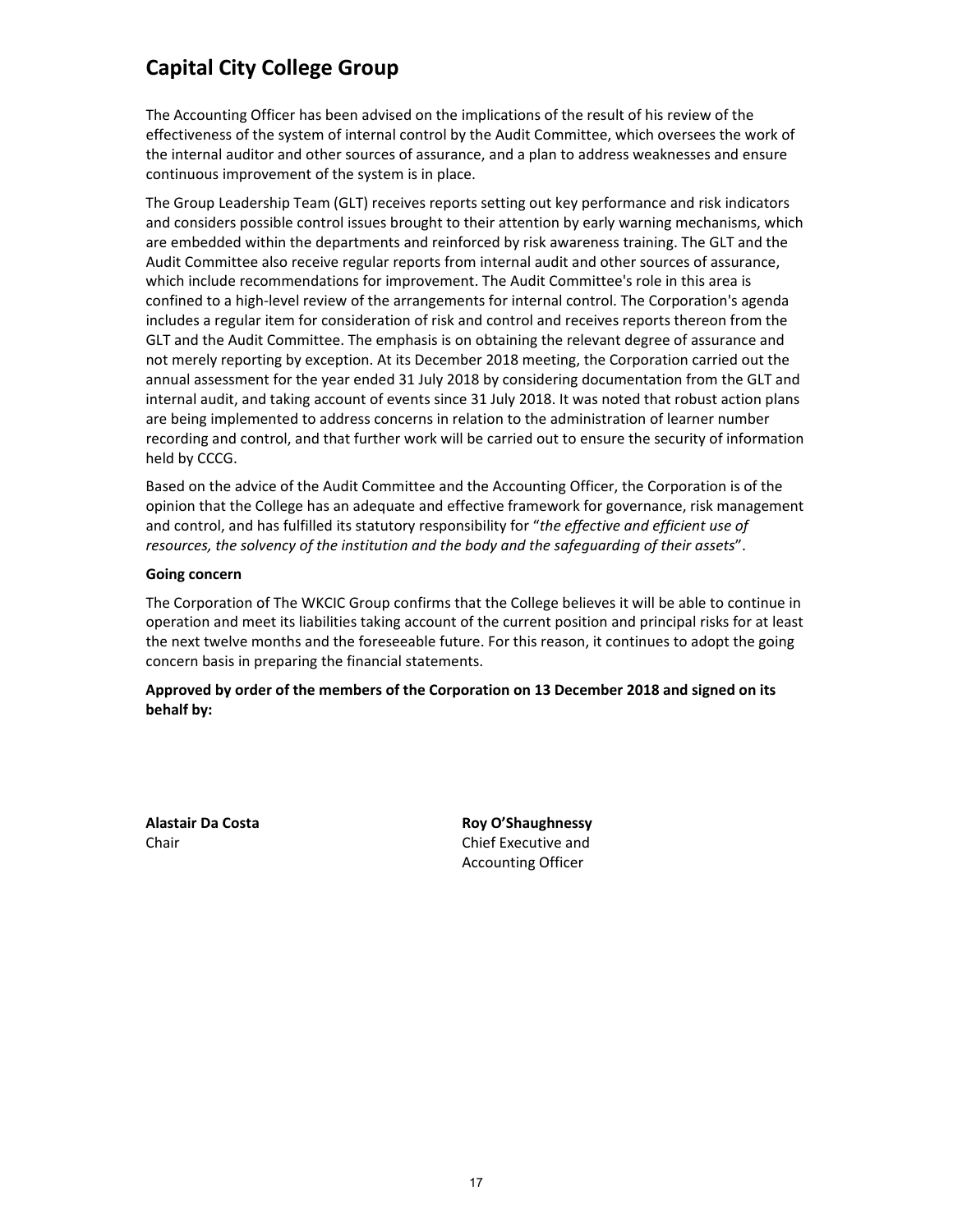The Accounting Officer has been advised on the implications of the result of his review of the effectiveness of the system of internal control by the Audit Committee, which oversees the work of the internal auditor and other sources of assurance, and a plan to address weaknesses and ensure continuous improvement of the system is in place.

The Group Leadership Team (GLT) receives reports setting out key performance and risk indicators and considers possible control issues brought to their attention by early warning mechanisms, which are embedded within the departments and reinforced by risk awareness training. The GLT and the Audit Committee also receive regular reports from internal audit and other sources of assurance, which include recommendations for improvement. The Audit Committee's role in this area is confined to a high-level review of the arrangements for internal control. The Corporation's agenda includes a regular item for consideration of risk and control and receives reports thereon from the GLT and the Audit Committee. The emphasis is on obtaining the relevant degree of assurance and not merely reporting by exception. At its December 2018 meeting, the Corporation carried out the annual assessment for the year ended 31 July 2018 by considering documentation from the GLT and internal audit, and taking account of events since 31 July 2018. It was noted that robust action plans are being implemented to address concerns in relation to the administration of learner number recording and control, and that further work will be carried out to ensure the security of information held by CCCG.

Based on the advice of the Audit Committee and the Accounting Officer, the Corporation is of the opinion that the College has an adequate and effective framework for governance, risk management and control, and has fulfilled its statutory responsibility for "*the effective and efficient use of resources, the solvency of the institution and the body and the safeguarding of their assets*".

**Going concern**

The Corporation of The WKCIC Group confirms that the College believes it will be able to continue in operation and meet its liabilities taking account of the current position and principal risks for at least the next twelve months and the foreseeable future. For this reason, it continues to adopt the going concern basis in preparing the financial statements.

**Approved by order of the members of the Corporation on 13 December 2018 and signed on its behalf by:**

**Alastair Da Costa**
Chair

**Roy O'Shaughnessy**
Chief Executive and
Accounting Officer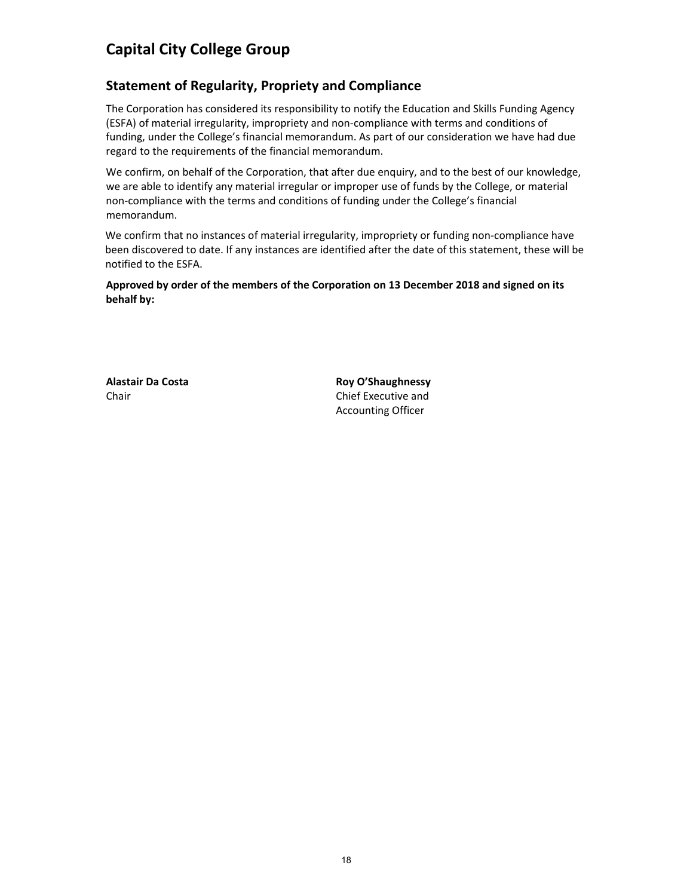# Capital City College Group

## Statement of Regularity, Propriety and Compliance

The Corporation has considered its responsibility to notify the Education and Skills Funding Agency (ESFA) of material irregularity, impropriety and non-compliance with terms and conditions of funding, under the College's financial memorandum. As part of our consideration we have had due regard to the requirements of the financial memorandum.

We confirm, on behalf of the Corporation, that after due enquiry, and to the best of our knowledge, we are able to identify any material irregular or improper use of funds by the College, or material non-compliance with the terms and conditions of funding under the College's financial memorandum.

We confirm that no instances of material irregularity, impropriety or funding non-compliance have been discovered to date. If any instances are identified after the date of this statement, these will be notified to the ESFA.

**Approved by order of the members of the Corporation on 13 December 2018 and signed on its behalf by:**

**Alastair Da Costa**
Chair

**Roy O'Shaughnessy**
Chief Executive and
Accounting Officer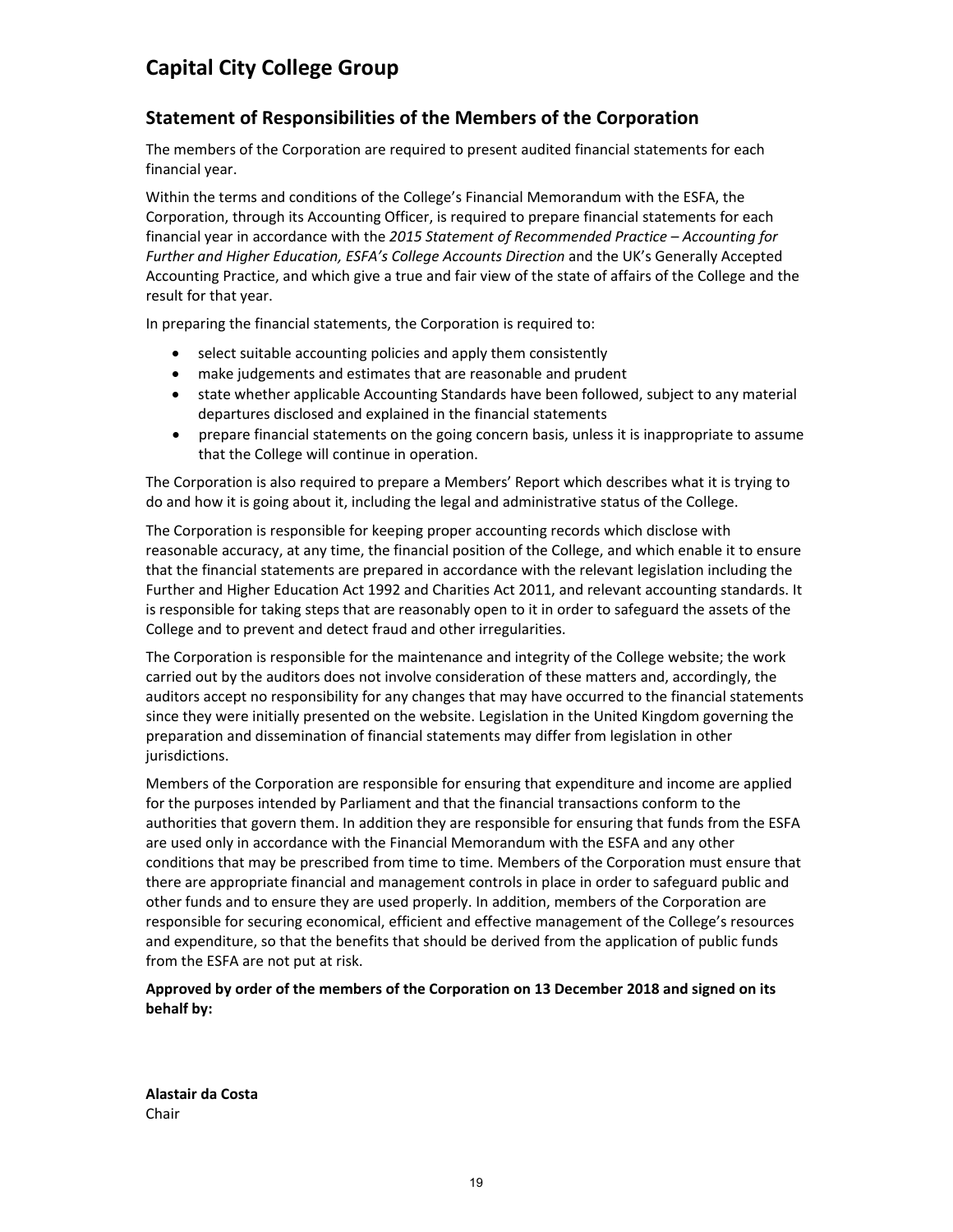# Capital City College Group

## Statement of Responsibilities of the Members of the Corporation

The members of the Corporation are required to present audited financial statements for each financial year.

Within the terms and conditions of the College's Financial Memorandum with the ESFA, the Corporation, through its Accounting Officer, is required to prepare financial statements for each financial year in accordance with the *2015 Statement of Recommended Practice – Accounting for Further and Higher Education, ESFA's College Accounts Direction* and the UK's Generally Accepted Accounting Practice, and which give a true and fair view of the state of affairs of the College and the result for that year.

In preparing the financial statements, the Corporation is required to:

- select suitable accounting policies and apply them consistently
- make judgements and estimates that are reasonable and prudent
- state whether applicable Accounting Standards have been followed, subject to any material departures disclosed and explained in the financial statements
- prepare financial statements on the going concern basis, unless it is inappropriate to assume that the College will continue in operation.

The Corporation is also required to prepare a Members' Report which describes what it is trying to do and how it is going about it, including the legal and administrative status of the College.

The Corporation is responsible for keeping proper accounting records which disclose with reasonable accuracy, at any time, the financial position of the College, and which enable it to ensure that the financial statements are prepared in accordance with the relevant legislation including the Further and Higher Education Act 1992 and Charities Act 2011, and relevant accounting standards. It is responsible for taking steps that are reasonably open to it in order to safeguard the assets of the College and to prevent and detect fraud and other irregularities.

The Corporation is responsible for the maintenance and integrity of the College website; the work carried out by the auditors does not involve consideration of these matters and, accordingly, the auditors accept no responsibility for any changes that may have occurred to the financial statements since they were initially presented on the website. Legislation in the United Kingdom governing the preparation and dissemination of financial statements may differ from legislation in other jurisdictions.

Members of the Corporation are responsible for ensuring that expenditure and income are applied for the purposes intended by Parliament and that the financial transactions conform to the authorities that govern them. In addition they are responsible for ensuring that funds from the ESFA are used only in accordance with the Financial Memorandum with the ESFA and any other conditions that may be prescribed from time to time. Members of the Corporation must ensure that there are appropriate financial and management controls in place in order to safeguard public and other funds and to ensure they are used properly. In addition, members of the Corporation are responsible for securing economical, efficient and effective management of the College's resources and expenditure, so that the benefits that should be derived from the application of public funds from the ESFA are not put at risk.

**Approved by order of the members of the Corporation on 13 December 2018 and signed on its behalf by:**

**Alastair da Costa**
Chair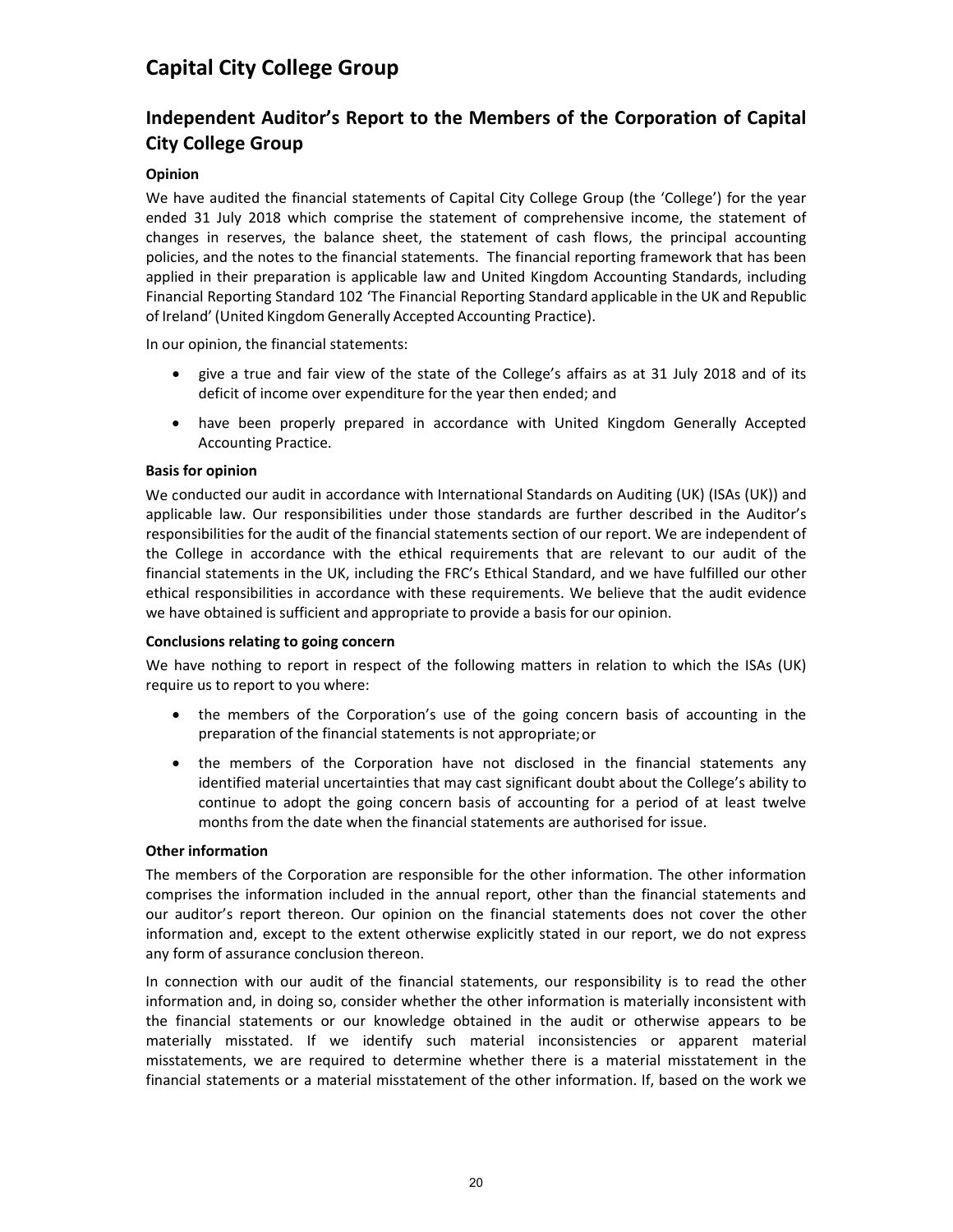# Capital City College Group

## Independent Auditor's Report to the Members of the Corporation of Capital City College Group

### Opinion

We have audited the financial statements of Capital City College Group (the 'College') for the year ended 31 July 2018 which comprise the statement of comprehensive income, the statement of changes in reserves, the balance sheet, the statement of cash flows, the principal accounting policies, and the notes to the financial statements. The financial reporting framework that has been applied in their preparation is applicable law and United Kingdom Accounting Standards, including Financial Reporting Standard 102 'The Financial Reporting Standard applicable in the UK and Republic of Ireland' (United Kingdom Generally Accepted Accounting Practice).

In our opinion, the financial statements:

- give a true and fair view of the state of the College's affairs as at 31 July 2018 and of its deficit of income over expenditure for the year then ended; and
- have been properly prepared in accordance with United Kingdom Generally Accepted Accounting Practice.

### Basis for opinion

We conducted our audit in accordance with International Standards on Auditing (UK) (ISAs (UK)) and applicable law. Our responsibilities under those standards are further described in the Auditor's responsibilities for the audit of the financial statements section of our report. We are independent of the College in accordance with the ethical requirements that are relevant to our audit of the financial statements in the UK, including the FRC's Ethical Standard, and we have fulfilled our other ethical responsibilities in accordance with these requirements. We believe that the audit evidence we have obtained is sufficient and appropriate to provide a basis for our opinion.

### Conclusions relating to going concern

We have nothing to report in respect of the following matters in relation to which the ISAs (UK) require us to report to you where:

- the members of the Corporation's use of the going concern basis of accounting in the preparation of the financial statements is not appropriate; or
- the members of the Corporation have not disclosed in the financial statements any identified material uncertainties that may cast significant doubt about the College's ability to continue to adopt the going concern basis of accounting for a period of at least twelve months from the date when the financial statements are authorised for issue.

### Other information

The members of the Corporation are responsible for the other information. The other information comprises the information included in the annual report, other than the financial statements and our auditor's report thereon. Our opinion on the financial statements does not cover the other information and, except to the extent otherwise explicitly stated in our report, we do not express any form of assurance conclusion thereon.

In connection with our audit of the financial statements, our responsibility is to read the other information and, in doing so, consider whether the other information is materially inconsistent with the financial statements or our knowledge obtained in the audit or otherwise appears to be materially misstated. If we identify such material inconsistencies or apparent material misstatements, we are required to determine whether there is a material misstatement in the financial statements or a material misstatement of the other information. If, based on the work we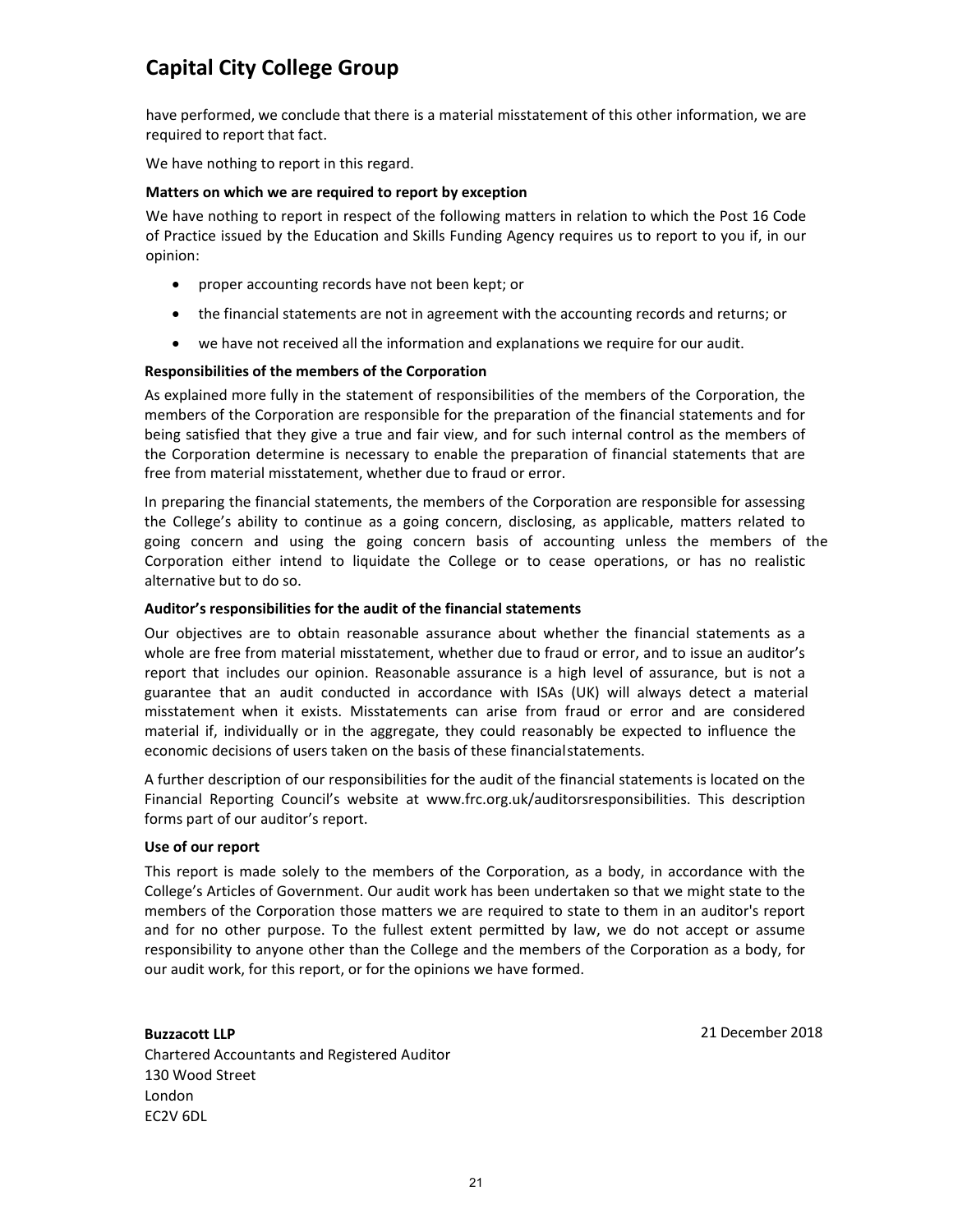have performed, we conclude that there is a material misstatement of this other information, we are required to report that fact.

We have nothing to report in this regard.

**Matters on which we are required to report by exception**

We have nothing to report in respect of the following matters in relation to which the Post 16 Code of Practice issued by the Education and Skills Funding Agency requires us to report to you if, in our opinion:

- proper accounting records have not been kept; or
- the financial statements are not in agreement with the accounting records and returns; or
- we have not received all the information and explanations we require for our audit.

**Responsibilities of the members of the Corporation**

As explained more fully in the statement of responsibilities of the members of the Corporation, the members of the Corporation are responsible for the preparation of the financial statements and for being satisfied that they give a true and fair view, and for such internal control as the members of the Corporation determine is necessary to enable the preparation of financial statements that are free from material misstatement, whether due to fraud or error.

In preparing the financial statements, the members of the Corporation are responsible for assessing the College's ability to continue as a going concern, disclosing, as applicable, matters related to going concern and using the going concern basis of accounting unless the members of the Corporation either intend to liquidate the College or to cease operations, or has no realistic alternative but to do so.

**Auditor's responsibilities for the audit of the financial statements**

Our objectives are to obtain reasonable assurance about whether the financial statements as a whole are free from material misstatement, whether due to fraud or error, and to issue an auditor's report that includes our opinion. Reasonable assurance is a high level of assurance, but is not a guarantee that an audit conducted in accordance with ISAs (UK) will always detect a material misstatement when it exists. Misstatements can arise from fraud or error and are considered material if, individually or in the aggregate, they could reasonably be expected to influence the economic decisions of users taken on the basis of these financial statements.

A further description of our responsibilities for the audit of the financial statements is located on the Financial Reporting Council's website at www.frc.org.uk/auditorsresponsibilities. This description forms part of our auditor's report.

**Use of our report**

This report is made solely to the members of the Corporation, as a body, in accordance with the College's Articles of Government. Our audit work has been undertaken so that we might state to the members of the Corporation those matters we are required to state to them in an auditor's report and for no other purpose. To the fullest extent permitted by law, we do not accept or assume responsibility to anyone other than the College and the members of the Corporation as a body, for our audit work, for this report, or for the opinions we have formed.

**Buzzacott LLP**
Chartered Accountants and Registered Auditor
130 Wood Street
London
EC2V 6DL

21 December 2018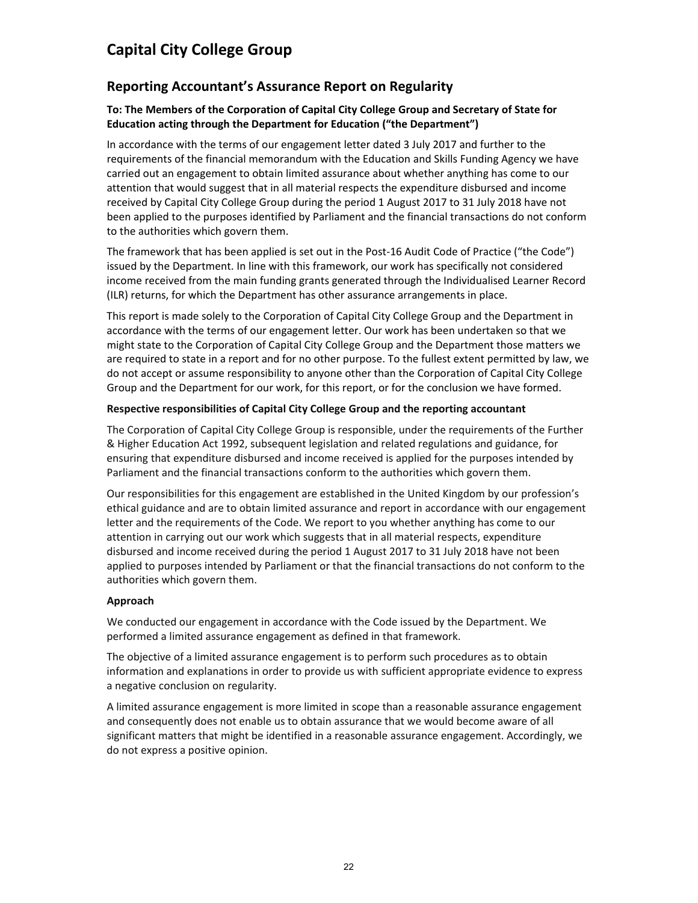# Capital City College Group

## Reporting Accountant's Assurance Report on Regularity

**To: The Members of the Corporation of Capital City College Group and Secretary of State for Education acting through the Department for Education ("the Department")**

In accordance with the terms of our engagement letter dated 3 July 2017 and further to the requirements of the financial memorandum with the Education and Skills Funding Agency we have carried out an engagement to obtain limited assurance about whether anything has come to our attention that would suggest that in all material respects the expenditure disbursed and income received by Capital City College Group during the period 1 August 2017 to 31 July 2018 have not been applied to the purposes identified by Parliament and the financial transactions do not conform to the authorities which govern them.

The framework that has been applied is set out in the Post-16 Audit Code of Practice ("the Code") issued by the Department. In line with this framework, our work has specifically not considered income received from the main funding grants generated through the Individualised Learner Record (ILR) returns, for which the Department has other assurance arrangements in place.

This report is made solely to the Corporation of Capital City College Group and the Department in accordance with the terms of our engagement letter. Our work has been undertaken so that we might state to the Corporation of Capital City College Group and the Department those matters we are required to state in a report and for no other purpose. To the fullest extent permitted by law, we do not accept or assume responsibility to anyone other than the Corporation of Capital City College Group and the Department for our work, for this report, or for the conclusion we have formed.

**Respective responsibilities of Capital City College Group and the reporting accountant**

The Corporation of Capital City College Group is responsible, under the requirements of the Further & Higher Education Act 1992, subsequent legislation and related regulations and guidance, for ensuring that expenditure disbursed and income received is applied for the purposes intended by Parliament and the financial transactions conform to the authorities which govern them.

Our responsibilities for this engagement are established in the United Kingdom by our profession's ethical guidance and are to obtain limited assurance and report in accordance with our engagement letter and the requirements of the Code. We report to you whether anything has come to our attention in carrying out our work which suggests that in all material respects, expenditure disbursed and income received during the period 1 August 2017 to 31 July 2018 have not been applied to purposes intended by Parliament or that the financial transactions do not conform to the authorities which govern them.

**Approach**

We conducted our engagement in accordance with the Code issued by the Department. We performed a limited assurance engagement as defined in that framework.

The objective of a limited assurance engagement is to perform such procedures as to obtain information and explanations in order to provide us with sufficient appropriate evidence to express a negative conclusion on regularity.

A limited assurance engagement is more limited in scope than a reasonable assurance engagement and consequently does not enable us to obtain assurance that we would become aware of all significant matters that might be identified in a reasonable assurance engagement. Accordingly, we do not express a positive opinion.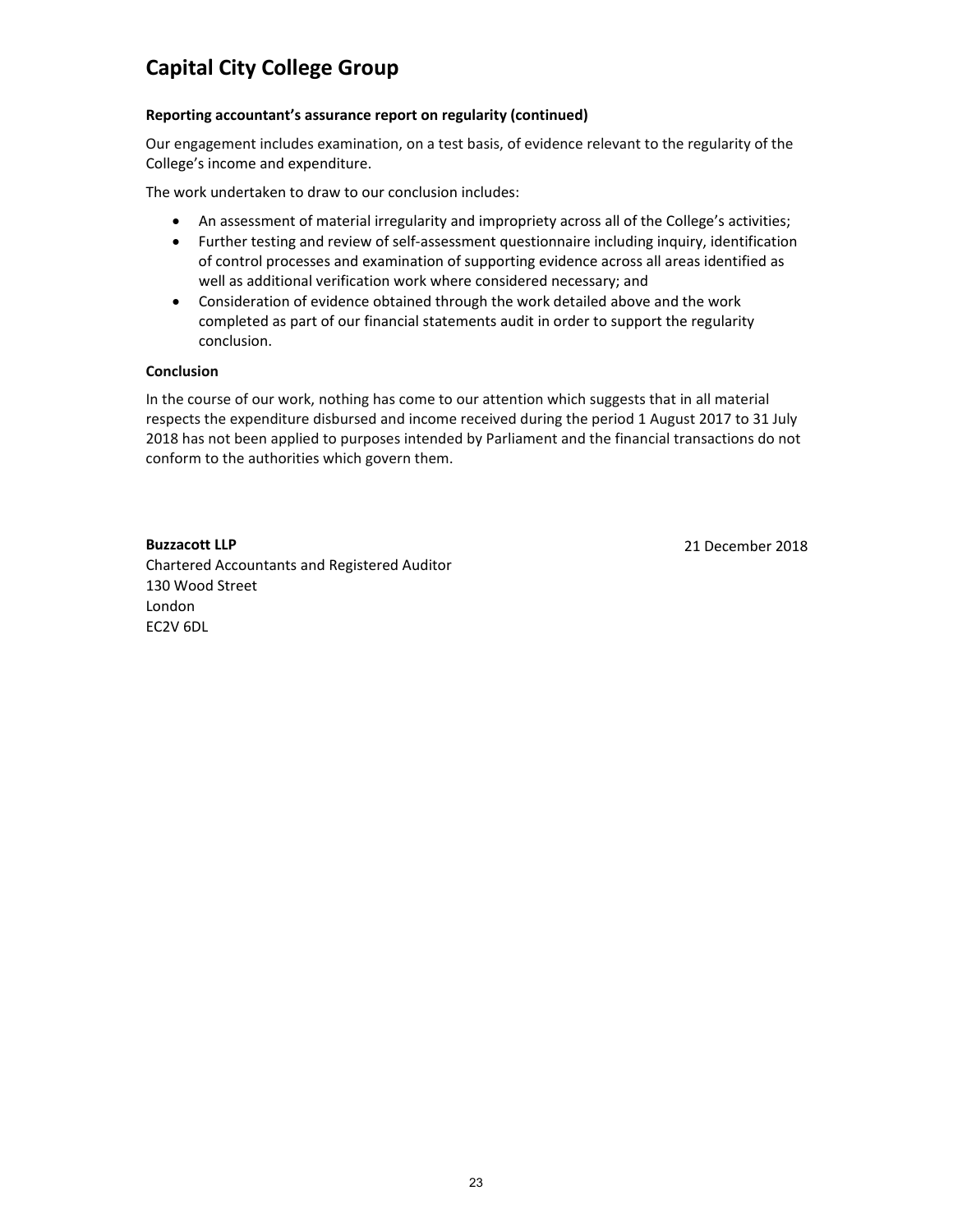# Capital City College Group

**Reporting accountant's assurance report on regularity (continued)**

Our engagement includes examination, on a test basis, of evidence relevant to the regularity of the College's income and expenditure.

The work undertaken to draw to our conclusion includes:

- An assessment of material irregularity and impropriety across all of the College's activities;
- Further testing and review of self-assessment questionnaire including inquiry, identification of control processes and examination of supporting evidence across all areas identified as well as additional verification work where considered necessary; and
- Consideration of evidence obtained through the work detailed above and the work completed as part of our financial statements audit in order to support the regularity conclusion.

**Conclusion**

In the course of our work, nothing has come to our attention which suggests that in all material respects the expenditure disbursed and income received during the period 1 August 2017 to 31 July 2018 has not been applied to purposes intended by Parliament and the financial transactions do not conform to the authorities which govern them.

**Buzzacott LLP**
Chartered Accountants and Registered Auditor
130 Wood Street
London
EC2V 6DL

21 December 2018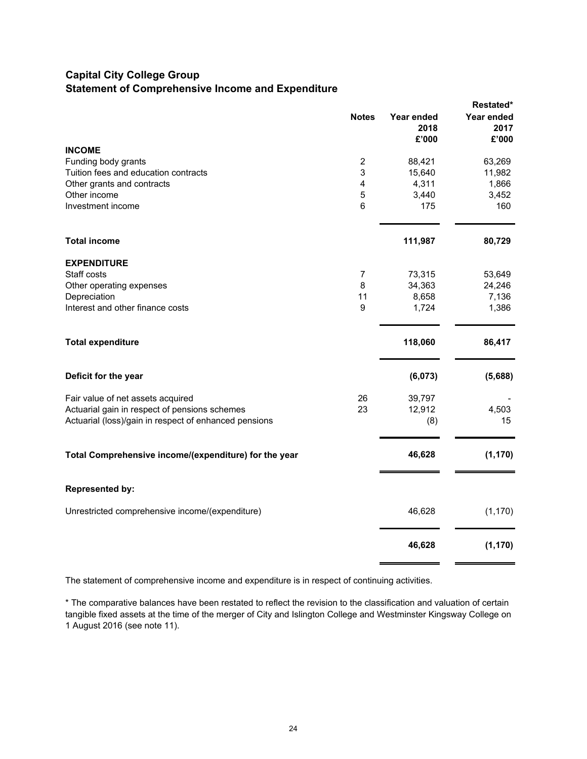# Capital City College Group

## Statement of Comprehensive Income and Expenditure

| | Notes | Year ended 2018 £'000 | Restated* Year ended 2017 £'000 |
|---|---|---|---|
| **INCOME** | | | |
| Funding body grants | 2 | 88,421 | 63,269 |
| Tuition fees and education contracts | 3 | 15,640 | 11,982 |
| Other grants and contracts | 4 | 4,311 | 1,866 |
| Other income | 5 | 3,440 | 3,452 |
| Investment income | 6 | 175 | 160 |
| **Total income** | | **111,987** | **80,729** |
| **EXPENDITURE** | | | |
| Staff costs | 7 | 73,315 | 53,649 |
| Other operating expenses | 8 | 34,363 | 24,246 |
| Depreciation | 11 | 8,658 | 7,136 |
| Interest and other finance costs | 9 | 1,724 | 1,386 |
| **Total expenditure** | | **118,060** | **86,417** |
| **Deficit for the year** | | **(6,073)** | **(5,688)** |
| Fair value of net assets acquired | 26 | 39,797 | - |
| Actuarial gain in respect of pensions schemes | 23 | 12,912 | 4,503 |
| Actuarial (loss)/gain in respect of enhanced pensions | | (8) | 15 |
| **Total Comprehensive income/(expenditure) for the year** | | **46,628** | **(1,170)** |
| **Represented by:** | | | |
| Unrestricted comprehensive income/(expenditure) | | 46,628 | (1,170) |
| | | **46,628** | **(1,170)** |

The statement of comprehensive income and expenditure is in respect of continuing activities.

* The comparative balances have been restated to reflect the revision to the classification and valuation of certain tangible fixed assets at the time of the merger of City and Islington College and Westminster Kingsway College on 1 August 2016 (see note 11).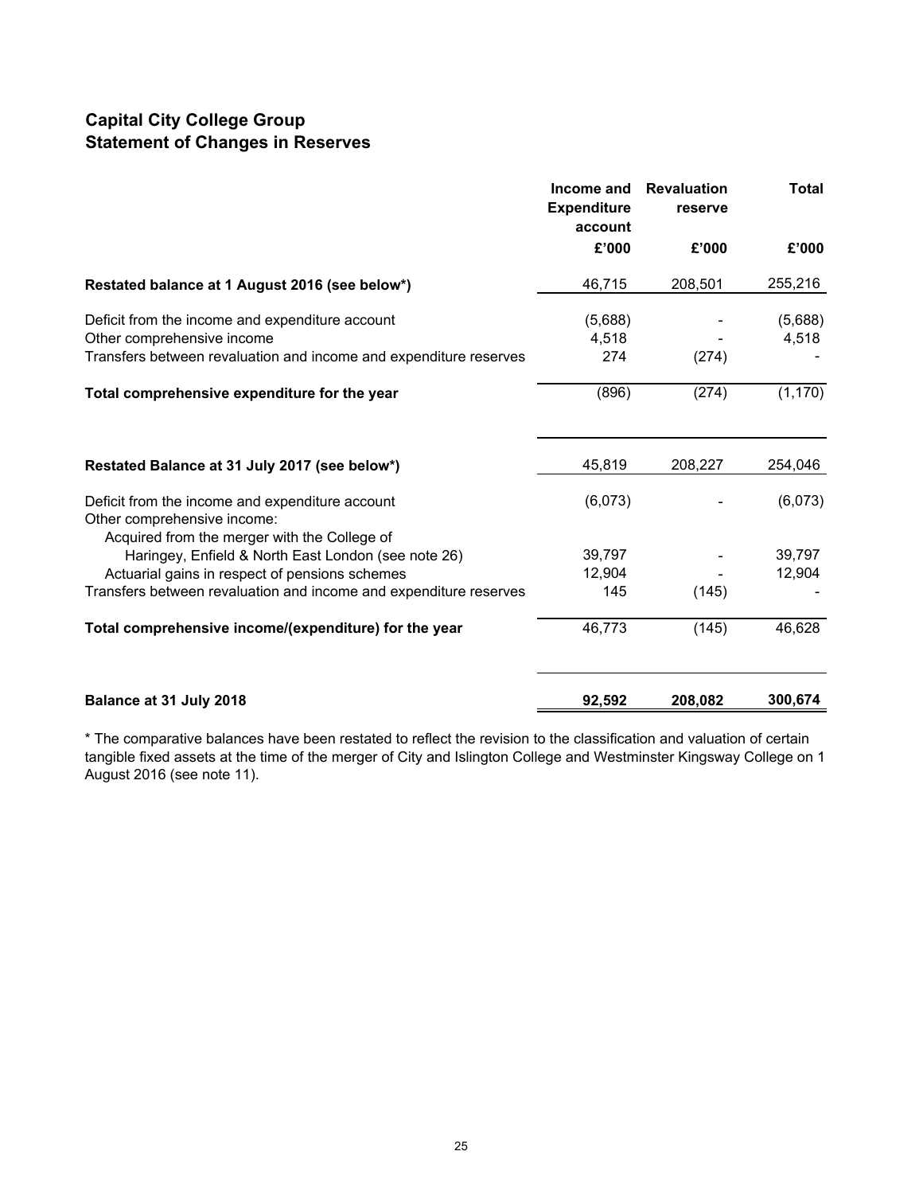## Capital City College Group
## Statement of Changes in Reserves

| | Income and Expenditure account | Revaluation reserve | Total |
|---|---|---|---|
| | £'000 | £'000 | £'000 |
| **Restated balance at 1 August 2016 (see below\*)** | 46,715 | 208,501 | 255,216 |
| Deficit from the income and expenditure account | (5,688) | - | (5,688) |
| Other comprehensive income | 4,518 | - | 4,518 |
| Transfers between revaluation and income and expenditure reserves | 274 | (274) | - |
| **Total comprehensive expenditure for the year** | (896) | (274) | (1,170) |
| **Restated Balance at 31 July 2017 (see below\*)** | 45,819 | 208,227 | 254,046 |
| Deficit from the income and expenditure account | (6,073) | - | (6,073) |
| Other comprehensive income: | | | |
| Acquired from the merger with the College of Haringey, Enfield & North East London (see note 26) | 39,797 | - | 39,797 |
| Actuarial gains in respect of pensions schemes | 12,904 | - | 12,904 |
| Transfers between revaluation and income and expenditure reserves | 145 | (145) | - |
| **Total comprehensive income/(expenditure) for the year** | 46,773 | (145) | 46,628 |
| **Balance at 31 July 2018** | **92,592** | **208,082** | **300,674** |

* The comparative balances have been restated to reflect the revision to the classification and valuation of certain tangible fixed assets at the time of the merger of City and Islington College and Westminster Kingsway College on 1 August 2016 (see note 11).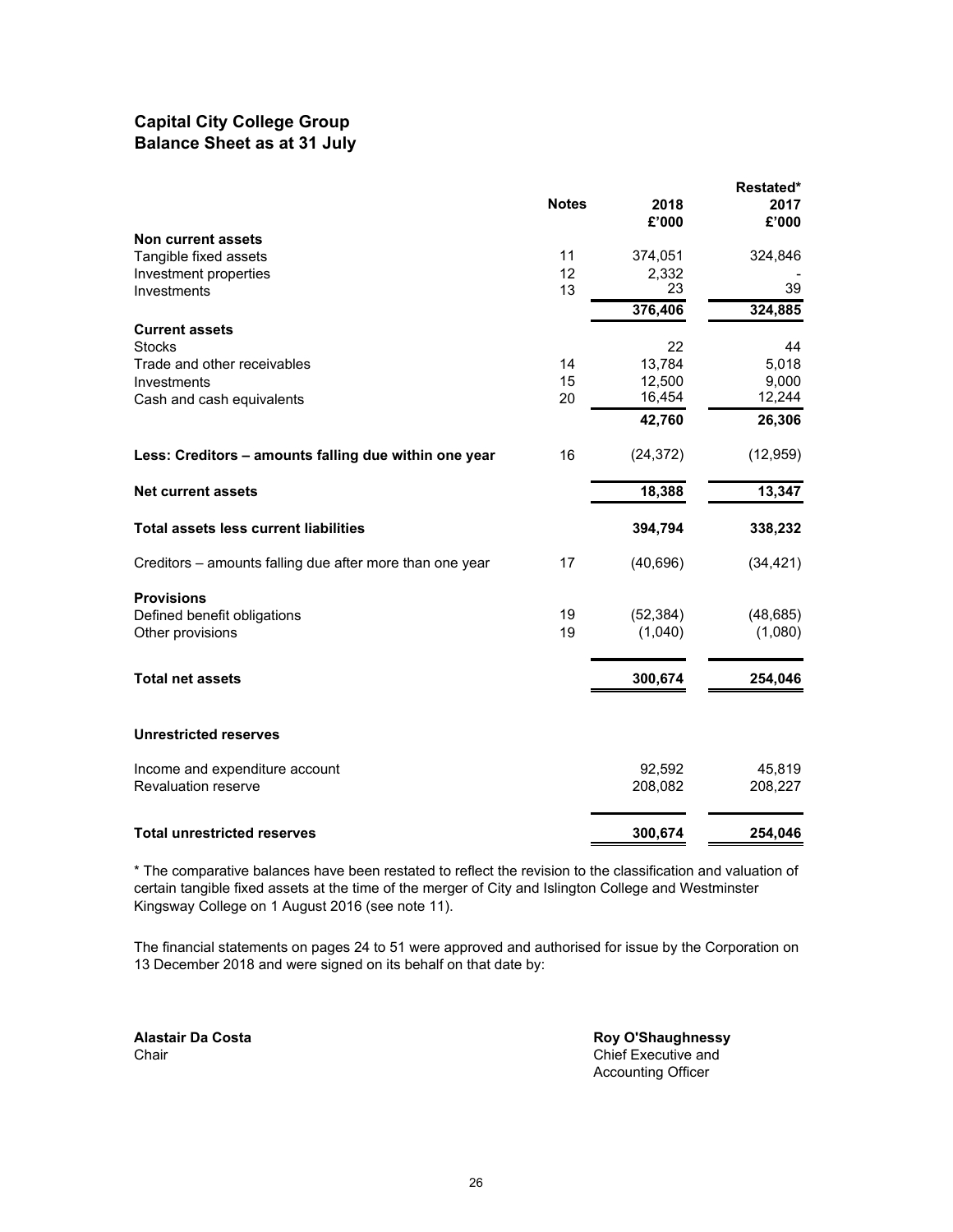# Capital City College Group
## Balance Sheet as at 31 July

| | Notes | 2018 £'000 | Restated* 2017 £'000 |
|---|---|---|---|
| **Non current assets** | | | |
| Tangible fixed assets | 11 | 374,051 | 324,846 |
| Investment properties | 12 | 2,332 | - |
| Investments | 13 | 23 | 39 |
| | | **376,406** | **324,885** |
| **Current assets** | | | |
| Stocks | | 22 | 44 |
| Trade and other receivables | 14 | 13,784 | 5,018 |
| Investments | 15 | 12,500 | 9,000 |
| Cash and cash equivalents | 20 | 16,454 | 12,244 |
| | | **42,760** | **26,306** |
| **Less: Creditors – amounts falling due within one year** | 16 | (24,372) | (12,959) |
| **Net current assets** | | **18,388** | **13,347** |
| **Total assets less current liabilities** | | **394,794** | **338,232** |
| Creditors – amounts falling due after more than one year | 17 | (40,696) | (34,421) |
| **Provisions** | | | |
| Defined benefit obligations | 19 | (52,384) | (48,685) |
| Other provisions | 19 | (1,040) | (1,080) |
| **Total net assets** | | **300,674** | **254,046** |
| **Unrestricted reserves** | | | |
| Income and expenditure account | | 92,592 | 45,819 |
| Revaluation reserve | | 208,082 | 208,227 |
| **Total unrestricted reserves** | | **300,674** | **254,046** |

* The comparative balances have been restated to reflect the revision to the classification and valuation of certain tangible fixed assets at the time of the merger of City and Islington College and Westminster Kingsway College on 1 August 2016 (see note 11).

The financial statements on pages 24 to 51 were approved and authorised for issue by the Corporation on 13 December 2018 and were signed on its behalf on that date by:

**Alastair Da Costa**
Chair

**Roy O'Shaughnessy**
Chief Executive and
Accounting Officer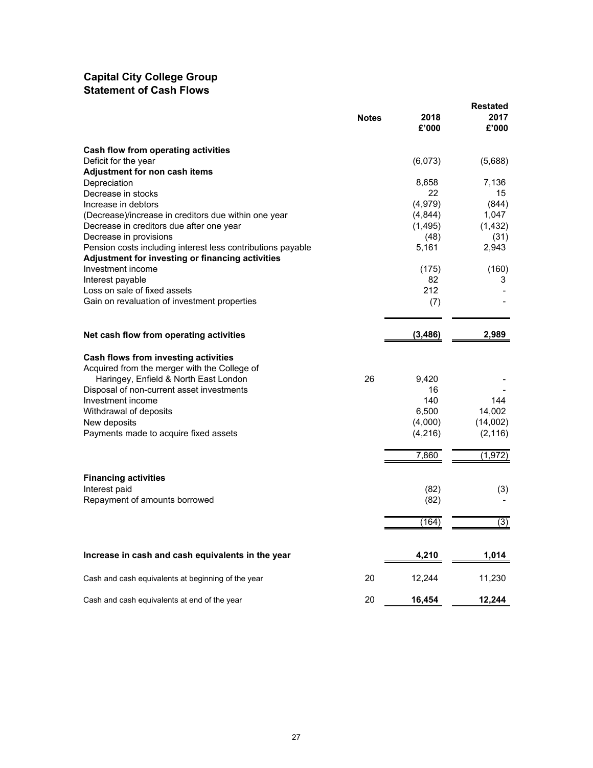## Capital City College Group
## Statement of Cash Flows

| | Notes | 2018 £'000 | Restated 2017 £'000 |
|---|---|---|---|
| **Cash flow from operating activities** | | | |
| Deficit for the year | | (6,073) | (5,688) |
| **Adjustment for non cash items** | | | |
| Depreciation | | 8,658 | 7,136 |
| Decrease in stocks | | 22 | 15 |
| Increase in debtors | | (4,979) | (844) |
| (Decrease)/increase in creditors due within one year | | (4,844) | 1,047 |
| Decrease in creditors due after one year | | (1,495) | (1,432) |
| Decrease in provisions | | (48) | (31) |
| Pension costs including interest less contributions payable | | 5,161 | 2,943 |
| **Adjustment for investing or financing activities** | | | |
| Investment income | | (175) | (160) |
| Interest payable | | 82 | 3 |
| Loss on sale of fixed assets | | 212 | - |
| Gain on revaluation of investment properties | | (7) | - |
| **Net cash flow from operating activities** | | **(3,486)** | **2,989** |
| **Cash flows from investing activities** | | | |
| Acquired from the merger with the College of Haringey, Enfield & North East London | 26 | 9,420 | - |
| Disposal of non-current asset investments | | 16 | - |
| Investment income | | 140 | 144 |
| Withdrawal of deposits | | 6,500 | 14,002 |
| New deposits | | (4,000) | (14,002) |
| Payments made to acquire fixed assets | | (4,216) | (2,116) |
| | | 7,860 | (1,972) |
| **Financing activities** | | | |
| Interest paid | | (82) | (3) |
| Repayment of amounts borrowed | | (82) | - |
| | | (164) | (3) |
| **Increase in cash and cash equivalents in the year** | | **4,210** | **1,014** |
| Cash and cash equivalents at beginning of the year | 20 | 12,244 | 11,230 |
| Cash and cash equivalents at end of the year | 20 | **16,454** | **12,244** |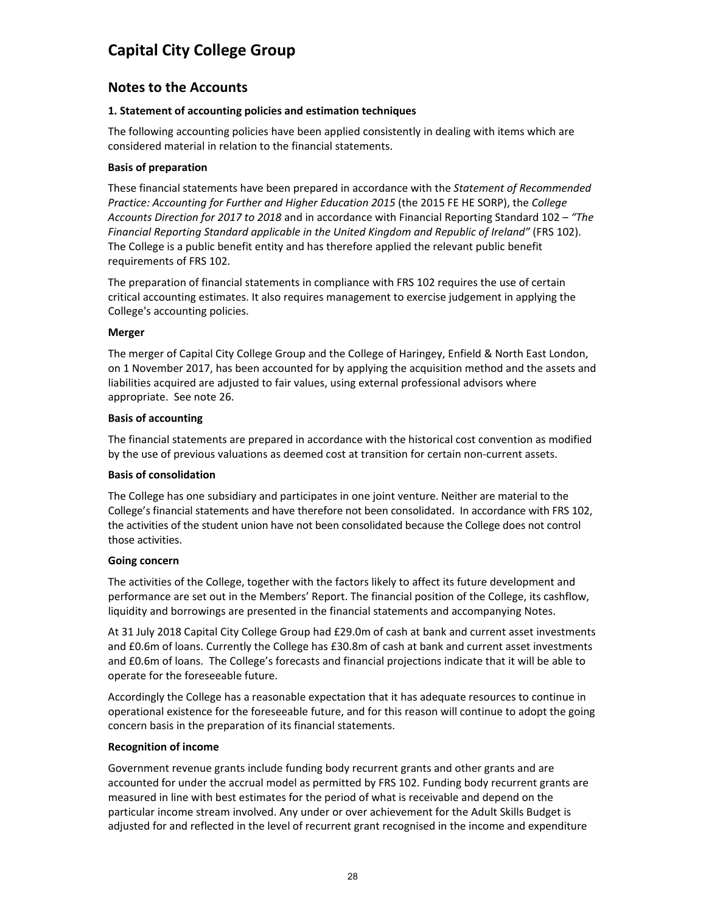# Capital City College Group

## Notes to the Accounts

### 1. Statement of accounting policies and estimation techniques

The following accounting policies have been applied consistently in dealing with items which are considered material in relation to the financial statements.

**Basis of preparation**

These financial statements have been prepared in accordance with the *Statement of Recommended Practice: Accounting for Further and Higher Education 2015* (the 2015 FE HE SORP), the *College Accounts Direction for 2017 to 2018* and in accordance with Financial Reporting Standard 102 – *"The Financial Reporting Standard applicable in the United Kingdom and Republic of Ireland"* (FRS 102). The College is a public benefit entity and has therefore applied the relevant public benefit requirements of FRS 102.

The preparation of financial statements in compliance with FRS 102 requires the use of certain critical accounting estimates. It also requires management to exercise judgement in applying the College's accounting policies.

**Merger**

The merger of Capital City College Group and the College of Haringey, Enfield & North East London, on 1 November 2017, has been accounted for by applying the acquisition method and the assets and liabilities acquired are adjusted to fair values, using external professional advisors where appropriate. See note 26.

**Basis of accounting**

The financial statements are prepared in accordance with the historical cost convention as modified by the use of previous valuations as deemed cost at transition for certain non-current assets.

**Basis of consolidation**

The College has one subsidiary and participates in one joint venture. Neither are material to the College's financial statements and have therefore not been consolidated. In accordance with FRS 102, the activities of the student union have not been consolidated because the College does not control those activities.

**Going concern**

The activities of the College, together with the factors likely to affect its future development and performance are set out in the Members' Report. The financial position of the College, its cashflow, liquidity and borrowings are presented in the financial statements and accompanying Notes.

At 31 July 2018 Capital City College Group had £29.0m of cash at bank and current asset investments and £0.6m of loans. Currently the College has £30.8m of cash at bank and current asset investments and £0.6m of loans. The College's forecasts and financial projections indicate that it will be able to operate for the foreseeable future.

Accordingly the College has a reasonable expectation that it has adequate resources to continue in operational existence for the foreseeable future, and for this reason will continue to adopt the going concern basis in the preparation of its financial statements.

**Recognition of income**

Government revenue grants include funding body recurrent grants and other grants and are accounted for under the accrual model as permitted by FRS 102. Funding body recurrent grants are measured in line with best estimates for the period of what is receivable and depend on the particular income stream involved. Any under or over achievement for the Adult Skills Budget is adjusted for and reflected in the level of recurrent grant recognised in the income and expenditure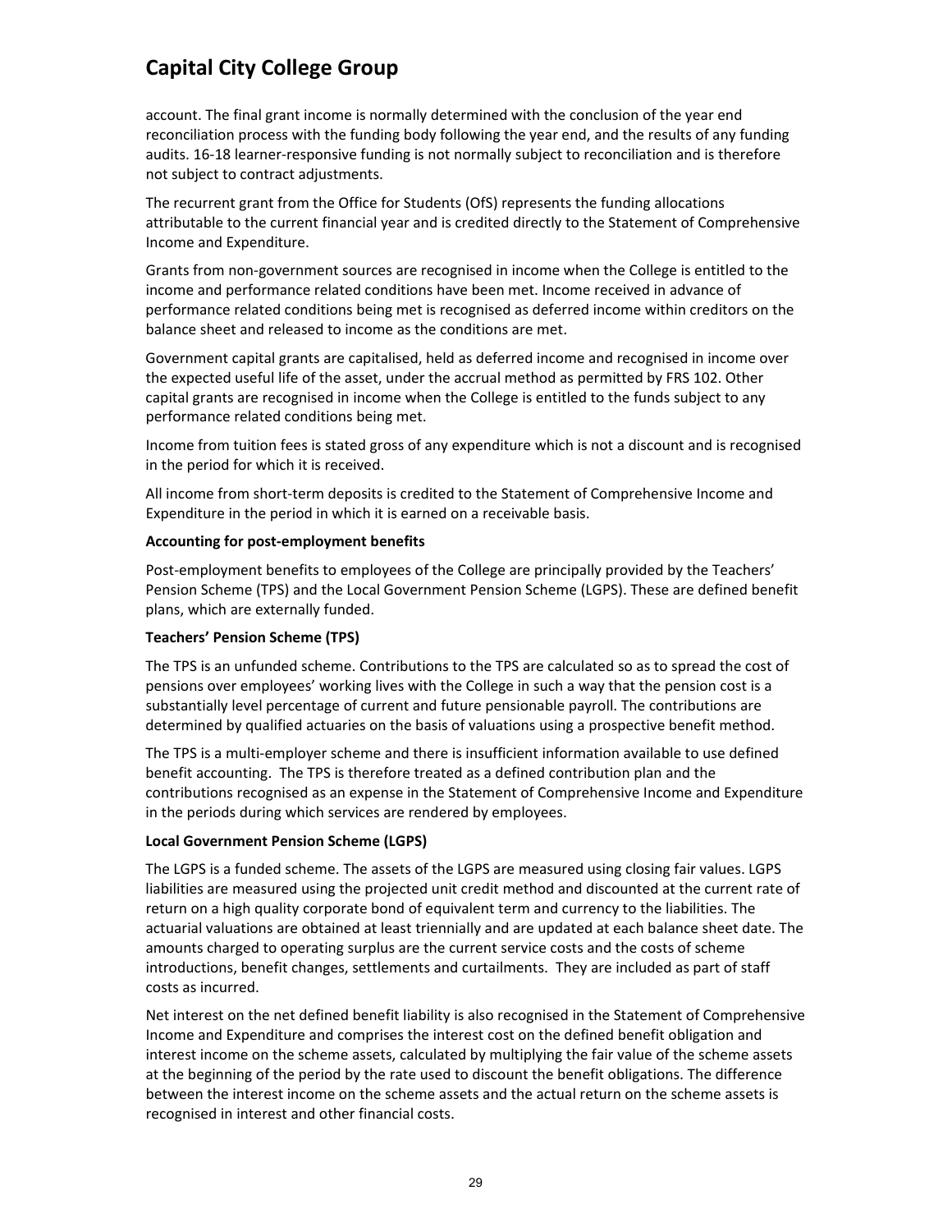account. The final grant income is normally determined with the conclusion of the year end reconciliation process with the funding body following the year end, and the results of any funding audits. 16-18 learner-responsive funding is not normally subject to reconciliation and is therefore not subject to contract adjustments.

The recurrent grant from the Office for Students (OfS) represents the funding allocations attributable to the current financial year and is credited directly to the Statement of Comprehensive Income and Expenditure.

Grants from non-government sources are recognised in income when the College is entitled to the income and performance related conditions have been met. Income received in advance of performance related conditions being met is recognised as deferred income within creditors on the balance sheet and released to income as the conditions are met.

Government capital grants are capitalised, held as deferred income and recognised in income over the expected useful life of the asset, under the accrual method as permitted by FRS 102. Other capital grants are recognised in income when the College is entitled to the funds subject to any performance related conditions being met.

Income from tuition fees is stated gross of any expenditure which is not a discount and is recognised in the period for which it is received.

All income from short-term deposits is credited to the Statement of Comprehensive Income and Expenditure in the period in which it is earned on a receivable basis.

**Accounting for post-employment benefits**

Post-employment benefits to employees of the College are principally provided by the Teachers' Pension Scheme (TPS) and the Local Government Pension Scheme (LGPS). These are defined benefit plans, which are externally funded.

**Teachers' Pension Scheme (TPS)**

The TPS is an unfunded scheme. Contributions to the TPS are calculated so as to spread the cost of pensions over employees' working lives with the College in such a way that the pension cost is a substantially level percentage of current and future pensionable payroll. The contributions are determined by qualified actuaries on the basis of valuations using a prospective benefit method.

The TPS is a multi-employer scheme and there is insufficient information available to use defined benefit accounting. The TPS is therefore treated as a defined contribution plan and the contributions recognised as an expense in the Statement of Comprehensive Income and Expenditure in the periods during which services are rendered by employees.

**Local Government Pension Scheme (LGPS)**

The LGPS is a funded scheme. The assets of the LGPS are measured using closing fair values. LGPS liabilities are measured using the projected unit credit method and discounted at the current rate of return on a high quality corporate bond of equivalent term and currency to the liabilities. The actuarial valuations are obtained at least triennially and are updated at each balance sheet date. The amounts charged to operating surplus are the current service costs and the costs of scheme introductions, benefit changes, settlements and curtailments. They are included as part of staff costs as incurred.

Net interest on the net defined benefit liability is also recognised in the Statement of Comprehensive Income and Expenditure and comprises the interest cost on the defined benefit obligation and interest income on the scheme assets, calculated by multiplying the fair value of the scheme assets at the beginning of the period by the rate used to discount the benefit obligations. The difference between the interest income on the scheme assets and the actual return on the scheme assets is recognised in interest and other financial costs.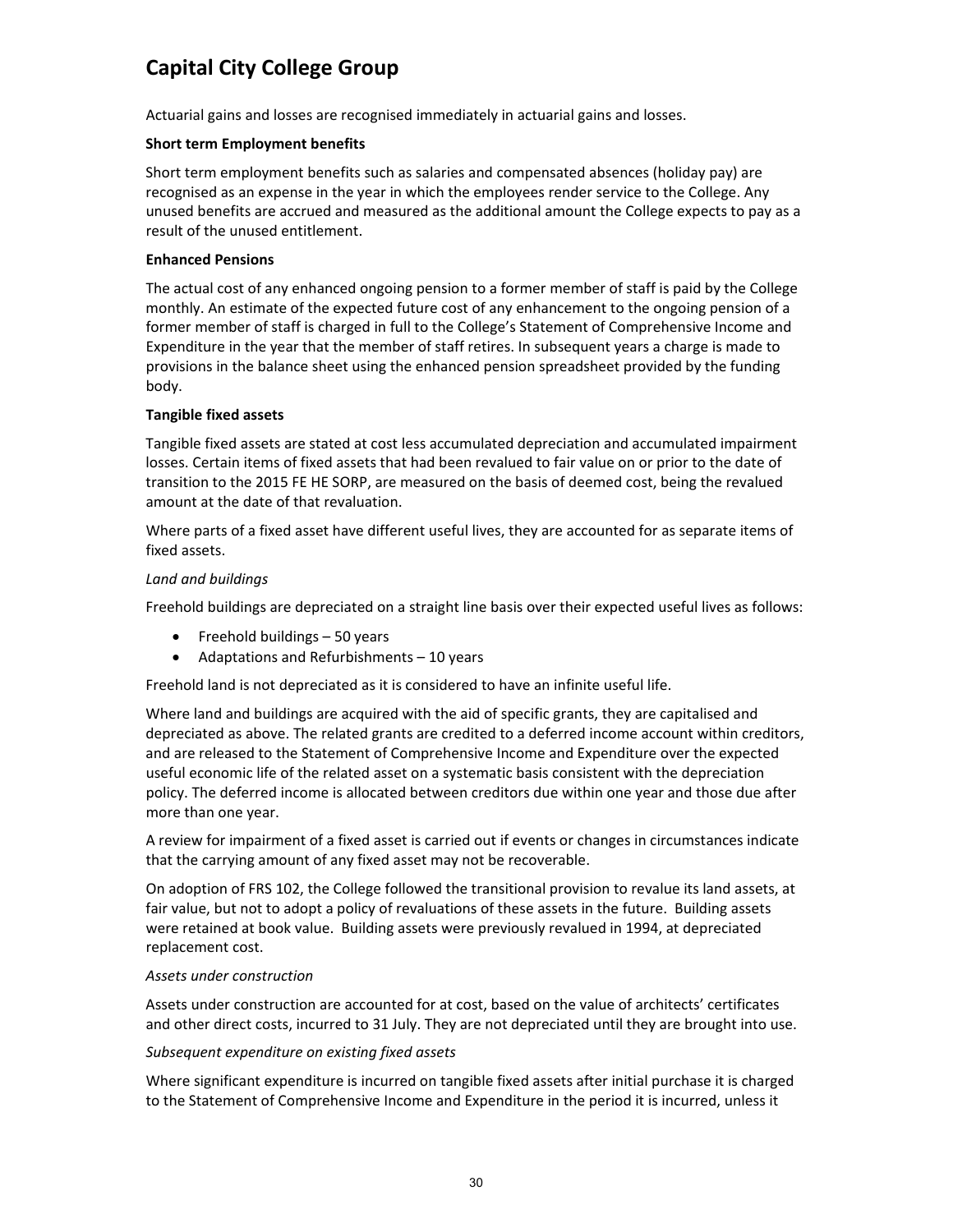Actuarial gains and losses are recognised immediately in actuarial gains and losses.

**Short term Employment benefits**

Short term employment benefits such as salaries and compensated absences (holiday pay) are recognised as an expense in the year in which the employees render service to the College. Any unused benefits are accrued and measured as the additional amount the College expects to pay as a result of the unused entitlement.

**Enhanced Pensions**

The actual cost of any enhanced ongoing pension to a former member of staff is paid by the College monthly. An estimate of the expected future cost of any enhancement to the ongoing pension of a former member of staff is charged in full to the College's Statement of Comprehensive Income and Expenditure in the year that the member of staff retires. In subsequent years a charge is made to provisions in the balance sheet using the enhanced pension spreadsheet provided by the funding body.

**Tangible fixed assets**

Tangible fixed assets are stated at cost less accumulated depreciation and accumulated impairment losses. Certain items of fixed assets that had been revalued to fair value on or prior to the date of transition to the 2015 FE HE SORP, are measured on the basis of deemed cost, being the revalued amount at the date of that revaluation.

Where parts of a fixed asset have different useful lives, they are accounted for as separate items of fixed assets.

*Land and buildings*

Freehold buildings are depreciated on a straight line basis over their expected useful lives as follows:

- Freehold buildings – 50 years
- Adaptations and Refurbishments – 10 years

Freehold land is not depreciated as it is considered to have an infinite useful life.

Where land and buildings are acquired with the aid of specific grants, they are capitalised and depreciated as above. The related grants are credited to a deferred income account within creditors, and are released to the Statement of Comprehensive Income and Expenditure over the expected useful economic life of the related asset on a systematic basis consistent with the depreciation policy. The deferred income is allocated between creditors due within one year and those due after more than one year.

A review for impairment of a fixed asset is carried out if events or changes in circumstances indicate that the carrying amount of any fixed asset may not be recoverable.

On adoption of FRS 102, the College followed the transitional provision to revalue its land assets, at fair value, but not to adopt a policy of revaluations of these assets in the future. Building assets were retained at book value. Building assets were previously revalued in 1994, at depreciated replacement cost.

*Assets under construction*

Assets under construction are accounted for at cost, based on the value of architects' certificates and other direct costs, incurred to 31 July. They are not depreciated until they are brought into use.

*Subsequent expenditure on existing fixed assets*

Where significant expenditure is incurred on tangible fixed assets after initial purchase it is charged to the Statement of Comprehensive Income and Expenditure in the period it is incurred, unless it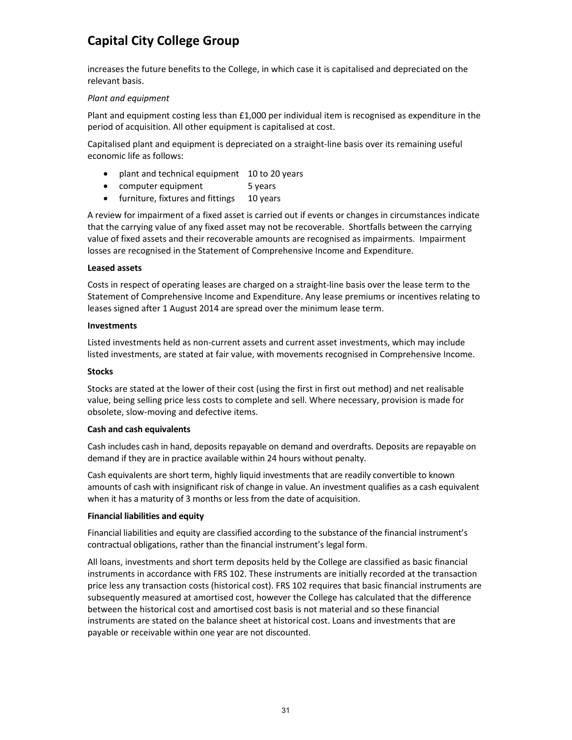increases the future benefits to the College, in which case it is capitalised and depreciated on the relevant basis.

*Plant and equipment*

Plant and equipment costing less than £1,000 per individual item is recognised as expenditure in the period of acquisition. All other equipment is capitalised at cost.

Capitalised plant and equipment is depreciated on a straight-line basis over its remaining useful economic life as follows:

- plant and technical equipment 10 to 20 years
- computer equipment 5 years
- furniture, fixtures and fittings 10 years

A review for impairment of a fixed asset is carried out if events or changes in circumstances indicate that the carrying value of any fixed asset may not be recoverable. Shortfalls between the carrying value of fixed assets and their recoverable amounts are recognised as impairments. Impairment losses are recognised in the Statement of Comprehensive Income and Expenditure.

**Leased assets**

Costs in respect of operating leases are charged on a straight-line basis over the lease term to the Statement of Comprehensive Income and Expenditure. Any lease premiums or incentives relating to leases signed after 1 August 2014 are spread over the minimum lease term.

**Investments**

Listed investments held as non-current assets and current asset investments, which may include listed investments, are stated at fair value, with movements recognised in Comprehensive Income.

**Stocks**

Stocks are stated at the lower of their cost (using the first in first out method) and net realisable value, being selling price less costs to complete and sell. Where necessary, provision is made for obsolete, slow-moving and defective items.

**Cash and cash equivalents**

Cash includes cash in hand, deposits repayable on demand and overdrafts. Deposits are repayable on demand if they are in practice available within 24 hours without penalty.

Cash equivalents are short term, highly liquid investments that are readily convertible to known amounts of cash with insignificant risk of change in value. An investment qualifies as a cash equivalent when it has a maturity of 3 months or less from the date of acquisition.

**Financial liabilities and equity**

Financial liabilities and equity are classified according to the substance of the financial instrument's contractual obligations, rather than the financial instrument's legal form.

All loans, investments and short term deposits held by the College are classified as basic financial instruments in accordance with FRS 102. These instruments are initially recorded at the transaction price less any transaction costs (historical cost). FRS 102 requires that basic financial instruments are subsequently measured at amortised cost, however the College has calculated that the difference between the historical cost and amortised cost basis is not material and so these financial instruments are stated on the balance sheet at historical cost. Loans and investments that are payable or receivable within one year are not discounted.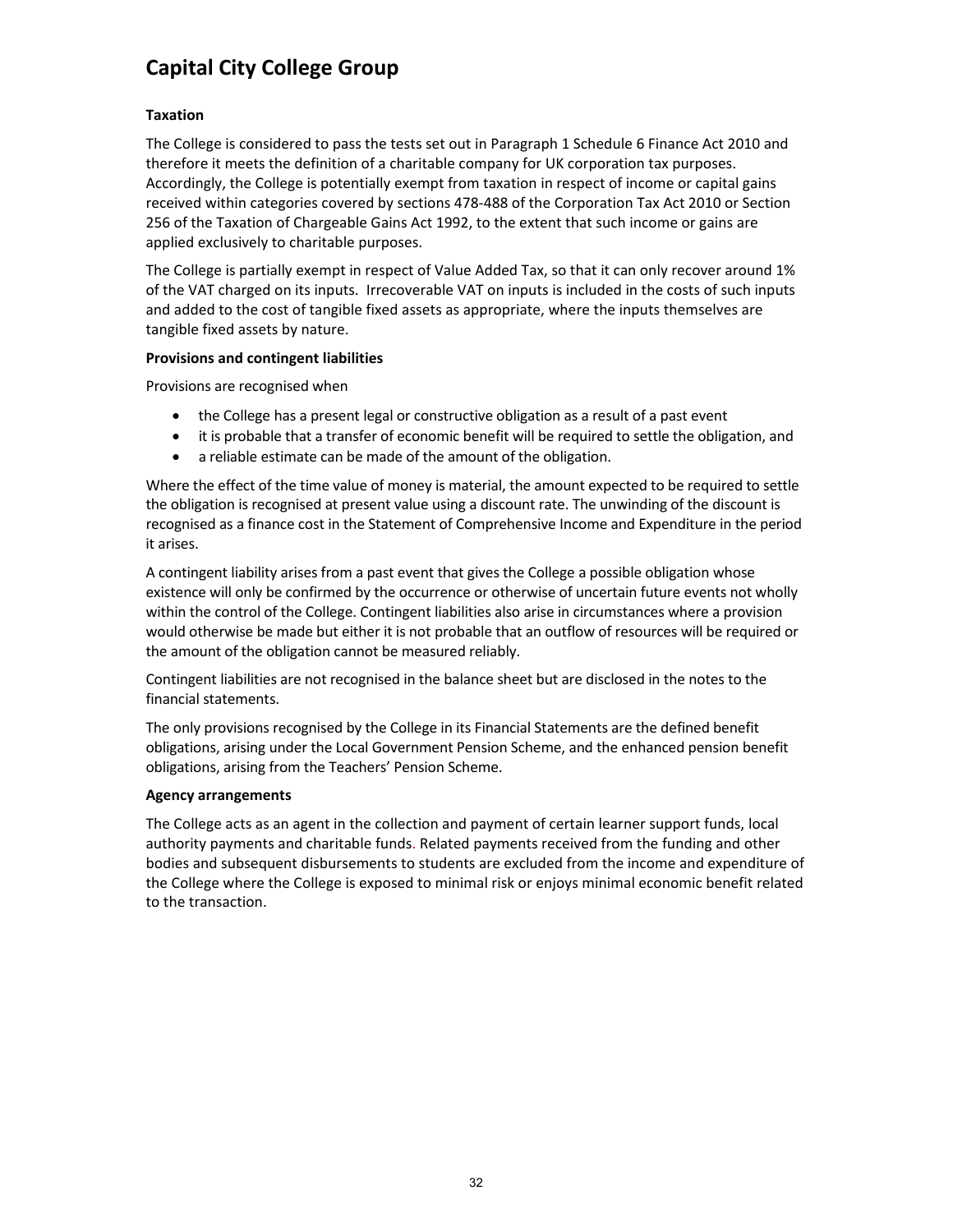**Taxation**

The College is considered to pass the tests set out in Paragraph 1 Schedule 6 Finance Act 2010 and therefore it meets the definition of a charitable company for UK corporation tax purposes. Accordingly, the College is potentially exempt from taxation in respect of income or capital gains received within categories covered by sections 478-488 of the Corporation Tax Act 2010 or Section 256 of the Taxation of Chargeable Gains Act 1992, to the extent that such income or gains are applied exclusively to charitable purposes.

The College is partially exempt in respect of Value Added Tax, so that it can only recover around 1% of the VAT charged on its inputs. Irrecoverable VAT on inputs is included in the costs of such inputs and added to the cost of tangible fixed assets as appropriate, where the inputs themselves are tangible fixed assets by nature.

**Provisions and contingent liabilities**

Provisions are recognised when

- the College has a present legal or constructive obligation as a result of a past event
- it is probable that a transfer of economic benefit will be required to settle the obligation, and
- a reliable estimate can be made of the amount of the obligation.

Where the effect of the time value of money is material, the amount expected to be required to settle the obligation is recognised at present value using a discount rate. The unwinding of the discount is recognised as a finance cost in the Statement of Comprehensive Income and Expenditure in the period it arises.

A contingent liability arises from a past event that gives the College a possible obligation whose existence will only be confirmed by the occurrence or otherwise of uncertain future events not wholly within the control of the College. Contingent liabilities also arise in circumstances where a provision would otherwise be made but either it is not probable that an outflow of resources will be required or the amount of the obligation cannot be measured reliably.

Contingent liabilities are not recognised in the balance sheet but are disclosed in the notes to the financial statements.

The only provisions recognised by the College in its Financial Statements are the defined benefit obligations, arising under the Local Government Pension Scheme, and the enhanced pension benefit obligations, arising from the Teachers' Pension Scheme.

**Agency arrangements**

The College acts as an agent in the collection and payment of certain learner support funds, local authority payments and charitable funds. Related payments received from the funding and other bodies and subsequent disbursements to students are excluded from the income and expenditure of the College where the College is exposed to minimal risk or enjoys minimal economic benefit related to the transaction.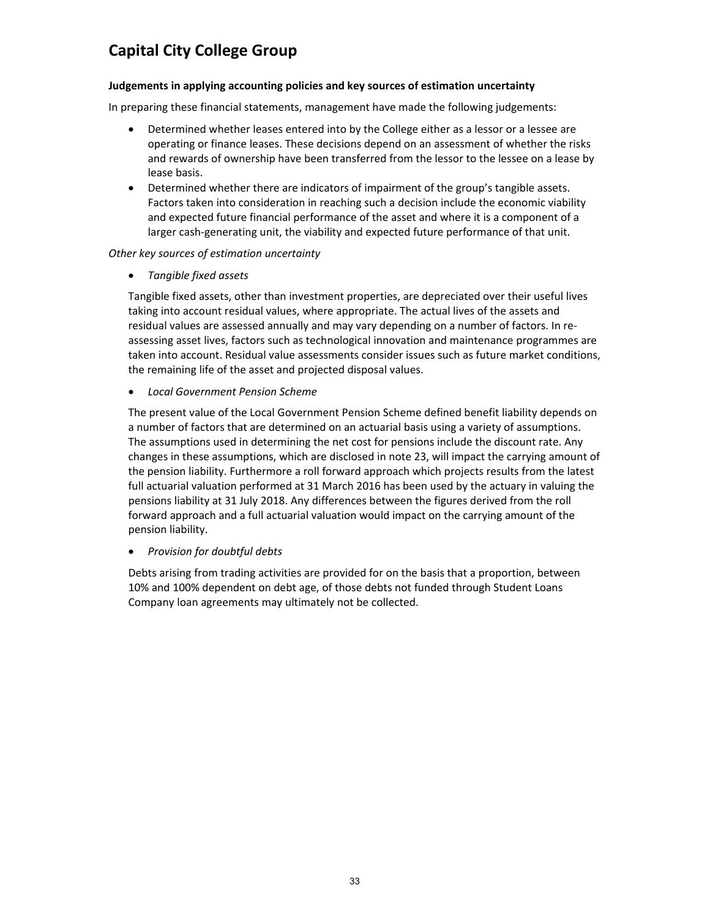**Judgements in applying accounting policies and key sources of estimation uncertainty**

In preparing these financial statements, management have made the following judgements:

- Determined whether leases entered into by the College either as a lessor or a lessee are operating or finance leases. These decisions depend on an assessment of whether the risks and rewards of ownership have been transferred from the lessor to the lessee on a lease by lease basis.
- Determined whether there are indicators of impairment of the group's tangible assets. Factors taken into consideration in reaching such a decision include the economic viability and expected future financial performance of the asset and where it is a component of a larger cash-generating unit, the viability and expected future performance of that unit.

*Other key sources of estimation uncertainty*

- *Tangible fixed assets*

Tangible fixed assets, other than investment properties, are depreciated over their useful lives taking into account residual values, where appropriate. The actual lives of the assets and residual values are assessed annually and may vary depending on a number of factors. In re-assessing asset lives, factors such as technological innovation and maintenance programmes are taken into account. Residual value assessments consider issues such as future market conditions, the remaining life of the asset and projected disposal values.

- *Local Government Pension Scheme*

The present value of the Local Government Pension Scheme defined benefit liability depends on a number of factors that are determined on an actuarial basis using a variety of assumptions. The assumptions used in determining the net cost for pensions include the discount rate. Any changes in these assumptions, which are disclosed in note 23, will impact the carrying amount of the pension liability. Furthermore a roll forward approach which projects results from the latest full actuarial valuation performed at 31 March 2016 has been used by the actuary in valuing the pensions liability at 31 July 2018. Any differences between the figures derived from the roll forward approach and a full actuarial valuation would impact on the carrying amount of the pension liability.

- *Provision for doubtful debts*

Debts arising from trading activities are provided for on the basis that a proportion, between 10% and 100% dependent on debt age, of those debts not funded through Student Loans Company loan agreements may ultimately not be collected.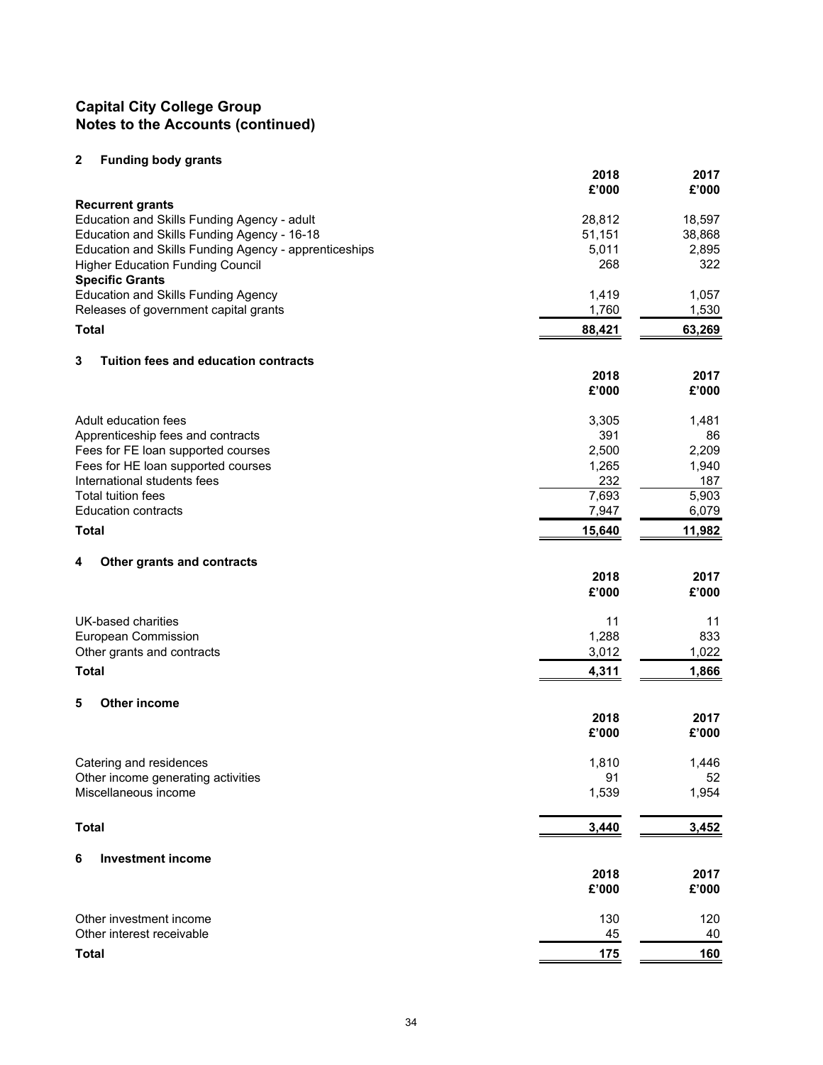# Capital City College Group
## Notes to the Accounts (continued)

### 2 Funding body grants

| | 2018 £'000 | 2017 £'000 |
|---|---|---|
| **Recurrent grants** | | |
| Education and Skills Funding Agency - adult | 28,812 | 18,597 |
| Education and Skills Funding Agency - 16-18 | 51,151 | 38,868 |
| Education and Skills Funding Agency - apprenticeships | 5,011 | 2,895 |
| Higher Education Funding Council | 268 | 322 |
| **Specific Grants** | | |
| Education and Skills Funding Agency | 1,419 | 1,057 |
| Releases of government capital grants | 1,760 | 1,530 |
| **Total** | **88,421** | **63,269** |

### 3 Tuition fees and education contracts

| | 2018 £'000 | 2017 £'000 |
|---|---|---|
| Adult education fees | 3,305 | 1,481 |
| Apprenticeship fees and contracts | 391 | 86 |
| Fees for FE loan supported courses | 2,500 | 2,209 |
| Fees for HE loan supported courses | 1,265 | 1,940 |
| International students fees | 232 | 187 |
| Total tuition fees | 7,693 | 5,903 |
| Education contracts | 7,947 | 6,079 |
| **Total** | **15,640** | **11,982** |

### 4 Other grants and contracts

| | 2018 £'000 | 2017 £'000 |
|---|---|---|
| UK-based charities | 11 | 11 |
| European Commission | 1,288 | 833 |
| Other grants and contracts | 3,012 | 1,022 |
| **Total** | **4,311** | **1,866** |

### 5 Other income

| | 2018 £'000 | 2017 £'000 |
|---|---|---|
| Catering and residences | 1,810 | 1,446 |
| Other income generating activities | 91 | 52 |
| Miscellaneous income | 1,539 | 1,954 |
| **Total** | **3,440** | **3,452** |

### 6 Investment income

| | 2018 £'000 | 2017 £'000 |
|---|---|---|
| Other investment income | 130 | 120 |
| Other interest receivable | 45 | 40 |
| **Total** | **175** | **160** |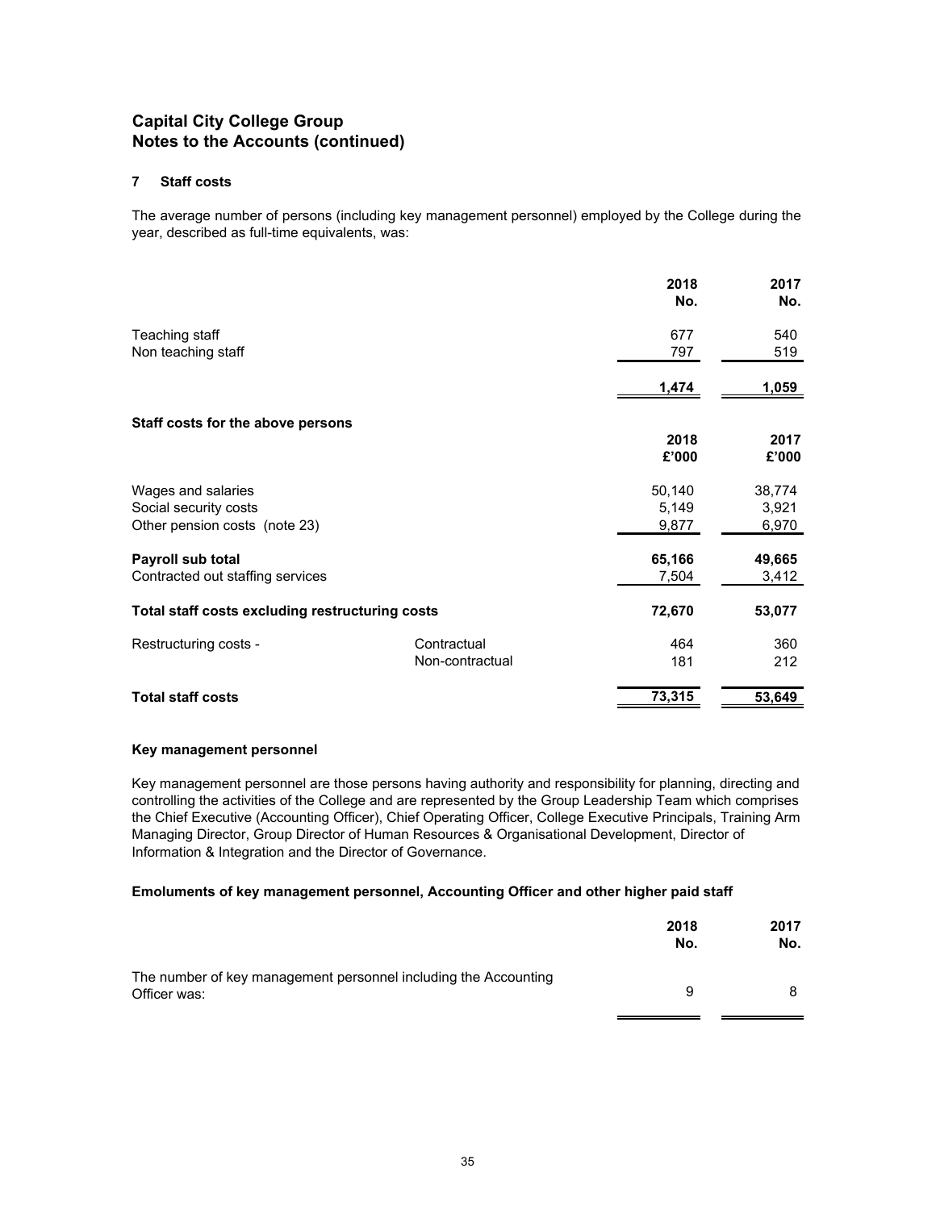# Capital City College Group
# Notes to the Accounts (continued)

## 7 Staff costs

The average number of persons (including key management personnel) employed by the College during the year, described as full-time equivalents, was:

| | 2018 No. | 2017 No. |
|---|---|---|
| Teaching staff | 677 | 540 |
| Non teaching staff | 797 | 519 |
| | **1,474** | **1,059** |

**Staff costs for the above persons**

| | | 2018 £'000 | 2017 £'000 |
|---|---|---|---|
| Wages and salaries | | 50,140 | 38,774 |
| Social security costs | | 5,149 | 3,921 |
| Other pension costs (note 23) | | 9,877 | 6,970 |
| **Payroll sub total** | | **65,166** | **49,665** |
| Contracted out staffing services | | 7,504 | 3,412 |
| **Total staff costs excluding restructuring costs** | | **72,670** | **53,077** |
| Restructuring costs - | Contractual | 464 | 360 |
| | Non-contractual | 181 | 212 |
| **Total staff costs** | | **73,315** | **53,649** |

**Key management personnel**

Key management personnel are those persons having authority and responsibility for planning, directing and controlling the activities of the College and are represented by the Group Leadership Team which comprises the Chief Executive (Accounting Officer), Chief Operating Officer, College Executive Principals, Training Arm Managing Director, Group Director of Human Resources & Organisational Development, Director of Information & Integration and the Director of Governance.

**Emoluments of key management personnel, Accounting Officer and other higher paid staff**

| | 2018 No. | 2017 No. |
|---|---|---|
| The number of key management personnel including the Accounting Officer was: | 9 | 8 |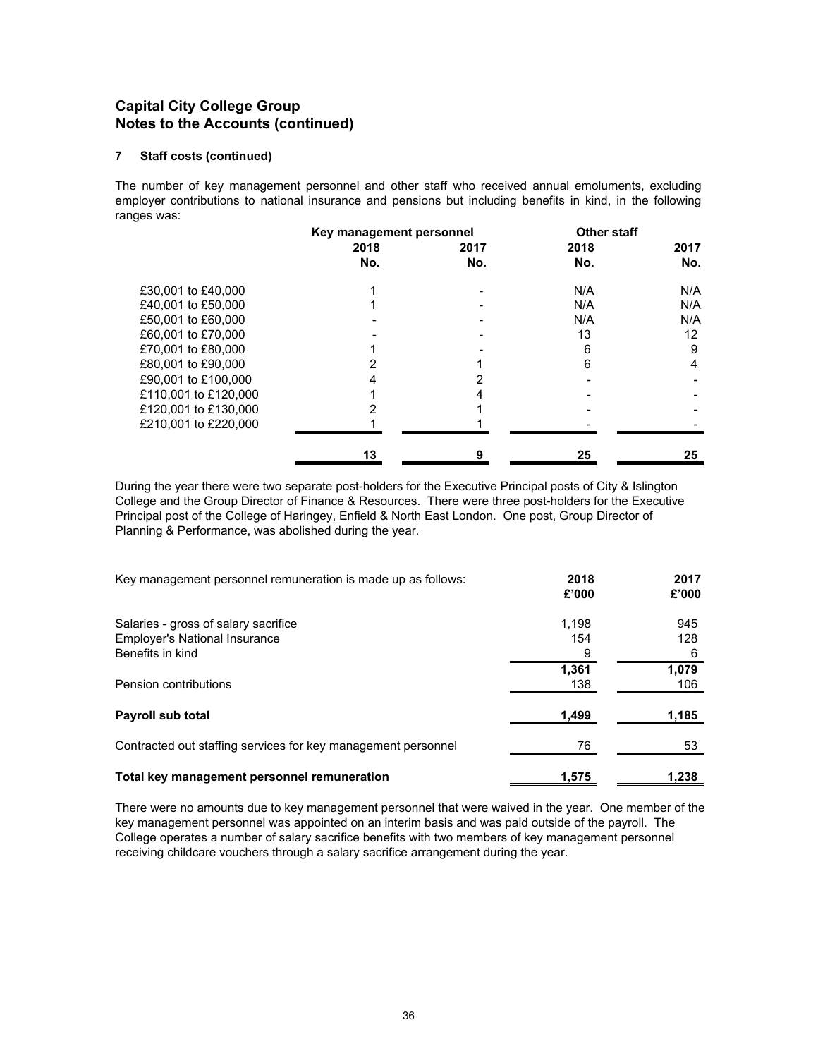## Capital City College Group
## Notes to the Accounts (continued)

### 7 Staff costs (continued)

The number of key management personnel and other staff who received annual emoluments, excluding employer contributions to national insurance and pensions but including benefits in kind, in the following ranges was:

| | Key management personnel | | Other staff | |
|---|---|---|---|---|
| | 2018 No. | 2017 No. | 2018 No. | 2017 No. |
| £30,001 to £40,000 | 1 | - | N/A | N/A |
| £40,001 to £50,000 | 1 | - | N/A | N/A |
| £50,001 to £60,000 | - | - | N/A | N/A |
| £60,001 to £70,000 | - | - | 13 | 12 |
| £70,001 to £80,000 | 1 | - | 6 | 9 |
| £80,001 to £90,000 | 2 | 1 | 6 | 4 |
| £90,001 to £100,000 | 4 | 2 | - | - |
| £110,001 to £120,000 | 1 | 4 | - | - |
| £120,001 to £130,000 | 2 | 1 | - | - |
| £210,001 to £220,000 | 1 | 1 | - | - |
| | **13** | **9** | **25** | **25** |

During the year there were two separate post-holders for the Executive Principal posts of City & Islington College and the Group Director of Finance & Resources. There were three post-holders for the Executive Principal post of the College of Haringey, Enfield & North East London. One post, Group Director of Planning & Performance, was abolished during the year.

| Key management personnel remuneration is made up as follows: | 2018 £'000 | 2017 £'000 |
|---|---|---|
| Salaries - gross of salary sacrifice | 1,198 | 945 |
| Employer's National Insurance | 154 | 128 |
| Benefits in kind | 9 | 6 |
| | **1,361** | **1,079** |
| Pension contributions | 138 | 106 |
| **Payroll sub total** | **1,499** | **1,185** |
| Contracted out staffing services for key management personnel | 76 | 53 |
| **Total key management personnel remuneration** | **1,575** | **1,238** |

There were no amounts due to key management personnel that were waived in the year. One member of the key management personnel was appointed on an interim basis and was paid outside of the payroll. The College operates a number of salary sacrifice benefits with two members of key management personnel receiving childcare vouchers through a salary sacrifice arrangement during the year.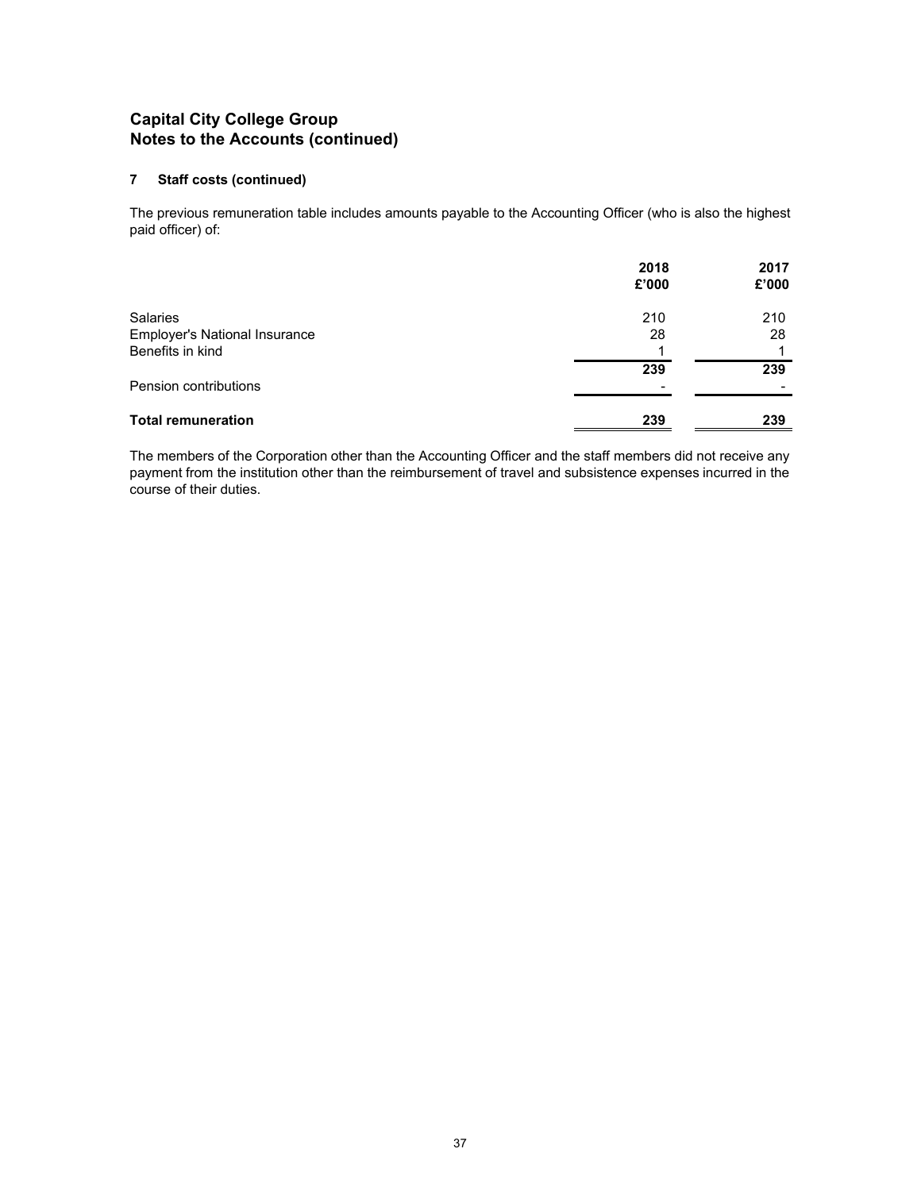## Capital City College Group
## Notes to the Accounts (continued)

### 7 Staff costs (continued)

The previous remuneration table includes amounts payable to the Accounting Officer (who is also the highest paid officer) of:

| | 2018<br>£'000 | 2017<br>£'000 |
|---|---|---|
| Salaries | 210 | 210 |
| Employer's National Insurance | 28 | 28 |
| Benefits in kind | 1 | 1 |
| | **239** | **239** |
| Pension contributions | - | - |
| **Total remuneration** | **239** | **239** |

The members of the Corporation other than the Accounting Officer and the staff members did not receive any payment from the institution other than the reimbursement of travel and subsistence expenses incurred in the course of their duties.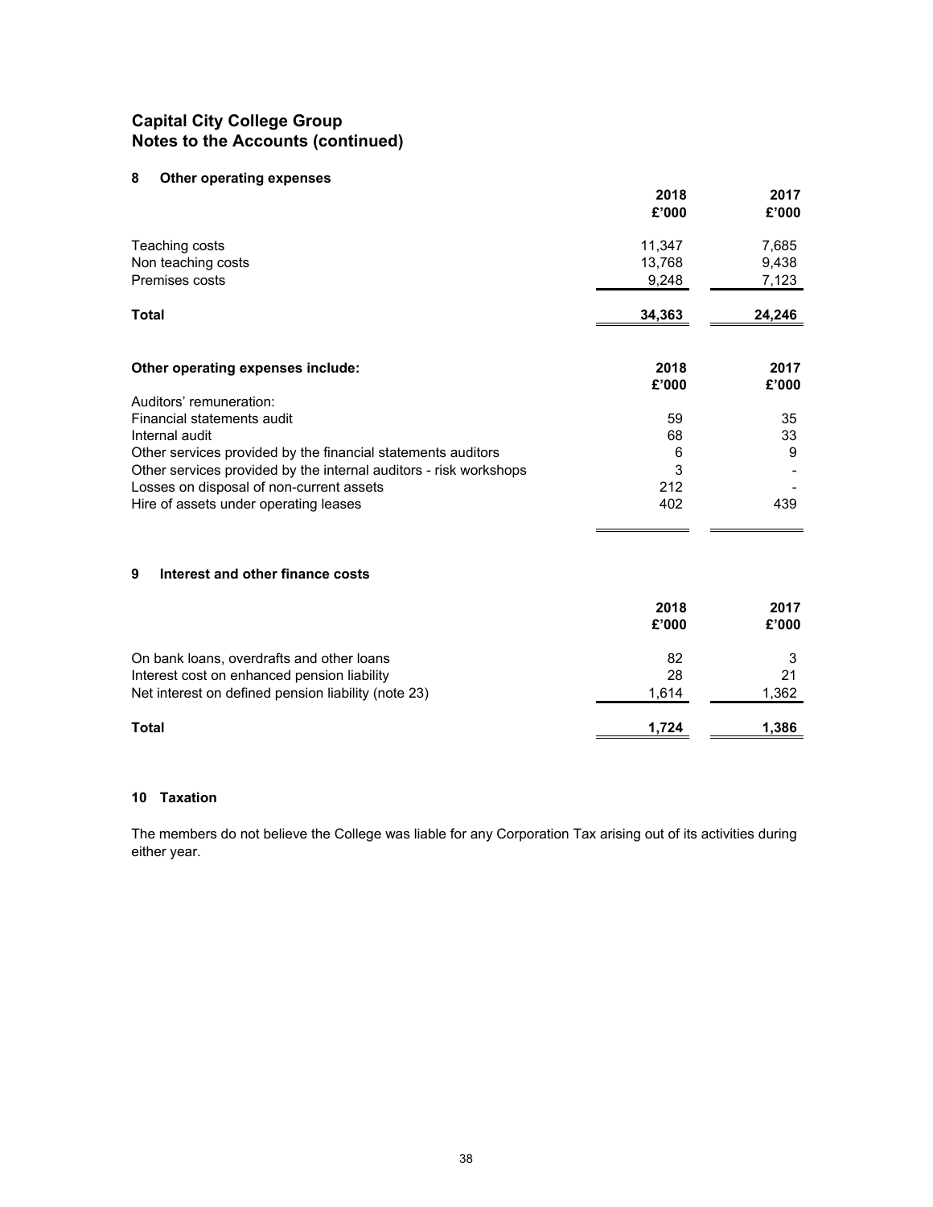# Capital City College Group
## Notes to the Accounts (continued)

### 8 Other operating expenses

| | 2018 £'000 | 2017 £'000 |
|---|---|---|
| Teaching costs | 11,347 | 7,685 |
| Non teaching costs | 13,768 | 9,438 |
| Premises costs | 9,248 | 7,123 |
| **Total** | **34,363** | **24,246** |

| **Other operating expenses include:** | 2018 £'000 | 2017 £'000 |
|---|---|---|
| Auditors' remuneration: | | |
| Financial statements audit | 59 | 35 |
| Internal audit | 68 | 33 |
| Other services provided by the financial statements auditors | 6 | 9 |
| Other services provided by the internal auditors - risk workshops | 3 | - |
| Losses on disposal of non-current assets | 212 | - |
| Hire of assets under operating leases | 402 | 439 |

### 9 Interest and other finance costs

| | 2018 £'000 | 2017 £'000 |
|---|---|---|
| On bank loans, overdrafts and other loans | 82 | 3 |
| Interest cost on enhanced pension liability | 28 | 21 |
| Net interest on defined pension liability (note 23) | 1,614 | 1,362 |
| **Total** | **1,724** | **1,386** |

### 10 Taxation

The members do not believe the College was liable for any Corporation Tax arising out of its activities during either year.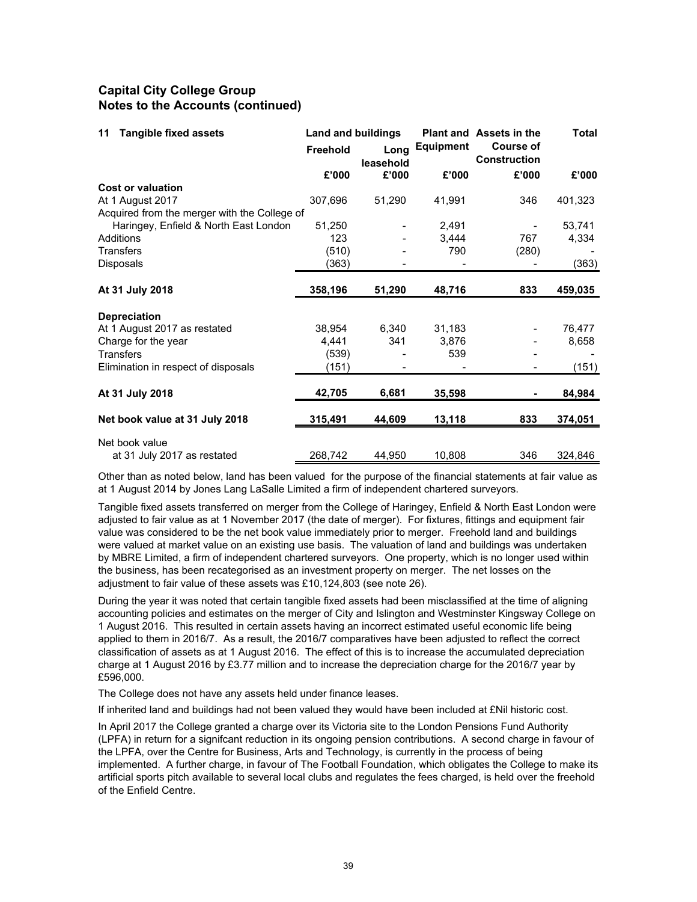## Capital City College Group
## Notes to the Accounts (continued)

| 11 Tangible fixed assets | Land and buildings | | Plant and Equipment | Assets in the Course of Construction | Total |
|---|---|---|---|---|---|
| | Freehold | Long leasehold | | | |
| | £'000 | £'000 | £'000 | £'000 | £'000 |
| **Cost or valuation** | | | | | |
| At 1 August 2017 | 307,696 | 51,290 | 41,991 | 346 | 401,323 |
| Acquired from the merger with the College of Haringey, Enfield & North East London | 51,250 | - | 2,491 | - | 53,741 |
| Additions | 123 | - | 3,444 | 767 | 4,334 |
| Transfers | (510) | - | 790 | (280) | - |
| Disposals | (363) | - | - | - | (363) |
| **At 31 July 2018** | **358,196** | **51,290** | **48,716** | **833** | **459,035** |
| **Depreciation** | | | | | |
| At 1 August 2017 as restated | 38,954 | 6,340 | 31,183 | - | 76,477 |
| Charge for the year | 4,441 | 341 | 3,876 | - | 8,658 |
| Transfers | (539) | - | 539 | - | - |
| Elimination in respect of disposals | (151) | - | - | - | (151) |
| **At 31 July 2018** | **42,705** | **6,681** | **35,598** | **-** | **84,984** |
| **Net book value at 31 July 2018** | **315,491** | **44,609** | **13,118** | **833** | **374,051** |
| Net book value at 31 July 2017 as restated | 268,742 | 44,950 | 10,808 | 346 | 324,846 |

Other than as noted below, land has been valued for the purpose of the financial statements at fair value as at 1 August 2014 by Jones Lang LaSalle Limited a firm of independent chartered surveyors.

Tangible fixed assets transferred on merger from the College of Haringey, Enfield & North East London were adjusted to fair value as at 1 November 2017 (the date of merger). For fixtures, fittings and equipment fair value was considered to be the net book value immediately prior to merger. Freehold land and buildings were valued at market value on an existing use basis. The valuation of land and buildings was undertaken by MBRE Limited, a firm of independent chartered surveyors. One property, which is no longer used within the business, has been recategorised as an investment property on merger. The net losses on the adjustment to fair value of these assets was £10,124,803 (see note 26).

During the year it was noted that certain tangible fixed assets had been misclassified at the time of aligning accounting policies and estimates on the merger of City and Islington and Westminster Kingsway College on 1 August 2016. This resulted in certain assets having an incorrect estimated useful economic life being applied to them in 2016/7. As a result, the 2016/7 comparatives have been adjusted to reflect the correct classification of assets as at 1 August 2016. The effect of this is to increase the accumulated depreciation charge at 1 August 2016 by £3.77 million and to increase the depreciation charge for the 2016/7 year by £596,000.

The College does not have any assets held under finance leases.

If inherited land and buildings had not been valued they would have been included at £Nil historic cost.

In April 2017 the College granted a charge over its Victoria site to the London Pensions Fund Authority (LPFA) in return for a signifcant reduction in its ongoing pension contributions. A second charge in favour of the LPFA, over the Centre for Business, Arts and Technology, is currently in the process of being implemented. A further charge, in favour of The Football Foundation, which obligates the College to make its artificial sports pitch available to several local clubs and regulates the fees charged, is held over the freehold of the Enfield Centre.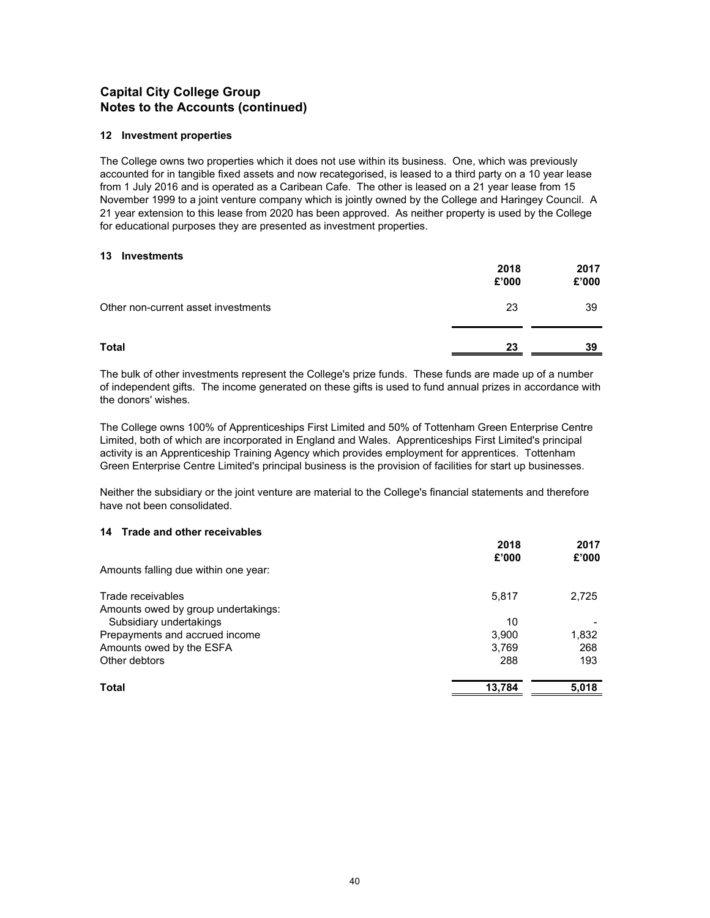## Capital City College Group
## Notes to the Accounts (continued)

### 12 Investment properties

The College owns two properties which it does not use within its business. One, which was previously accounted for in tangible fixed assets and now recategorised, is leased to a third party on a 10 year lease from 1 July 2016 and is operated as a Caribean Cafe. The other is leased on a 21 year lease from 15 November 1999 to a joint venture company which is jointly owned by the College and Haringey Council. A 21 year extension to this lease from 2020 has been approved. As neither property is used by the College for educational purposes they are presented as investment properties.

### 13 Investments

| | 2018 £'000 | 2017 £'000 |
|---|---|---|
| Other non-current asset investments | 23 | 39 |
| **Total** | **23** | **39** |

The bulk of other investments represent the College's prize funds. These funds are made up of a number of independent gifts. The income generated on these gifts is used to fund annual prizes in accordance with the donors' wishes.

The College owns 100% of Apprenticeships First Limited and 50% of Tottenham Green Enterprise Centre Limited, both of which are incorporated in England and Wales. Apprenticeships First Limited's principal activity is an Apprenticeship Training Agency which provides employment for apprentices. Tottenham Green Enterprise Centre Limited's principal business is the provision of facilities for start up businesses.

Neither the subsidiary or the joint venture are material to the College's financial statements and therefore have not been consolidated.

### 14 Trade and other receivables

| | 2018 £'000 | 2017 £'000 |
|---|---|---|
| Amounts falling due within one year: | | |
| Trade receivables | 5,817 | 2,725 |
| Amounts owed by group undertakings: | | |
| Subsidiary undertakings | 10 | - |
| Prepayments and accrued income | 3,900 | 1,832 |
| Amounts owed by the ESFA | 3,769 | 268 |
| Other debtors | 288 | 193 |
| **Total** | **13,784** | **5,018** |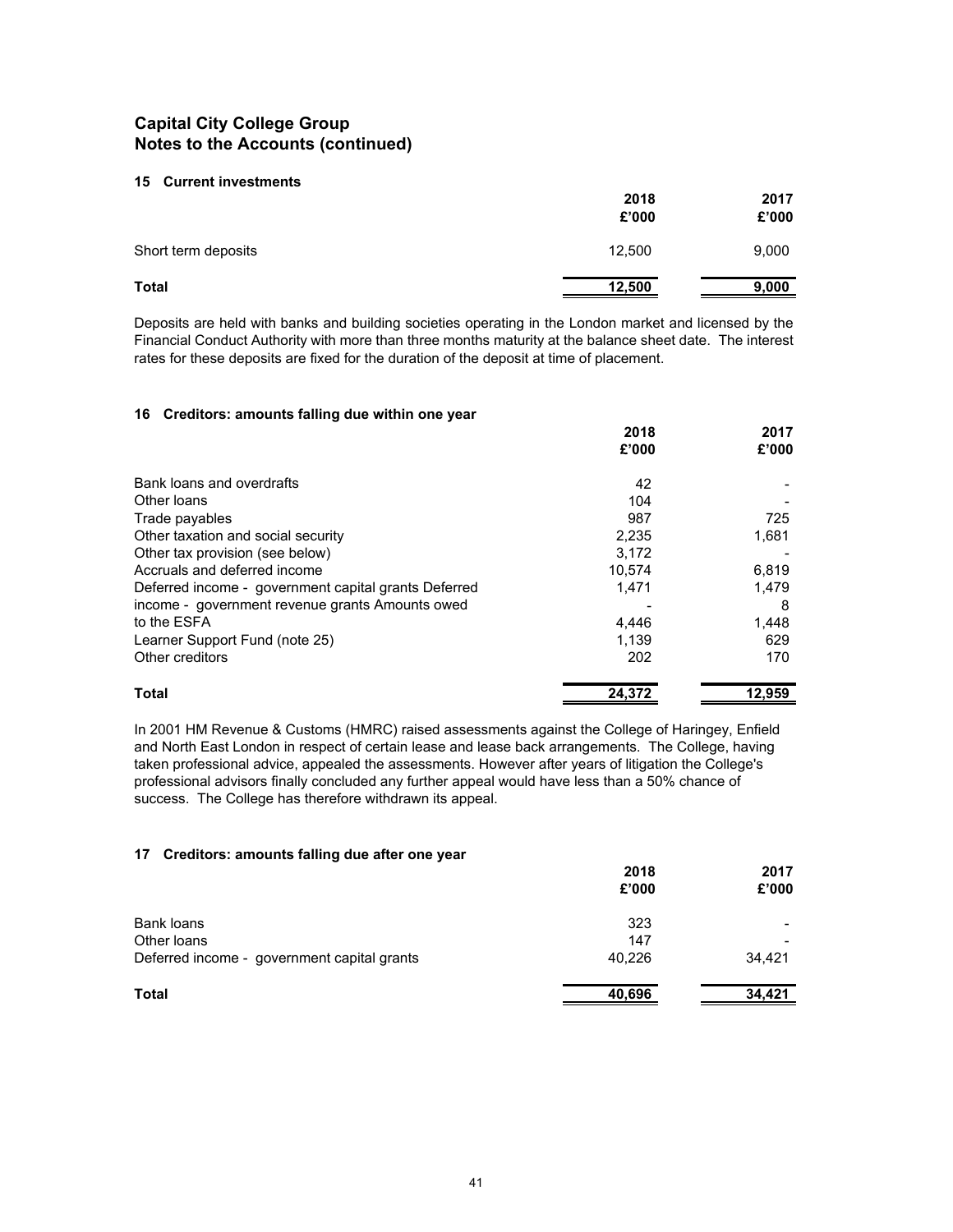## Capital City College Group
## Notes to the Accounts (continued)

### 15 Current investments

| | 2018<br>£'000 | 2017<br>£'000 |
|---|---|---|
| Short term deposits | 12,500 | 9,000 |
| **Total** | **12,500** | **9,000** |

Deposits are held with banks and building societies operating in the London market and licensed by the Financial Conduct Authority with more than three months maturity at the balance sheet date. The interest rates for these deposits are fixed for the duration of the deposit at time of placement.

### 16 Creditors: amounts falling due within one year

| | 2018<br>£'000 | 2017<br>£'000 |
|---|---|---|
| Bank loans and overdrafts | 42 | - |
| Other loans | 104 | - |
| Trade payables | 987 | 725 |
| Other taxation and social security | 2,235 | 1,681 |
| Other tax provision (see below) | 3,172 | - |
| Accruals and deferred income | 10,574 | 6,819 |
| Deferred income - government capital grants | 1,471 | 1,479 |
| Deferred income - government revenue grants | - | 8 |
| Amounts owed to the ESFA | 4,446 | 1,448 |
| Learner Support Fund (note 25) | 1,139 | 629 |
| Other creditors | 202 | 170 |
| **Total** | **24,372** | **12,959** |

In 2001 HM Revenue & Customs (HMRC) raised assessments against the College of Haringey, Enfield and North East London in respect of certain lease and lease back arrangements. The College, having taken professional advice, appealed the assessments. However after years of litigation the College's professional advisors finally concluded any further appeal would have less than a 50% chance of success. The College has therefore withdrawn its appeal.

### 17 Creditors: amounts falling due after one year

| | 2018<br>£'000 | 2017<br>£'000 |
|---|---|---|
| Bank loans | 323 | - |
| Other loans | 147 | - |
| Deferred income - government capital grants | 40,226 | 34,421 |
| **Total** | **40,696** | **34,421** |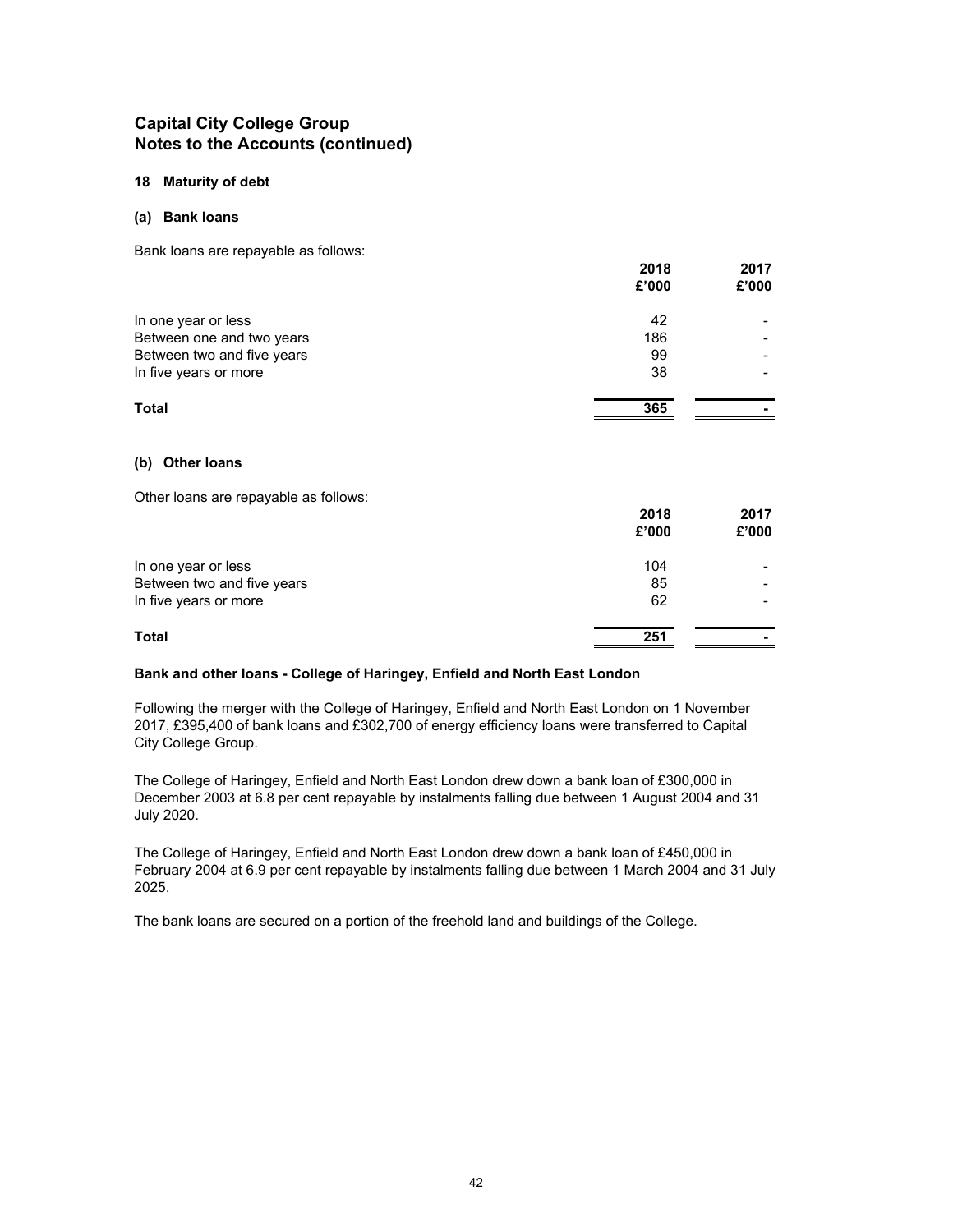## Capital City College Group
## Notes to the Accounts (continued)

### 18 Maturity of debt

#### (a) Bank loans

Bank loans are repayable as follows:

| | 2018 £'000 | 2017 £'000 |
|---|---|---|
| In one year or less | 42 | - |
| Between one and two years | 186 | - |
| Between two and five years | 99 | - |
| In five years or more | 38 | - |
| **Total** | 365 | - |

#### (b) Other loans

Other loans are repayable as follows:

| | 2018 £'000 | 2017 £'000 |
|---|---|---|
| In one year or less | 104 | - |
| Between two and five years | 85 | - |
| In five years or more | 62 | - |
| **Total** | 251 | - |

**Bank and other loans - College of Haringey, Enfield and North East London**

Following the merger with the College of Haringey, Enfield and North East London on 1 November 2017, £395,400 of bank loans and £302,700 of energy efficiency loans were transferred to Capital City College Group.

The College of Haringey, Enfield and North East London drew down a bank loan of £300,000 in December 2003 at 6.8 per cent repayable by instalments falling due between 1 August 2004 and 31 July 2020.

The College of Haringey, Enfield and North East London drew down a bank loan of £450,000 in February 2004 at 6.9 per cent repayable by instalments falling due between 1 March 2004 and 31 July 2025.

The bank loans are secured on a portion of the freehold land and buildings of the College.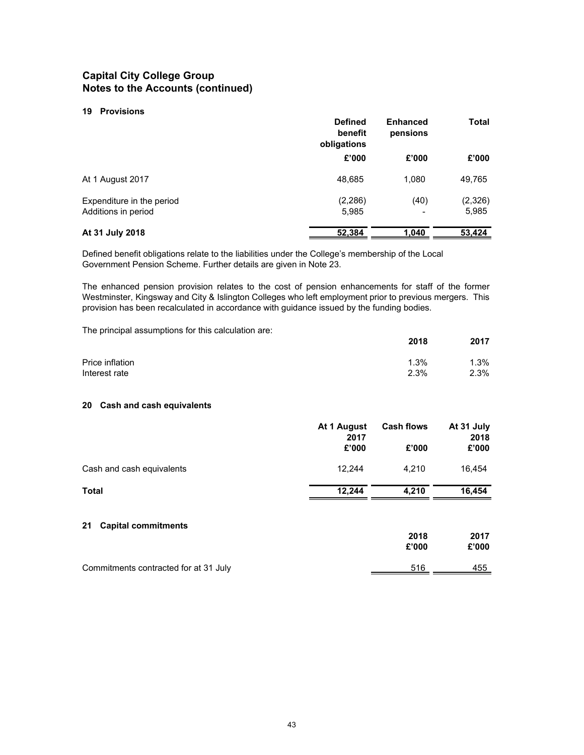## Capital City College Group
## Notes to the Accounts (continued)

### 19 Provisions

| | Defined benefit obligations | Enhanced pensions | Total |
|---|---|---|---|
| | £'000 | £'000 | £'000 |
| At 1 August 2017 | 48,685 | 1,080 | 49,765 |
| Expenditure in the period | (2,286) | (40) | (2,326) |
| Additions in period | 5,985 | - | 5,985 |
| **At 31 July 2018** | **52,384** | **1,040** | **53,424** |

Defined benefit obligations relate to the liabilities under the College's membership of the Local Government Pension Scheme. Further details are given in Note 23.

The enhanced pension provision relates to the cost of pension enhancements for staff of the former Westminster, Kingsway and City & Islington Colleges who left employment prior to previous mergers. This provision has been recalculated in accordance with guidance issued by the funding bodies.

The principal assumptions for this calculation are:

| | 2018 | 2017 |
|---|---|---|
| Price inflation | 1.3% | 1.3% |
| Interest rate | 2.3% | 2.3% |

### 20 Cash and cash equivalents

| | At 1 August 2017 | Cash flows | At 31 July 2018 |
|---|---|---|---|
| | £'000 | £'000 | £'000 |
| Cash and cash equivalents | 12,244 | 4,210 | 16,454 |
| **Total** | **12,244** | **4,210** | **16,454** |

### 21 Capital commitments

| | 2018 | 2017 |
|---|---|---|
| | £'000 | £'000 |
| Commitments contracted for at 31 July | 516 | 455 |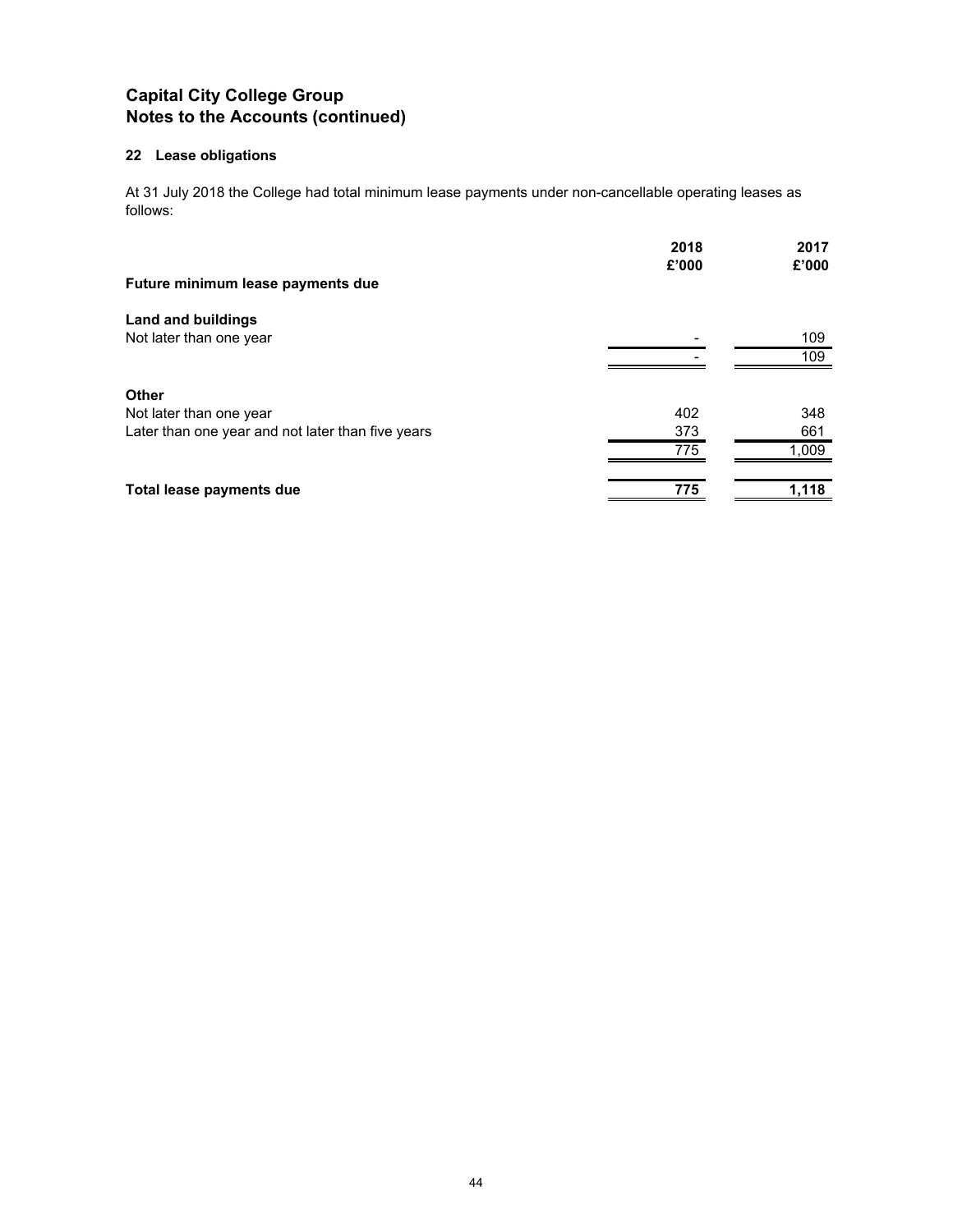# Capital City College Group
## Notes to the Accounts (continued)

### 22 Lease obligations

At 31 July 2018 the College had total minimum lease payments under non-cancellable operating leases as follows:

| | 2018<br>£'000 | 2017<br>£'000 |
|---|---|---|
| **Future minimum lease payments due** | | |
| | | |
| **Land and buildings** | | |
| Not later than one year | - | 109 |
| | - | 109 |
| | | |
| **Other** | | |
| Not later than one year | 402 | 348 |
| Later than one year and not later than five years | 373 | 661 |
| | 775 | 1,009 |
| | | |
| **Total lease payments due** | **775** | **1,118** |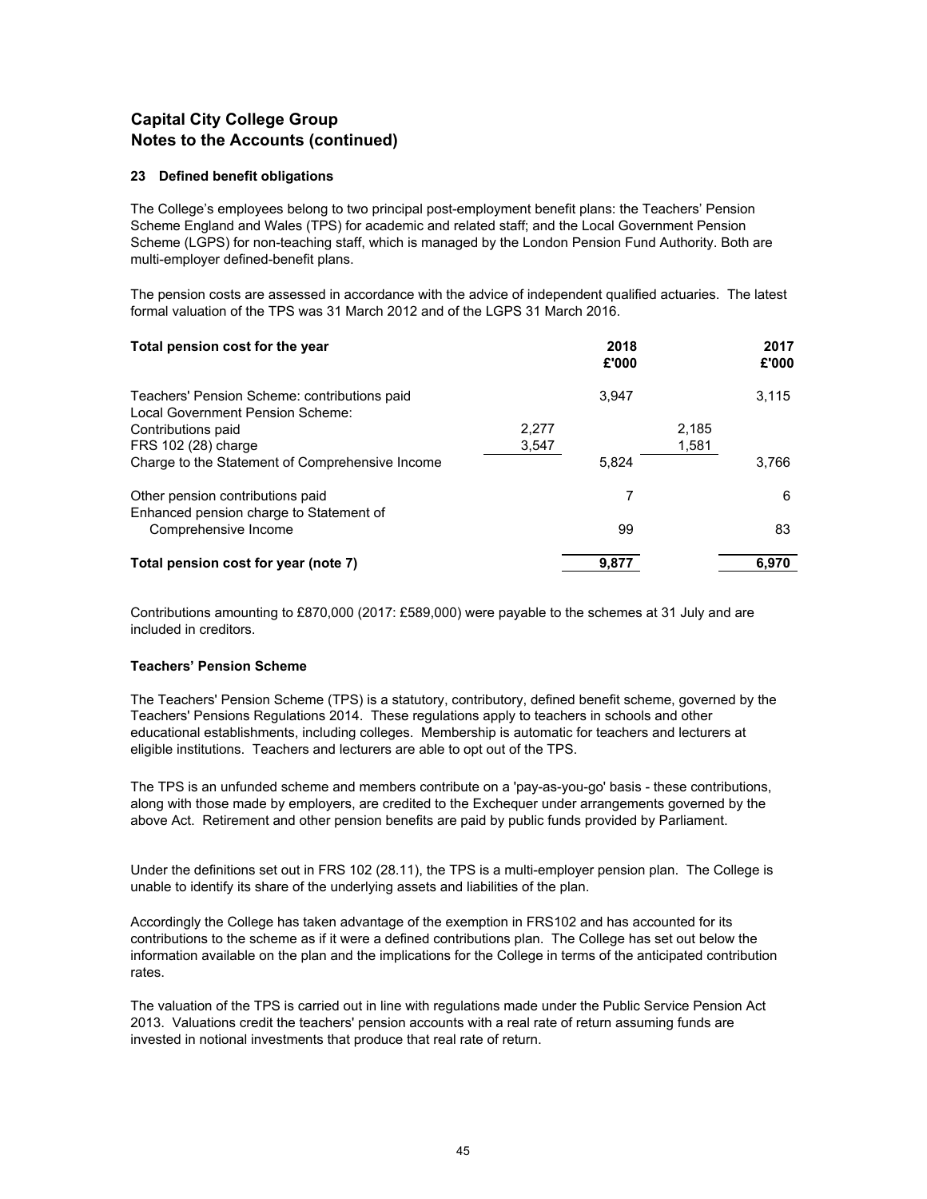# Capital City College Group
# Notes to the Accounts (continued)

### 23 Defined benefit obligations

The College's employees belong to two principal post-employment benefit plans: the Teachers' Pension Scheme England and Wales (TPS) for academic and related staff; and the Local Government Pension Scheme (LGPS) for non-teaching staff, which is managed by the London Pension Fund Authority. Both are multi-employer defined-benefit plans.

The pension costs are assessed in accordance with the advice of independent qualified actuaries. The latest formal valuation of the TPS was 31 March 2012 and of the LGPS 31 March 2016.

| **Total pension cost for the year** | | **2018 £'000** | | **2017 £'000** |
|---|---|---|---|---|
| Teachers' Pension Scheme: contributions paid | | 3,947 | | 3,115 |
| Local Government Pension Scheme: | | | | |
| Contributions paid | 2,277 | | 2,185 | |
| FRS 102 (28) charge | 3,547 | | 1,581 | |
| Charge to the Statement of Comprehensive Income | | 5,824 | | 3,766 |
| Other pension contributions paid | | 7 | | 6 |
| Enhanced pension charge to Statement of Comprehensive Income | | 99 | | 83 |
| **Total pension cost for year (note 7)** | | **9,877** | | **6,970** |

Contributions amounting to £870,000 (2017: £589,000) were payable to the schemes at 31 July and are included in creditors.

**Teachers' Pension Scheme**

The Teachers' Pension Scheme (TPS) is a statutory, contributory, defined benefit scheme, governed by the Teachers' Pensions Regulations 2014. These regulations apply to teachers in schools and other educational establishments, including colleges. Membership is automatic for teachers and lecturers at eligible institutions. Teachers and lecturers are able to opt out of the TPS.

The TPS is an unfunded scheme and members contribute on a 'pay-as-you-go' basis - these contributions, along with those made by employers, are credited to the Exchequer under arrangements governed by the above Act. Retirement and other pension benefits are paid by public funds provided by Parliament.

Under the definitions set out in FRS 102 (28.11), the TPS is a multi-employer pension plan. The College is unable to identify its share of the underlying assets and liabilities of the plan.

Accordingly the College has taken advantage of the exemption in FRS102 and has accounted for its contributions to the scheme as if it were a defined contributions plan. The College has set out below the information available on the plan and the implications for the College in terms of the anticipated contribution rates.

The valuation of the TPS is carried out in line with regulations made under the Public Service Pension Act 2013. Valuations credit the teachers' pension accounts with a real rate of return assuming funds are invested in notional investments that produce that real rate of return.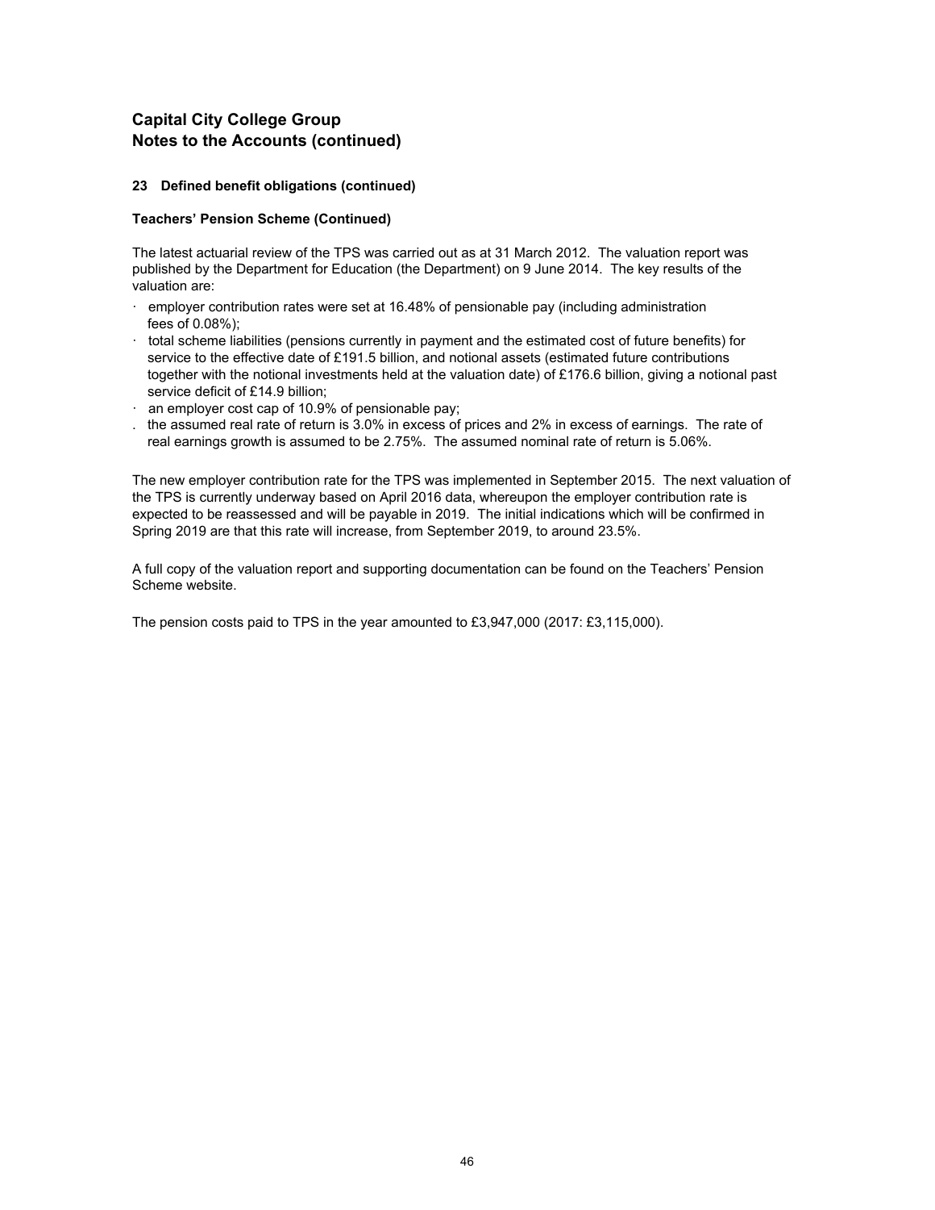## Capital City College Group
## Notes to the Accounts (continued)

### 23 Defined benefit obligations (continued)

**Teachers' Pension Scheme (Continued)**

The latest actuarial review of the TPS was carried out as at 31 March 2012. The valuation report was published by the Department for Education (the Department) on 9 June 2014. The key results of the valuation are:

- employer contribution rates were set at 16.48% of pensionable pay (including administration fees of 0.08%);
- total scheme liabilities (pensions currently in payment and the estimated cost of future benefits) for service to the effective date of £191.5 billion, and notional assets (estimated future contributions together with the notional investments held at the valuation date) of £176.6 billion, giving a notional past service deficit of £14.9 billion;
- an employer cost cap of 10.9% of pensionable pay;
- the assumed real rate of return is 3.0% in excess of prices and 2% in excess of earnings. The rate of real earnings growth is assumed to be 2.75%. The assumed nominal rate of return is 5.06%.

The new employer contribution rate for the TPS was implemented in September 2015. The next valuation of the TPS is currently underway based on April 2016 data, whereupon the employer contribution rate is expected to be reassessed and will be payable in 2019. The initial indications which will be confirmed in Spring 2019 are that this rate will increase, from September 2019, to around 23.5%.

A full copy of the valuation report and supporting documentation can be found on the Teachers' Pension Scheme website.

The pension costs paid to TPS in the year amounted to £3,947,000 (2017: £3,115,000).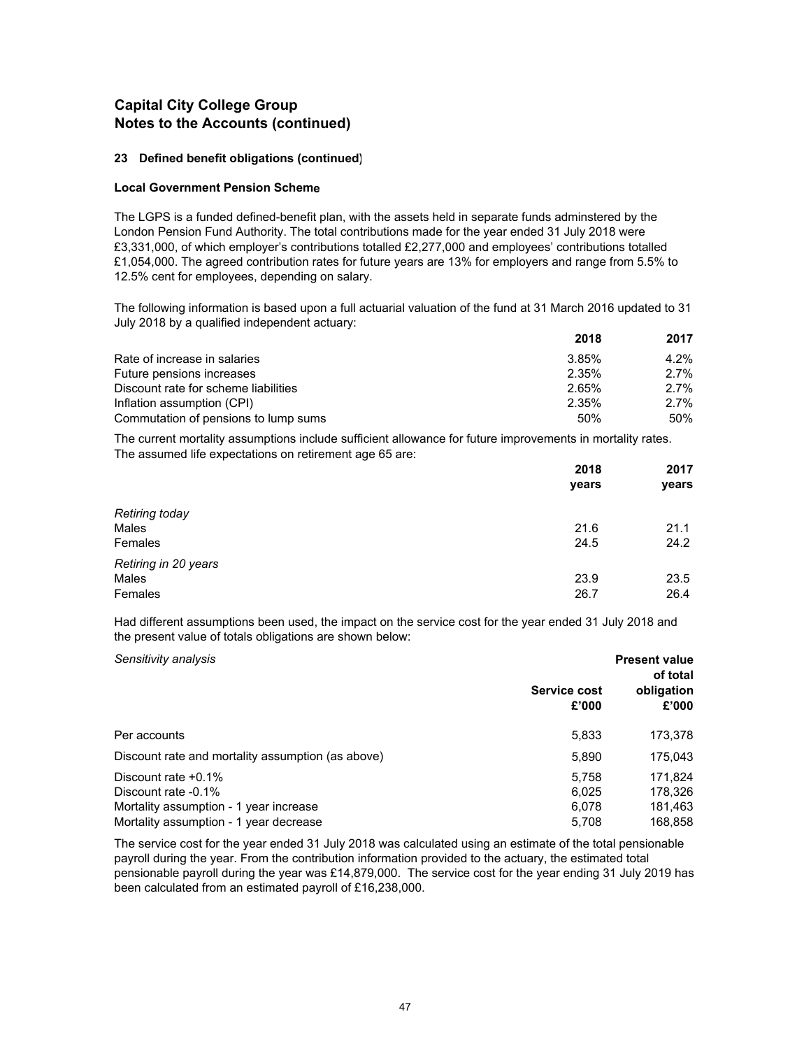# Capital City College Group
# Notes to the Accounts (continued)

### 23 Defined benefit obligations (continued)

#### Local Government Pension Scheme

The LGPS is a funded defined-benefit plan, with the assets held in separate funds adminstered by the London Pension Fund Authority. The total contributions made for the year ended 31 July 2018 were £3,331,000, of which employer's contributions totalled £2,277,000 and employees' contributions totalled £1,054,000. The agreed contribution rates for future years are 13% for employers and range from 5.5% to 12.5% cent for employees, depending on salary.

The following information is based upon a full actuarial valuation of the fund at 31 March 2016 updated to 31 July 2018 by a qualified independent actuary:

| | 2018 | 2017 |
|---|---|---|
| Rate of increase in salaries | 3.85% | 4.2% |
| Future pensions increases | 2.35% | 2.7% |
| Discount rate for scheme liabilities | 2.65% | 2.7% |
| Inflation assumption (CPI) | 2.35% | 2.7% |
| Commutation of pensions to lump sums | 50% | 50% |

The current mortality assumptions include sufficient allowance for future improvements in mortality rates. The assumed life expectations on retirement age 65 are:

| | 2018 years | 2017 years |
|---|---|---|
| *Retiring today* | | |
| Males | 21.6 | 21.1 |
| Females | 24.5 | 24.2 |
| *Retiring in 20 years* | | |
| Males | 23.9 | 23.5 |
| Females | 26.7 | 26.4 |

Had different assumptions been used, the impact on the service cost for the year ended 31 July 2018 and the present value of totals obligations are shown below:

| *Sensitivity analysis* | Service cost £'000 | Present value of total obligation £'000 |
|---|---|---|
| Per accounts | 5,833 | 173,378 |
| Discount rate and mortality assumption (as above) | 5,890 | 175,043 |
| Discount rate +0.1% | 5,758 | 171,824 |
| Discount rate -0.1% | 6,025 | 178,326 |
| Mortality assumption - 1 year increase | 6,078 | 181,463 |
| Mortality assumption - 1 year decrease | 5,708 | 168,858 |

The service cost for the year ended 31 July 2018 was calculated using an estimate of the total pensionable payroll during the year. From the contribution information provided to the actuary, the estimated total pensionable payroll during the year was £14,879,000. The service cost for the year ending 31 July 2019 has been calculated from an estimated payroll of £16,238,000.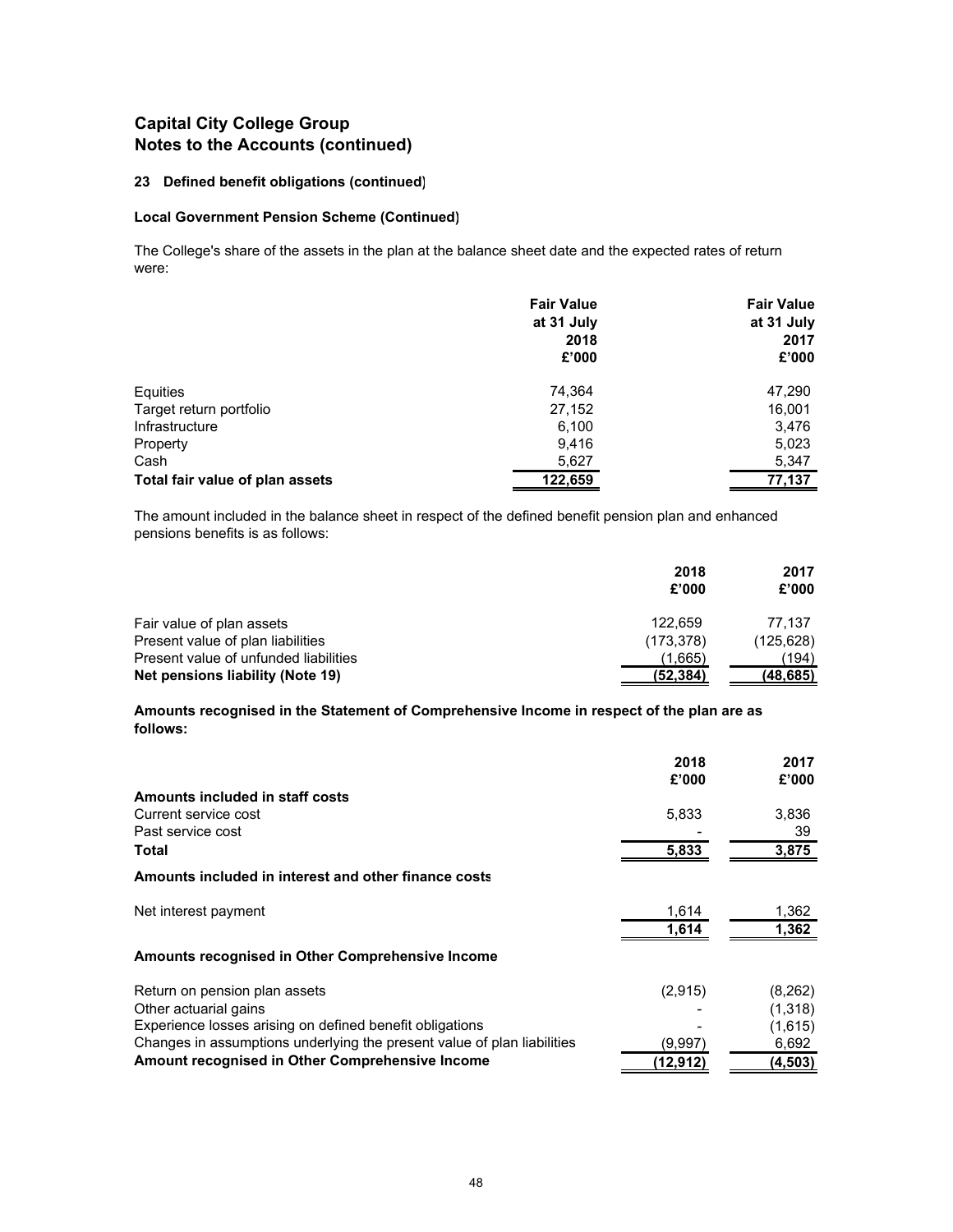# Capital City College Group
# Notes to the Accounts (continued)

### 23 Defined benefit obligations (continued)

#### Local Government Pension Scheme (Continued)

The College's share of the assets in the plan at the balance sheet date and the expected rates of return were:

| | Fair Value at 31 July 2018 £'000 | Fair Value at 31 July 2017 £'000 |
|---|---|---|
| Equities | 74,364 | 47,290 |
| Target return portfolio | 27,152 | 16,001 |
| Infrastructure | 6,100 | 3,476 |
| Property | 9,416 | 5,023 |
| Cash | 5,627 | 5,347 |
| **Total fair value of plan assets** | **122,659** | **77,137** |

The amount included in the balance sheet in respect of the defined benefit pension plan and enhanced pensions benefits is as follows:

| | 2018 £'000 | 2017 £'000 |
|---|---|---|
| Fair value of plan assets | 122,659 | 77,137 |
| Present value of plan liabilities | (173,378) | (125,628) |
| Present value of unfunded liabilities | (1,665) | (194) |
| **Net pensions liability (Note 19)** | **(52,384)** | **(48,685)** |

**Amounts recognised in the Statement of Comprehensive Income in respect of the plan are as follows:**

| | 2018 £'000 | 2017 £'000 |
|---|---|---|
| **Amounts included in staff costs** | | |
| Current service cost | 5,833 | 3,836 |
| Past service cost | - | 39 |
| **Total** | **5,833** | **3,875** |
| **Amounts included in interest and other finance costs** | | |
| Net interest payment | 1,614 | 1,362 |
| | **1,614** | **1,362** |
| **Amounts recognised in Other Comprehensive Income** | | |
| Return on pension plan assets | (2,915) | (8,262) |
| Other actuarial gains | - | (1,318) |
| Experience losses arising on defined benefit obligations | - | (1,615) |
| Changes in assumptions underlying the present value of plan liabilities | (9,997) | 6,692 |
| **Amount recognised in Other Comprehensive Income** | **(12,912)** | **(4,503)** |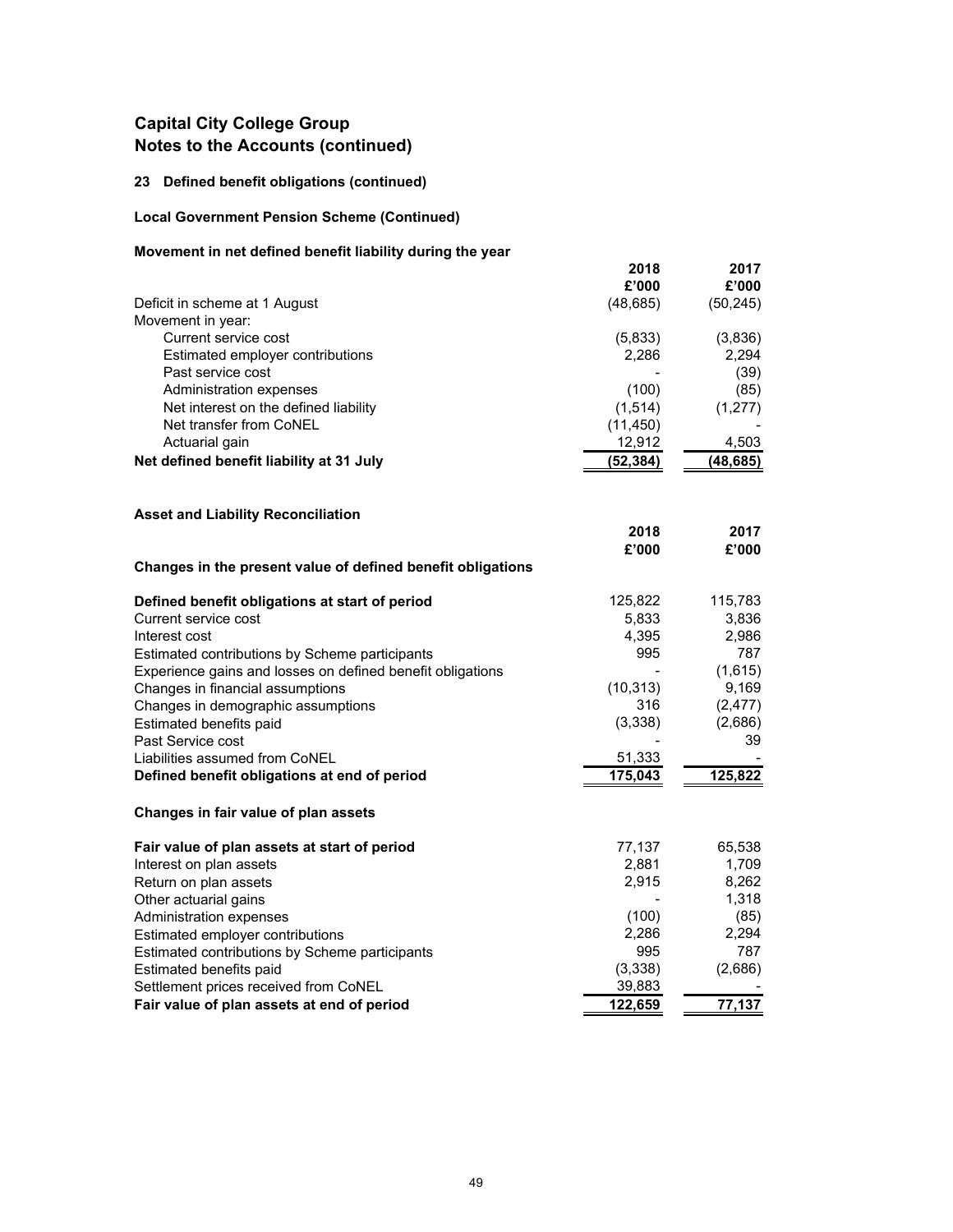# Capital City College Group
# Notes to the Accounts (continued)

## 23 Defined benefit obligations (continued)

### Local Government Pension Scheme (Continued)

### Movement in net defined benefit liability during the year

| | 2018 | 2017 |
|---|---|---|
| | £'000 | £'000 |
| Deficit in scheme at 1 August | (48,685) | (50,245) |
| Movement in year: | | |
| Current service cost | (5,833) | (3,836) |
| Estimated employer contributions | 2,286 | 2,294 |
| Past service cost | - | (39) |
| Administration expenses | (100) | (85) |
| Net interest on the defined liability | (1,514) | (1,277) |
| Net transfer from CoNEL | (11,450) | - |
| Actuarial gain | 12,912 | 4,503 |
| **Net defined benefit liability at 31 July** | **(52,384)** | **(48,685)** |

### Asset and Liability Reconciliation

| | 2018 | 2017 |
|---|---|---|
| | £'000 | £'000 |
| **Changes in the present value of defined benefit obligations** | | |
| **Defined benefit obligations at start of period** | 125,822 | 115,783 |
| Current service cost | 5,833 | 3,836 |
| Interest cost | 4,395 | 2,986 |
| Estimated contributions by Scheme participants | 995 | 787 |
| Experience gains and losses on defined benefit obligations | - | (1,615) |
| Changes in financial assumptions | (10,313) | 9,169 |
| Changes in demographic assumptions | 316 | (2,477) |
| Estimated benefits paid | (3,338) | (2,686) |
| Past Service cost | - | 39 |
| Liabilities assumed from CoNEL | 51,333 | - |
| **Defined benefit obligations at end of period** | **175,043** | **125,822** |

### Changes in fair value of plan assets

| | 2018 | 2017 |
|---|---|---|
| **Fair value of plan assets at start of period** | 77,137 | 65,538 |
| Interest on plan assets | 2,881 | 1,709 |
| Return on plan assets | 2,915 | 8,262 |
| Other actuarial gains | - | 1,318 |
| Administration expenses | (100) | (85) |
| Estimated employer contributions | 2,286 | 2,294 |
| Estimated contributions by Scheme participants | 995 | 787 |
| Estimated benefits paid | (3,338) | (2,686) |
| Settlement prices received from CoNEL | 39,883 | - |
| **Fair value of plan assets at end of period** | **122,659** | **77,137** |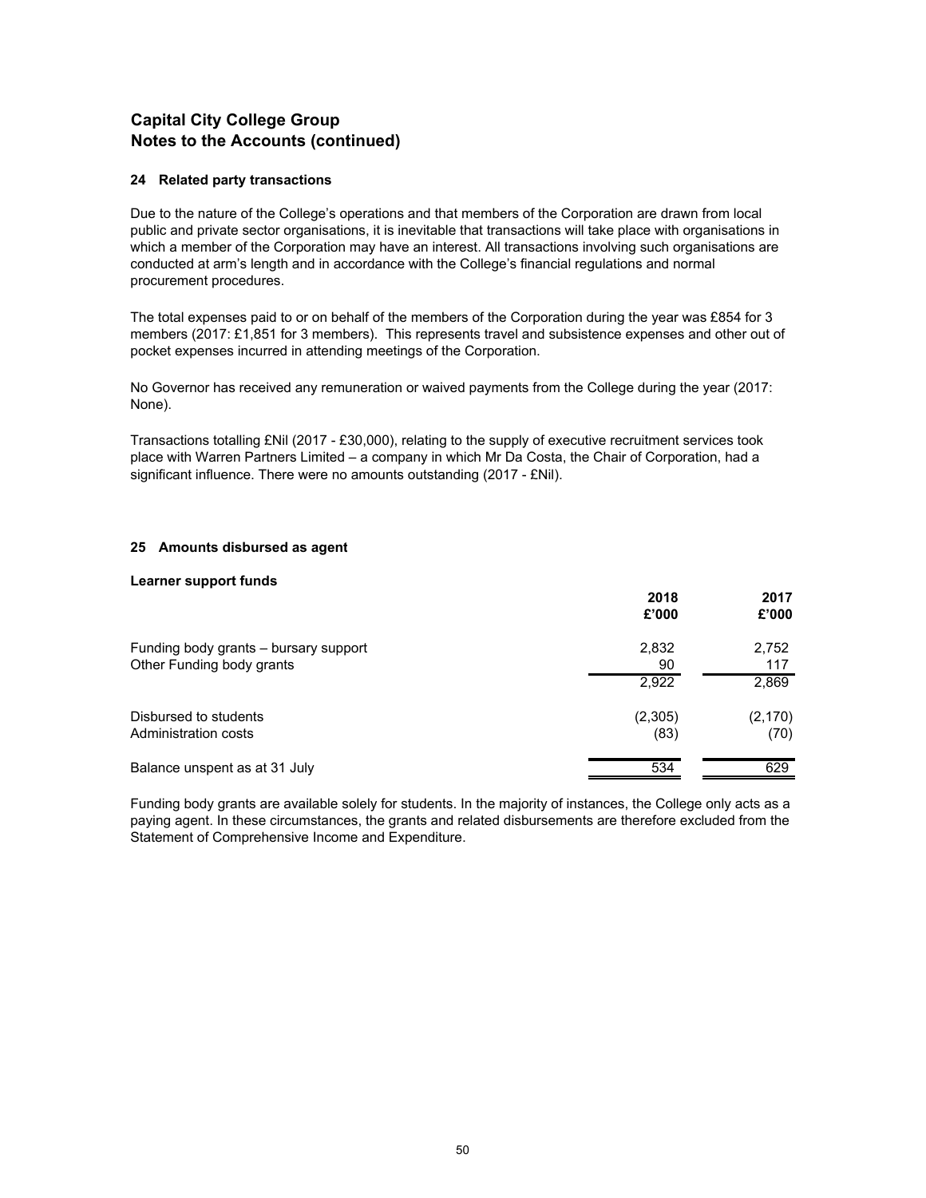# Capital City College Group
## Notes to the Accounts (continued)

### 24 Related party transactions

Due to the nature of the College's operations and that members of the Corporation are drawn from local public and private sector organisations, it is inevitable that transactions will take place with organisations in which a member of the Corporation may have an interest. All transactions involving such organisations are conducted at arm's length and in accordance with the College's financial regulations and normal procurement procedures.

The total expenses paid to or on behalf of the members of the Corporation during the year was £854 for 3 members (2017: £1,851 for 3 members). This represents travel and subsistence expenses and other out of pocket expenses incurred in attending meetings of the Corporation.

No Governor has received any remuneration or waived payments from the College during the year (2017: None).

Transactions totalling £Nil (2017 - £30,000), relating to the supply of executive recruitment services took place with Warren Partners Limited – a company in which Mr Da Costa, the Chair of Corporation, had a significant influence. There were no amounts outstanding (2017 - £Nil).

### 25 Amounts disbursed as agent

**Learner support funds**

| | 2018 £'000 | 2017 £'000 |
|---|---|---|
| Funding body grants – bursary support | 2,832 | 2,752 |
| Other Funding body grants | 90 | 117 |
| | 2,922 | 2,869 |
| Disbursed to students | (2,305) | (2,170) |
| Administration costs | (83) | (70) |
| Balance unspent as at 31 July | 534 | 629 |

Funding body grants are available solely for students. In the majority of instances, the College only acts as a paying agent. In these circumstances, the grants and related disbursements are therefore excluded from the Statement of Comprehensive Income and Expenditure.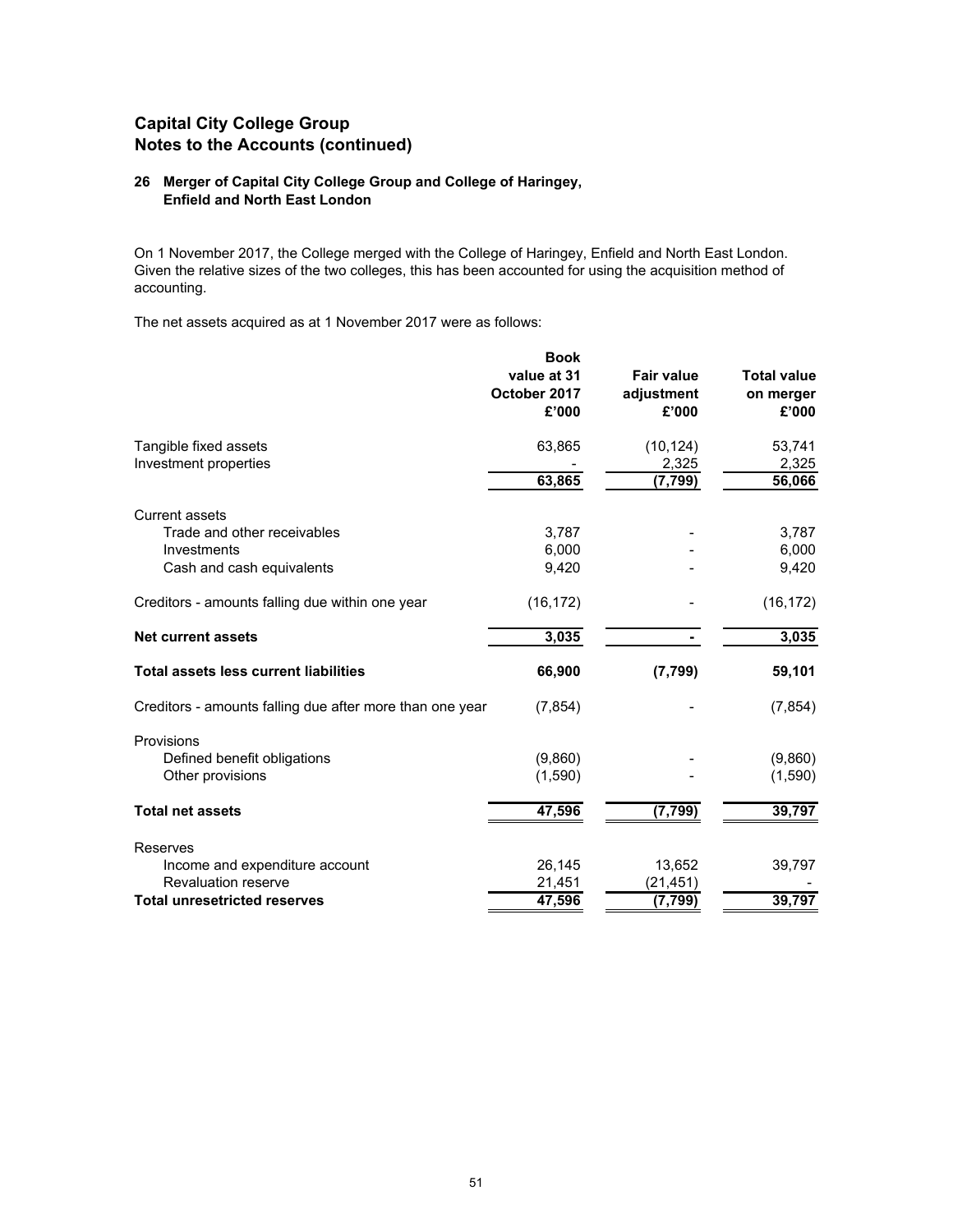# Capital City College Group
# Notes to the Accounts (continued)

## 26 Merger of Capital City College Group and College of Haringey, Enfield and North East London

On 1 November 2017, the College merged with the College of Haringey, Enfield and North East London. Given the relative sizes of the two colleges, this has been accounted for using the acquisition method of accounting.

The net assets acquired as at 1 November 2017 were as follows:

| | Book value at 31 October 2017 £'000 | Fair value adjustment £'000 | Total value on merger £'000 |
|---|---|---|---|
| Tangible fixed assets | 63,865 | (10,124) | 53,741 |
| Investment properties | - | 2,325 | 2,325 |
| | 63,865 | (7,799) | 56,066 |
| Current assets | | | |
| Trade and other receivables | 3,787 | - | 3,787 |
| Investments | 6,000 | - | 6,000 |
| Cash and cash equivalents | 9,420 | - | 9,420 |
| Creditors - amounts falling due within one year | (16,172) | - | (16,172) |
| **Net current assets** | 3,035 | - | 3,035 |
| **Total assets less current liabilities** | **66,900** | **(7,799)** | **59,101** |
| Creditors - amounts falling due after more than one year | (7,854) | - | (7,854) |
| Provisions | | | |
| Defined benefit obligations | (9,860) | - | (9,860) |
| Other provisions | (1,590) | - | (1,590) |
| **Total net assets** | 47,596 | (7,799) | 39,797 |
| Reserves | | | |
| Income and expenditure account | 26,145 | 13,652 | 39,797 |
| Revaluation reserve | 21,451 | (21,451) | - |
| **Total unresetricted reserves** | 47,596 | (7,799) | 39,797 |